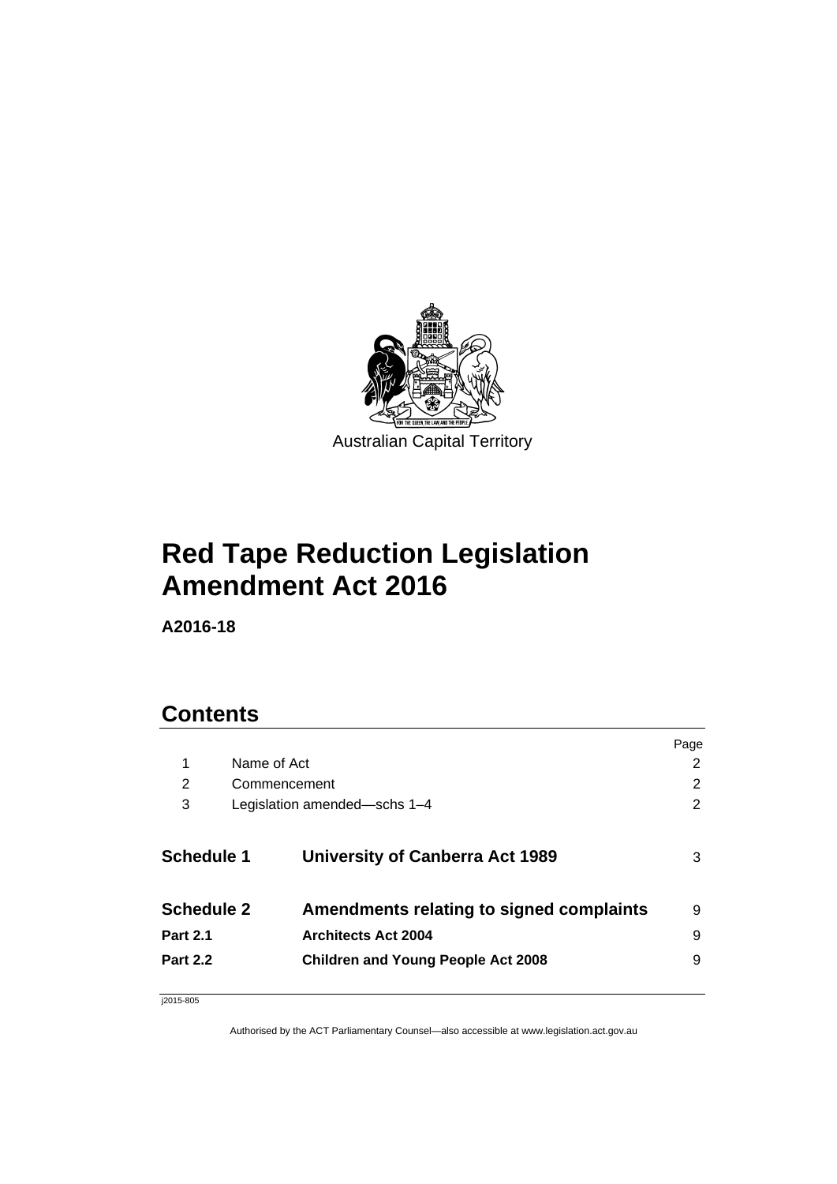Australian Capital Territory

# Red Tape Reduction Legislation Amendment Act 2016

**A2016-18**

## Contents

| | | Page |
|---|---|---|
| 1 | Name of Act | 2 |
| 2 | Commencement | 2 |
| 3 | Legislation amended—schs 1–4 | 2 |
| **Schedule 1** | **University of Canberra Act 1989** | 3 |
| **Schedule 2** | **Amendments relating to signed complaints** | 9 |
| **Part 2.1** | **Architects Act 2004** | 9 |
| **Part 2.2** | **Children and Young People Act 2008** | 9 |

j2015-805

Authorised by the ACT Parliamentary Counsel—also accessible at www.legislation.act.gov.au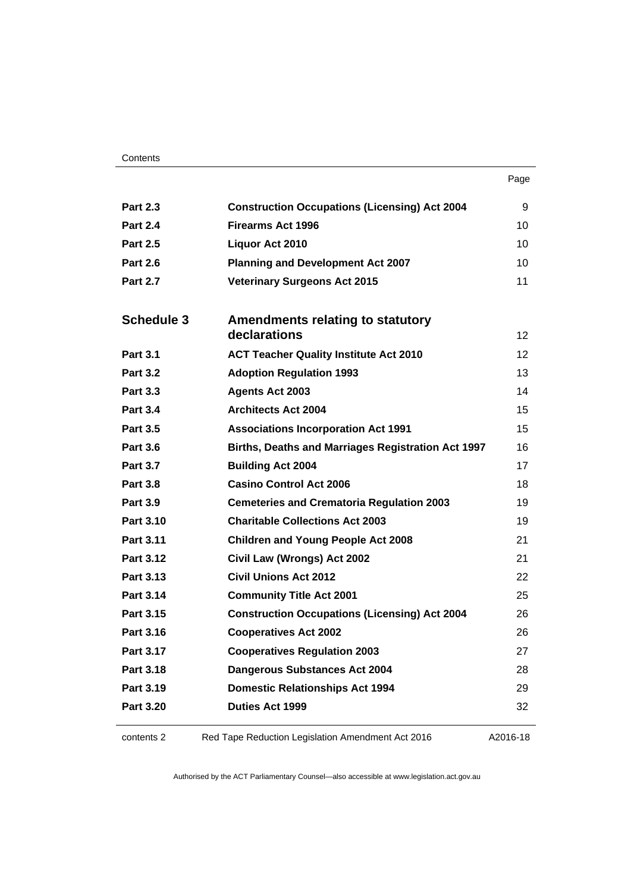| | | Page |
|---|---|---|
| **Part 2.3** | **Construction Occupations (Licensing) Act 2004** | 9 |
| **Part 2.4** | **Firearms Act 1996** | 10 |
| **Part 2.5** | **Liquor Act 2010** | 10 |
| **Part 2.6** | **Planning and Development Act 2007** | 10 |
| **Part 2.7** | **Veterinary Surgeons Act 2015** | 11 |
| **Schedule 3** | **Amendments relating to statutory declarations** | 12 |
| **Part 3.1** | **ACT Teacher Quality Institute Act 2010** | 12 |
| **Part 3.2** | **Adoption Regulation 1993** | 13 |
| **Part 3.3** | **Agents Act 2003** | 14 |
| **Part 3.4** | **Architects Act 2004** | 15 |
| **Part 3.5** | **Associations Incorporation Act 1991** | 15 |
| **Part 3.6** | **Births, Deaths and Marriages Registration Act 1997** | 16 |
| **Part 3.7** | **Building Act 2004** | 17 |
| **Part 3.8** | **Casino Control Act 2006** | 18 |
| **Part 3.9** | **Cemeteries and Crematoria Regulation 2003** | 19 |
| **Part 3.10** | **Charitable Collections Act 2003** | 19 |
| **Part 3.11** | **Children and Young People Act 2008** | 21 |
| **Part 3.12** | **Civil Law (Wrongs) Act 2002** | 21 |
| **Part 3.13** | **Civil Unions Act 2012** | 22 |
| **Part 3.14** | **Community Title Act 2001** | 25 |
| **Part 3.15** | **Construction Occupations (Licensing) Act 2004** | 26 |
| **Part 3.16** | **Cooperatives Act 2002** | 26 |
| **Part 3.17** | **Cooperatives Regulation 2003** | 27 |
| **Part 3.18** | **Dangerous Substances Act 2004** | 28 |
| **Part 3.19** | **Domestic Relationships Act 1994** | 29 |
| **Part 3.20** | **Duties Act 1999** | 32 |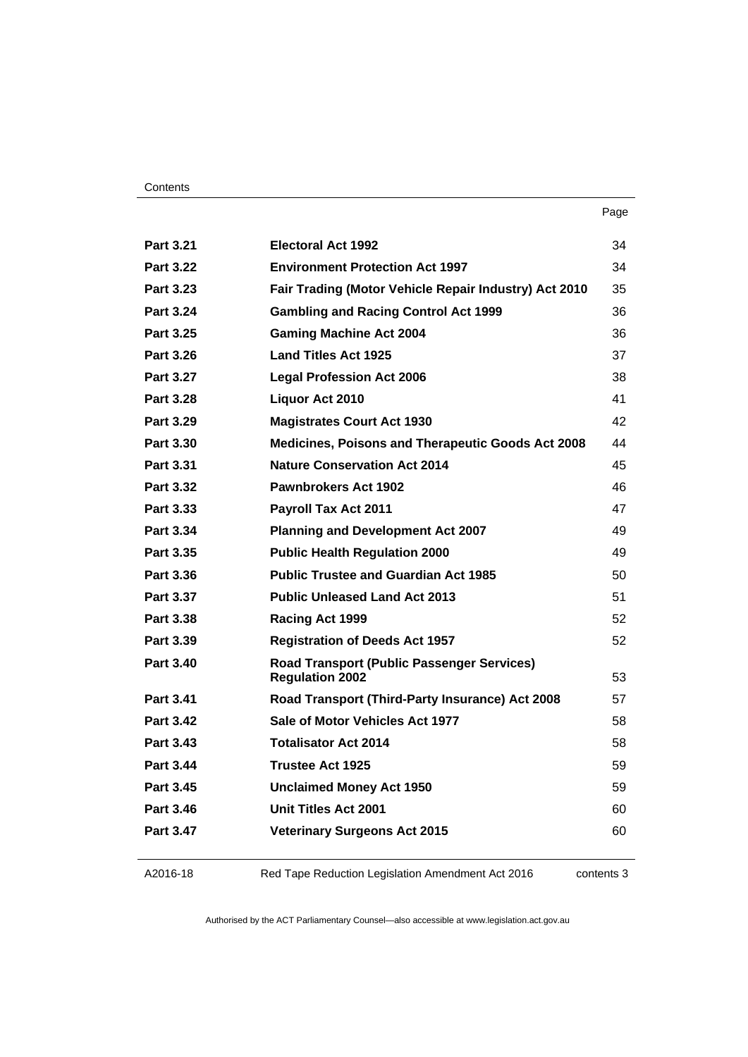| | | Page |
|---|---|---|
| **Part 3.21** | **Electoral Act 1992** | 34 |
| **Part 3.22** | **Environment Protection Act 1997** | 34 |
| **Part 3.23** | **Fair Trading (Motor Vehicle Repair Industry) Act 2010** | 35 |
| **Part 3.24** | **Gambling and Racing Control Act 1999** | 36 |
| **Part 3.25** | **Gaming Machine Act 2004** | 36 |
| **Part 3.26** | **Land Titles Act 1925** | 37 |
| **Part 3.27** | **Legal Profession Act 2006** | 38 |
| **Part 3.28** | **Liquor Act 2010** | 41 |
| **Part 3.29** | **Magistrates Court Act 1930** | 42 |
| **Part 3.30** | **Medicines, Poisons and Therapeutic Goods Act 2008** | 44 |
| **Part 3.31** | **Nature Conservation Act 2014** | 45 |
| **Part 3.32** | **Pawnbrokers Act 1902** | 46 |
| **Part 3.33** | **Payroll Tax Act 2011** | 47 |
| **Part 3.34** | **Planning and Development Act 2007** | 49 |
| **Part 3.35** | **Public Health Regulation 2000** | 49 |
| **Part 3.36** | **Public Trustee and Guardian Act 1985** | 50 |
| **Part 3.37** | **Public Unleased Land Act 2013** | 51 |
| **Part 3.38** | **Racing Act 1999** | 52 |
| **Part 3.39** | **Registration of Deeds Act 1957** | 52 |
| **Part 3.40** | **Road Transport (Public Passenger Services) Regulation 2002** | 53 |
| **Part 3.41** | **Road Transport (Third-Party Insurance) Act 2008** | 57 |
| **Part 3.42** | **Sale of Motor Vehicles Act 1977** | 58 |
| **Part 3.43** | **Totalisator Act 2014** | 58 |
| **Part 3.44** | **Trustee Act 1925** | 59 |
| **Part 3.45** | **Unclaimed Money Act 1950** | 59 |
| **Part 3.46** | **Unit Titles Act 2001** | 60 |
| **Part 3.47** | **Veterinary Surgeons Act 2015** | 60 |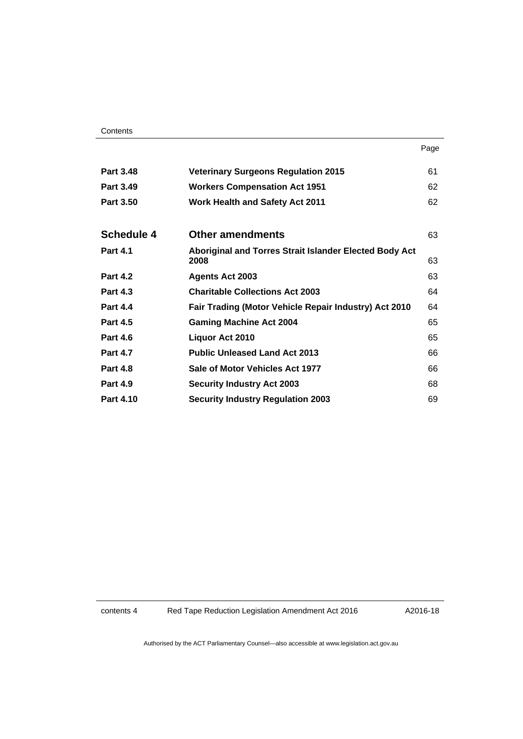| | | Page |
|---|---|---|
| **Part 3.48** | **Veterinary Surgeons Regulation 2015** | 61 |
| **Part 3.49** | **Workers Compensation Act 1951** | 62 |
| **Part 3.50** | **Work Health and Safety Act 2011** | 62 |
| **Schedule 4** | **Other amendments** | 63 |
| **Part 4.1** | **Aboriginal and Torres Strait Islander Elected Body Act 2008** | 63 |
| **Part 4.2** | **Agents Act 2003** | 63 |
| **Part 4.3** | **Charitable Collections Act 2003** | 64 |
| **Part 4.4** | **Fair Trading (Motor Vehicle Repair Industry) Act 2010** | 64 |
| **Part 4.5** | **Gaming Machine Act 2004** | 65 |
| **Part 4.6** | **Liquor Act 2010** | 65 |
| **Part 4.7** | **Public Unleased Land Act 2013** | 66 |
| **Part 4.8** | **Sale of Motor Vehicles Act 1977** | 66 |
| **Part 4.9** | **Security Industry Act 2003** | 68 |
| **Part 4.10** | **Security Industry Regulation 2003** | 69 |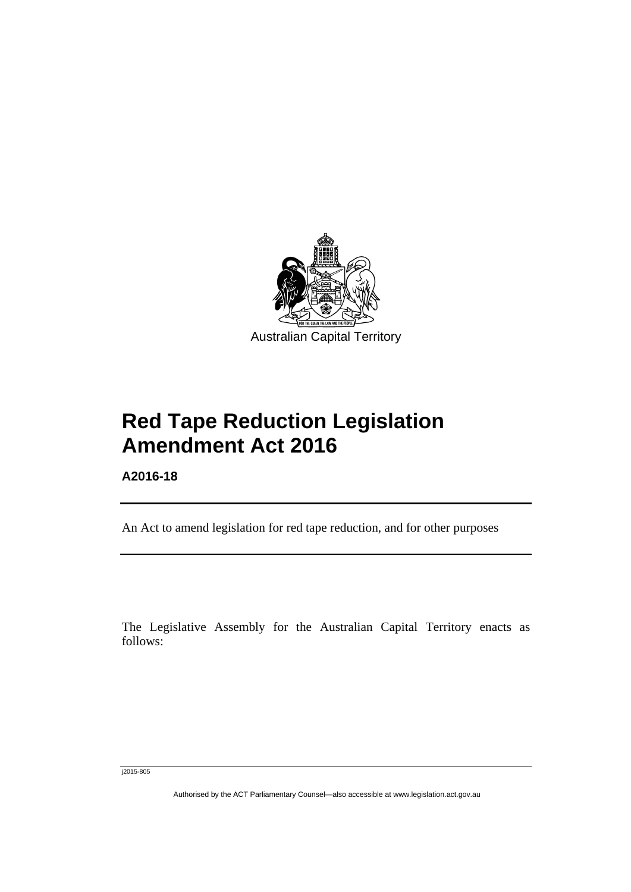Australian Capital Territory

# Red Tape Reduction Legislation Amendment Act 2016

**A2016-18**

An Act to amend legislation for red tape reduction, and for other purposes

The Legislative Assembly for the Australian Capital Territory enacts as follows:

j2015-805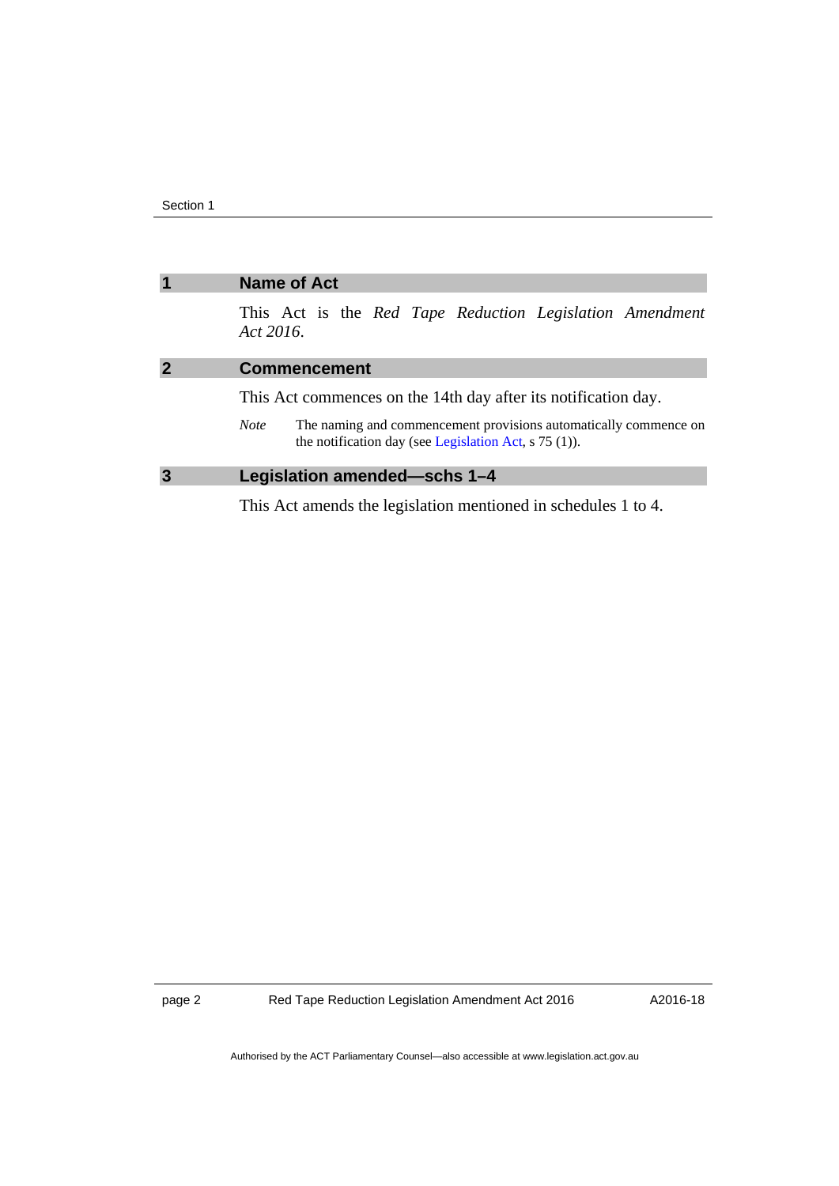## 1 Name of Act

This Act is the *Red Tape Reduction Legislation Amendment Act 2016*.

## 2 Commencement

This Act commences on the 14th day after its notification day.

*Note* The naming and commencement provisions automatically commence on the notification day (see Legislation Act, s 75 (1)).

## 3 Legislation amended—schs 1–4

This Act amends the legislation mentioned in schedules 1 to 4.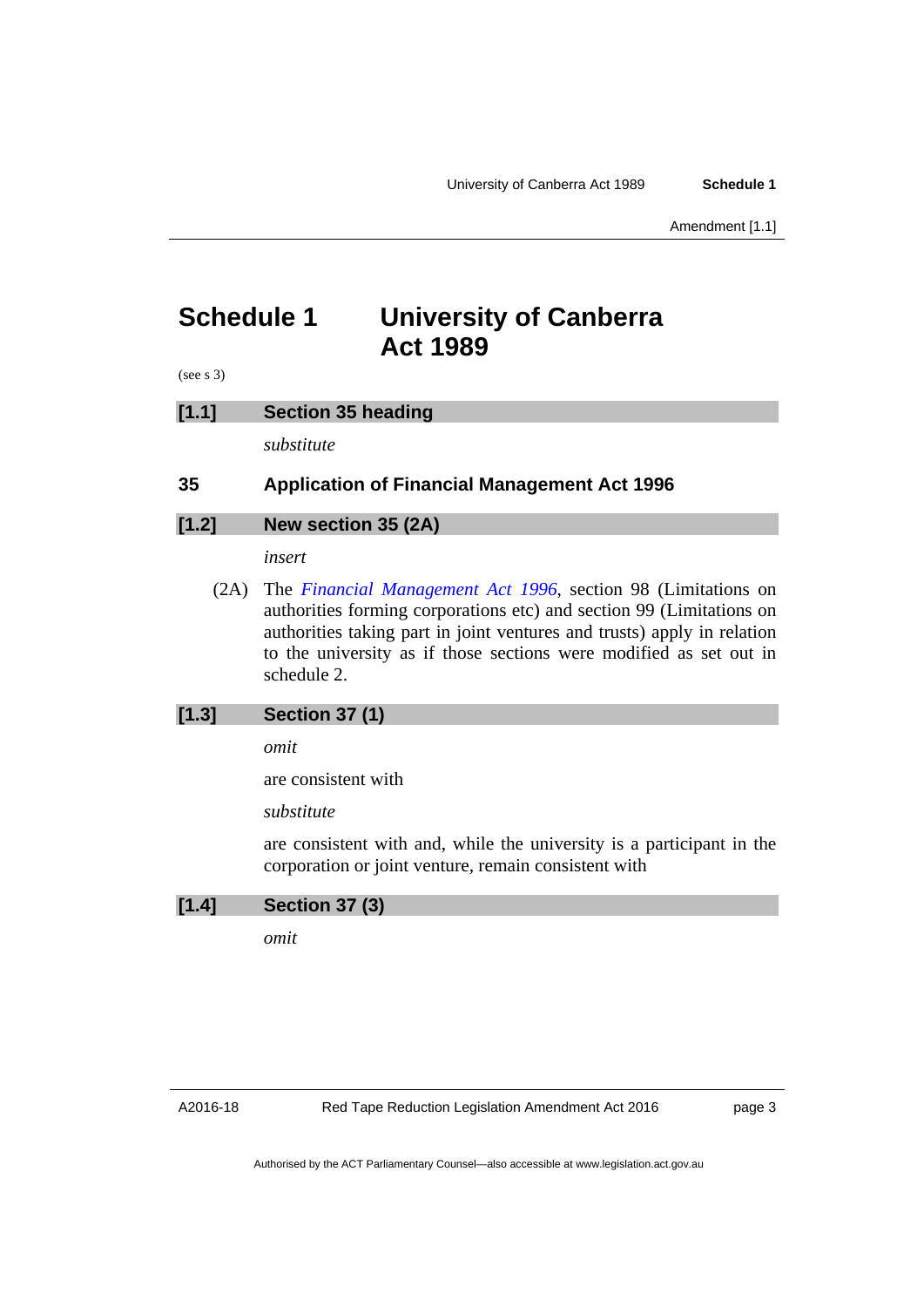# Schedule 1 University of Canberra Act 1989

(see s 3)

## [1.1] Section 35 heading

*substitute*

### 35 Application of Financial Management Act 1996

## [1.2] New section 35 (2A)

*insert*

(2A) The *Financial Management Act 1996*, section 98 (Limitations on authorities forming corporations etc) and section 99 (Limitations on authorities taking part in joint ventures and trusts) apply in relation to the university as if those sections were modified as set out in schedule 2.

## [1.3] Section 37 (1)

*omit*

are consistent with

*substitute*

are consistent with and, while the university is a participant in the corporation or joint venture, remain consistent with

## [1.4] Section 37 (3)

*omit*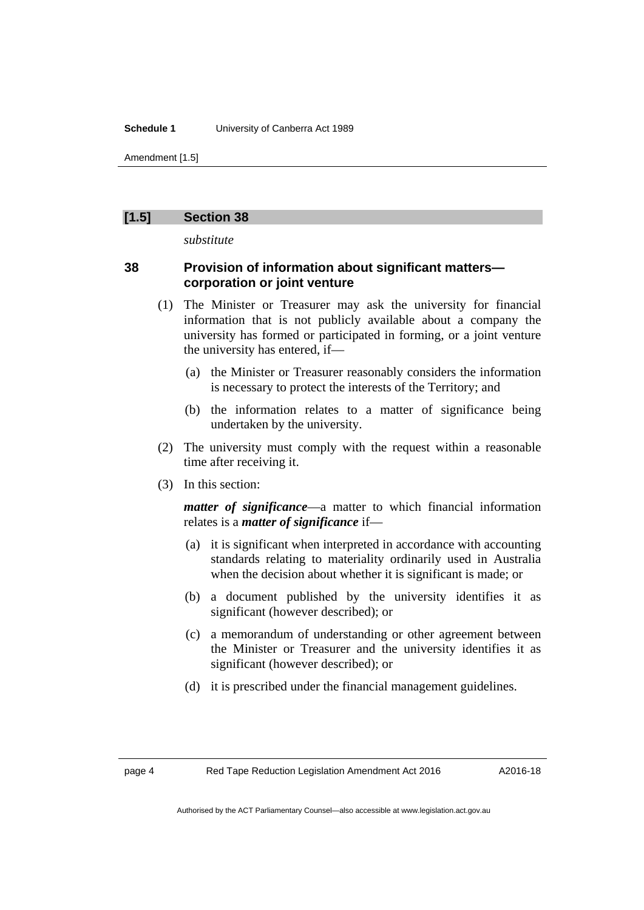## [1.5] Section 38

*substitute*

### 38 Provision of information about significant matters—corporation or joint venture

(1) The Minister or Treasurer may ask the university for financial information that is not publicly available about a company the university has formed or participated in forming, or a joint venture the university has entered, if—

(a) the Minister or Treasurer reasonably considers the information is necessary to protect the interests of the Territory; and

(b) the information relates to a matter of significance being undertaken by the university.

(2) The university must comply with the request within a reasonable time after receiving it.

(3) In this section:

***matter of significance***—a matter to which financial information relates is a ***matter of significance*** if—

(a) it is significant when interpreted in accordance with accounting standards relating to materiality ordinarily used in Australia when the decision about whether it is significant is made; or

(b) a document published by the university identifies it as significant (however described); or

(c) a memorandum of understanding or other agreement between the Minister or Treasurer and the university identifies it as significant (however described); or

(d) it is prescribed under the financial management guidelines.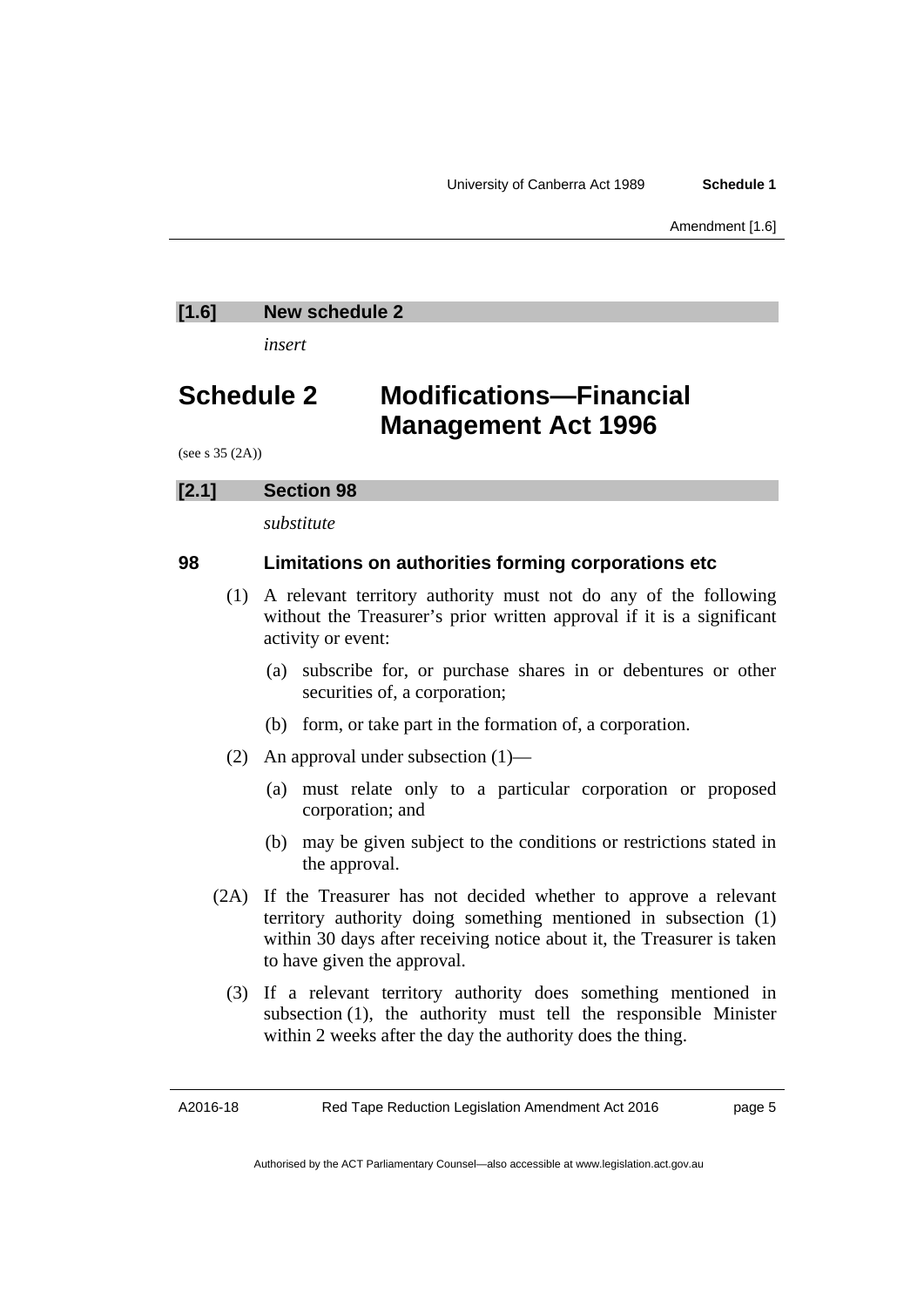**[1.6] New schedule 2**

*insert*

# Schedule 2 Modifications—Financial Management Act 1996

(see s 35 (2A))

**[2.1] Section 98**

*substitute*

### 98 Limitations on authorities forming corporations etc

(1) A relevant territory authority must not do any of the following without the Treasurer's prior written approval if it is a significant activity or event:

(a) subscribe for, or purchase shares in or debentures or other securities of, a corporation;

(b) form, or take part in the formation of, a corporation.

(2) An approval under subsection (1)—

(a) must relate only to a particular corporation or proposed corporation; and

(b) may be given subject to the conditions or restrictions stated in the approval.

(2A) If the Treasurer has not decided whether to approve a relevant territory authority doing something mentioned in subsection (1) within 30 days after receiving notice about it, the Treasurer is taken to have given the approval.

(3) If a relevant territory authority does something mentioned in subsection (1), the authority must tell the responsible Minister within 2 weeks after the day the authority does the thing.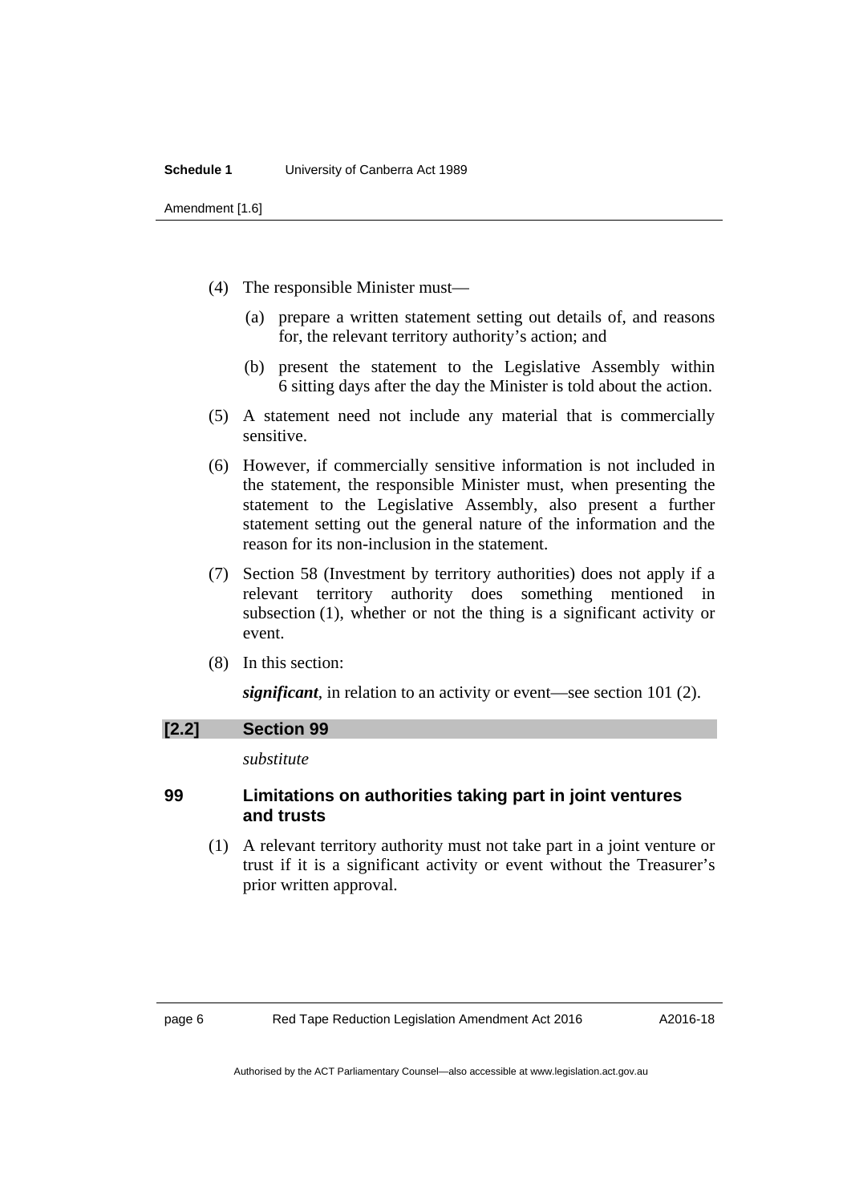(4) The responsible Minister must—

  (a) prepare a written statement setting out details of, and reasons for, the relevant territory authority's action; and

  (b) present the statement to the Legislative Assembly within 6 sitting days after the day the Minister is told about the action.

(5) A statement need not include any material that is commercially sensitive.

(6) However, if commercially sensitive information is not included in the statement, the responsible Minister must, when presenting the statement to the Legislative Assembly, also present a further statement setting out the general nature of the information and the reason for its non-inclusion in the statement.

(7) Section 58 (Investment by territory authorities) does not apply if a relevant territory authority does something mentioned in subsection (1), whether or not the thing is a significant activity or event.

(8) In this section:

***significant***, in relation to an activity or event—see section 101 (2).

### [2.2] Section 99

*substitute*

### 99 Limitations on authorities taking part in joint ventures and trusts

(1) A relevant territory authority must not take part in a joint venture or trust if it is a significant activity or event without the Treasurer's prior written approval.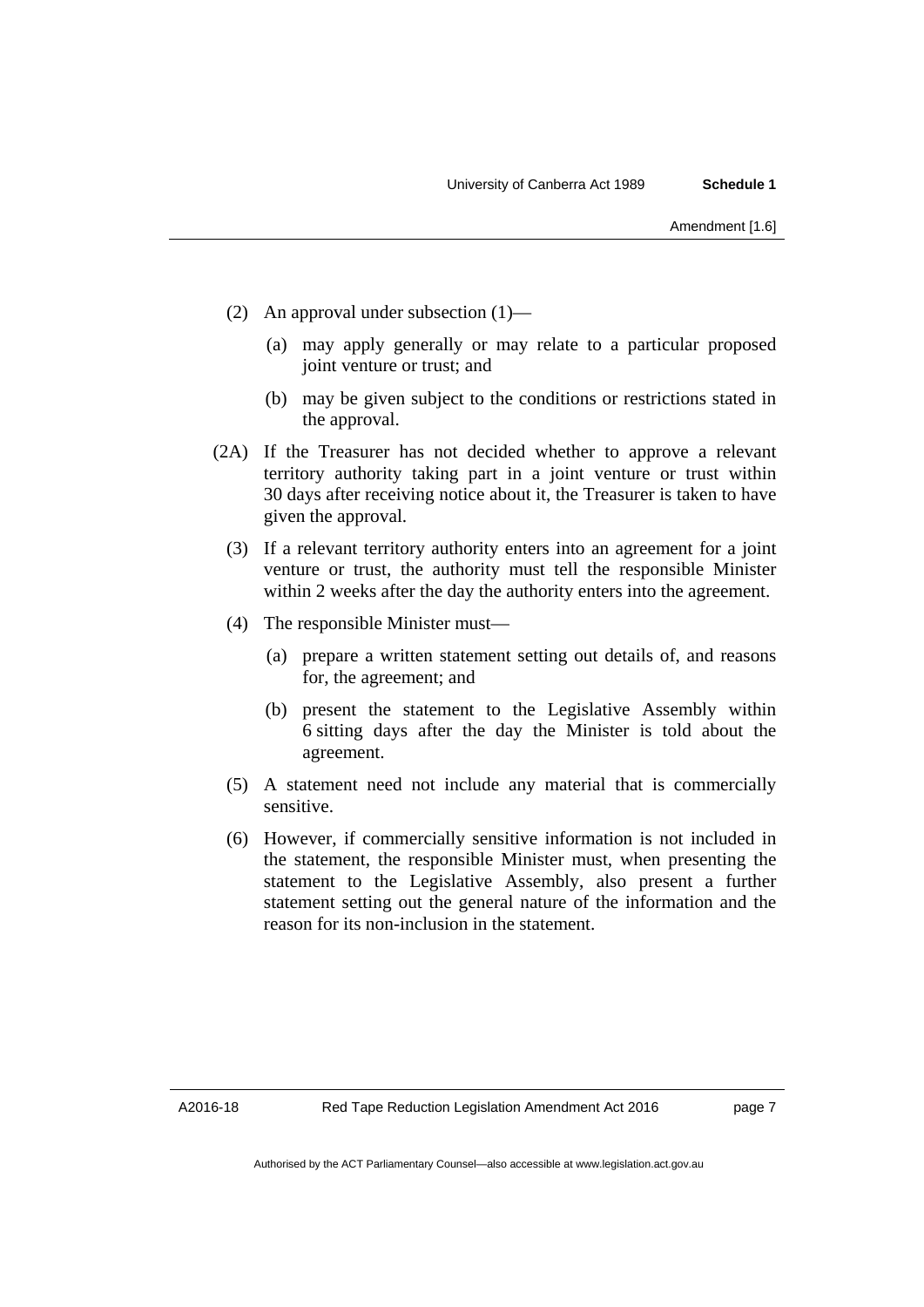(2) An approval under subsection (1)—

(a) may apply generally or may relate to a particular proposed joint venture or trust; and

(b) may be given subject to the conditions or restrictions stated in the approval.

(2A) If the Treasurer has not decided whether to approve a relevant territory authority taking part in a joint venture or trust within 30 days after receiving notice about it, the Treasurer is taken to have given the approval.

(3) If a relevant territory authority enters into an agreement for a joint venture or trust, the authority must tell the responsible Minister within 2 weeks after the day the authority enters into the agreement.

(4) The responsible Minister must—

(a) prepare a written statement setting out details of, and reasons for, the agreement; and

(b) present the statement to the Legislative Assembly within 6 sitting days after the day the Minister is told about the agreement.

(5) A statement need not include any material that is commercially sensitive.

(6) However, if commercially sensitive information is not included in the statement, the responsible Minister must, when presenting the statement to the Legislative Assembly, also present a further statement setting out the general nature of the information and the reason for its non-inclusion in the statement.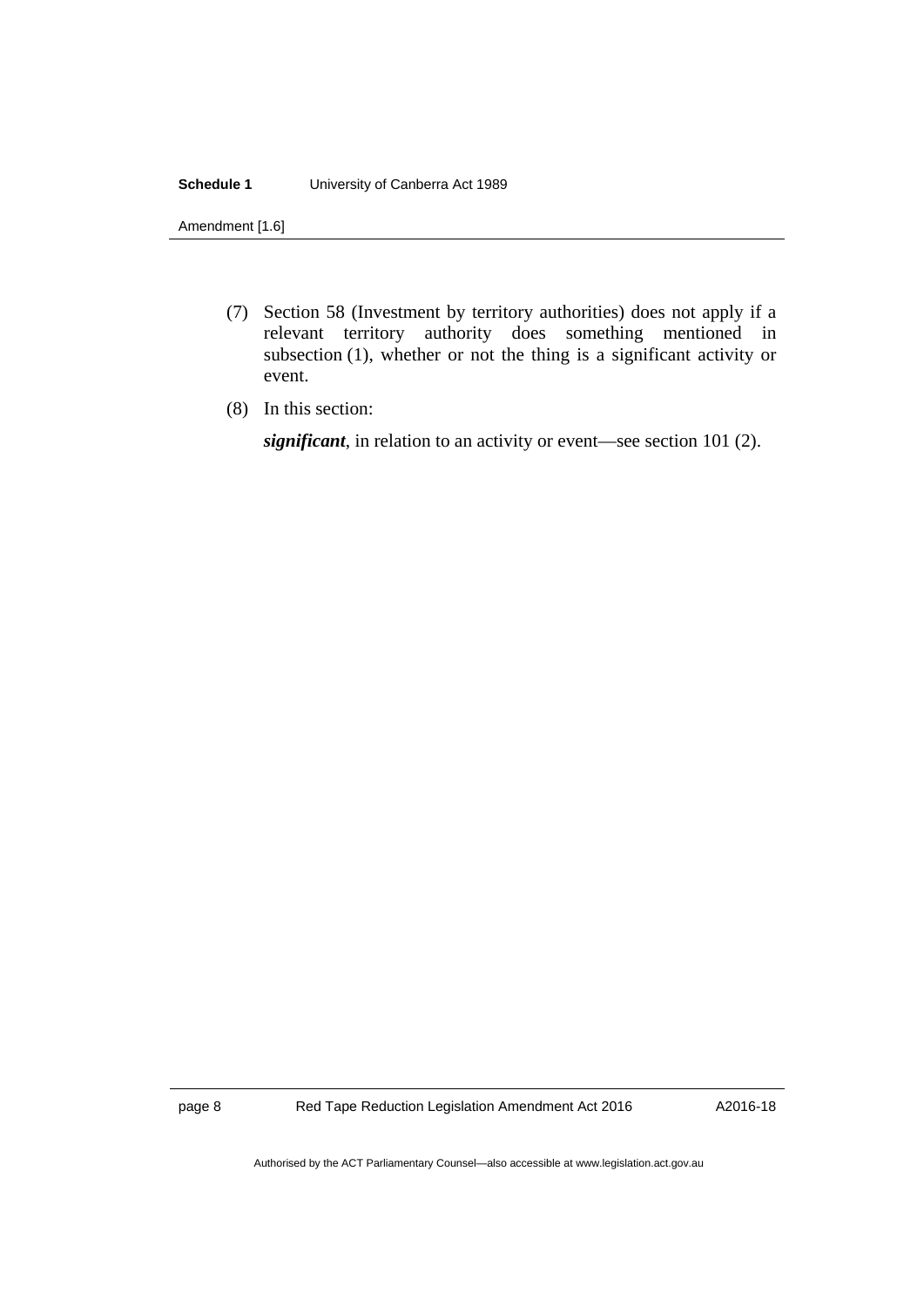(7) Section 58 (Investment by territory authorities) does not apply if a relevant territory authority does something mentioned in subsection (1), whether or not the thing is a significant activity or event.

(8) In this section:

***significant***, in relation to an activity or event—see section 101 (2).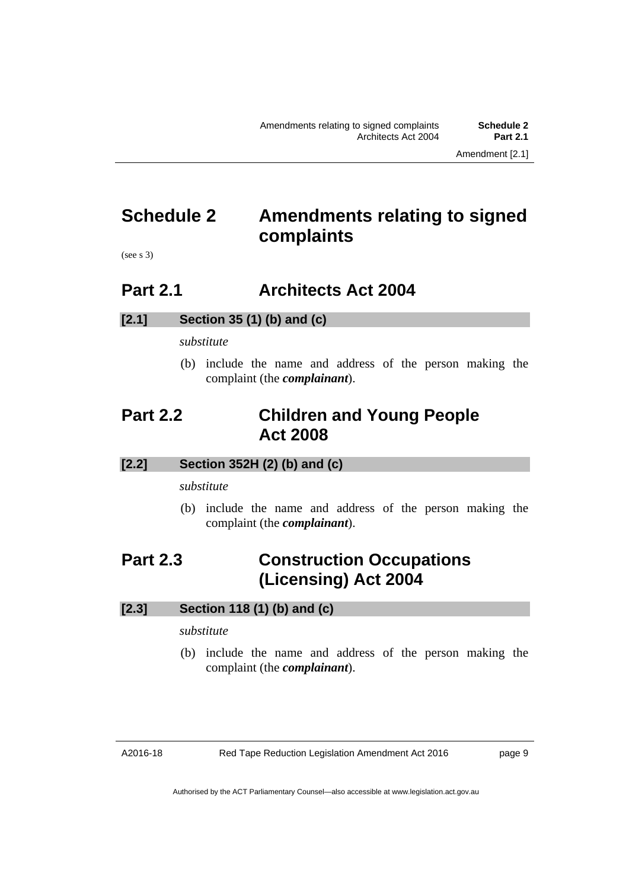# Schedule 2 Amendments relating to signed complaints

(see s 3)

## Part 2.1 Architects Act 2004

### [2.1] Section 35 (1) (b) and (c)

*substitute*

(b) include the name and address of the person making the complaint (the ***complainant***).

## Part 2.2 Children and Young People Act 2008

### [2.2] Section 352H (2) (b) and (c)

*substitute*

(b) include the name and address of the person making the complaint (the ***complainant***).

## Part 2.3 Construction Occupations (Licensing) Act 2004

### [2.3] Section 118 (1) (b) and (c)

*substitute*

(b) include the name and address of the person making the complaint (the ***complainant***).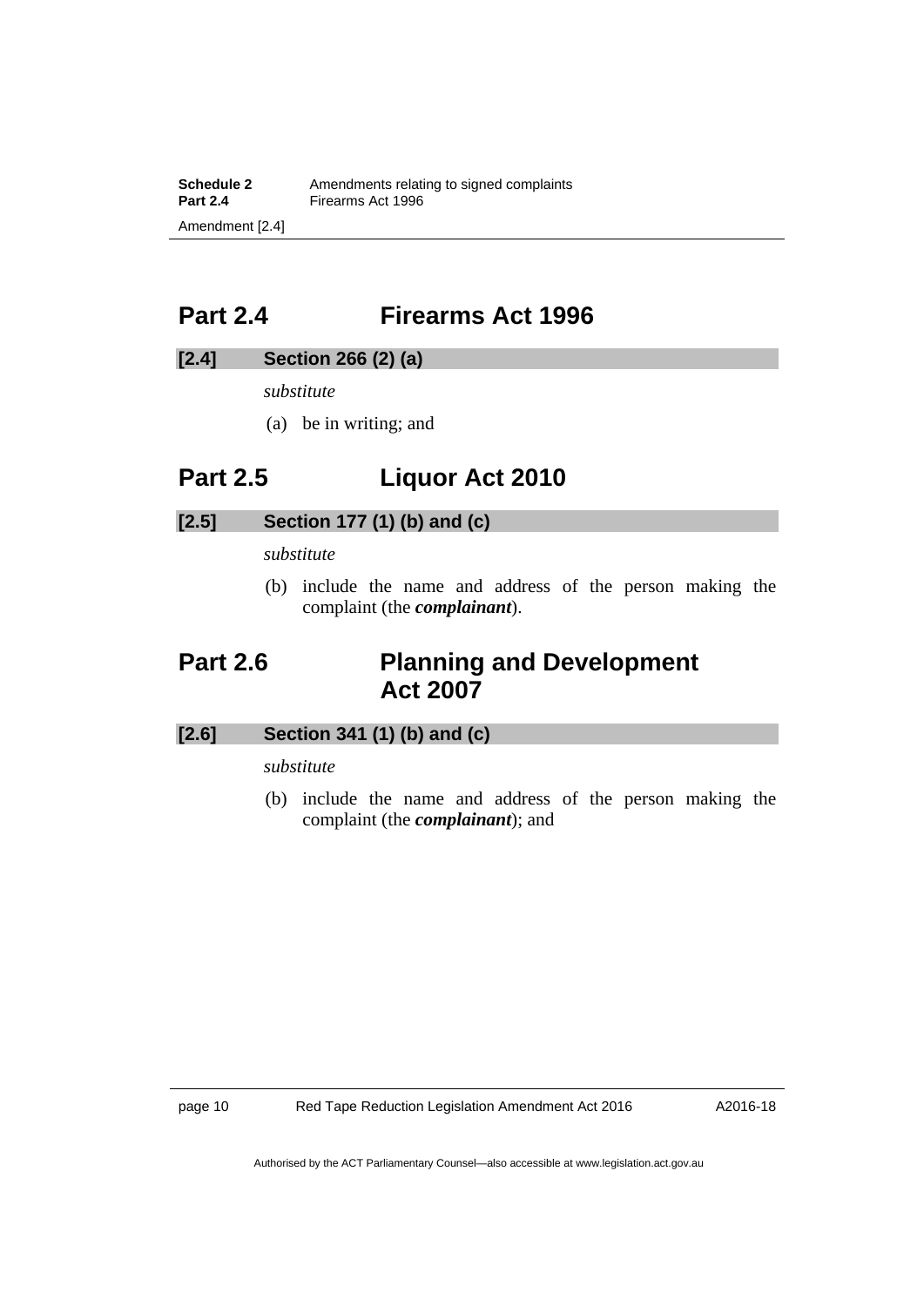## Part 2.4 Firearms Act 1996

### [2.4] Section 266 (2) (a)

*substitute*

(a) be in writing; and

## Part 2.5 Liquor Act 2010

### [2.5] Section 177 (1) (b) and (c)

*substitute*

(b) include the name and address of the person making the complaint (the ***complainant***).

## Part 2.6 Planning and Development Act 2007

### [2.6] Section 341 (1) (b) and (c)

*substitute*

(b) include the name and address of the person making the complaint (the ***complainant***); and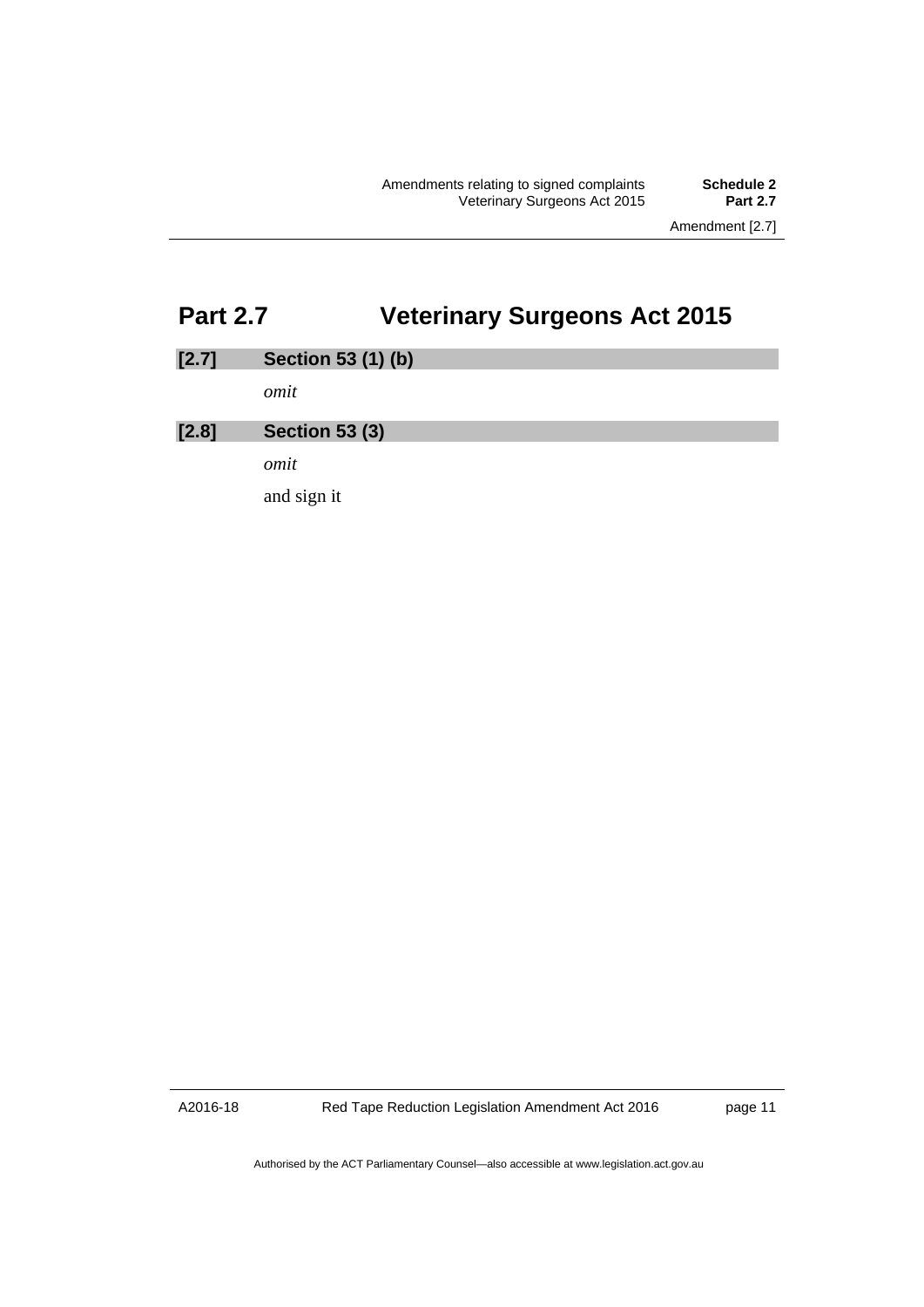# Part 2.7 Veterinary Surgeons Act 2015

### [2.7] Section 53 (1) (b)

*omit*

### [2.8] Section 53 (3)

*omit*

and sign it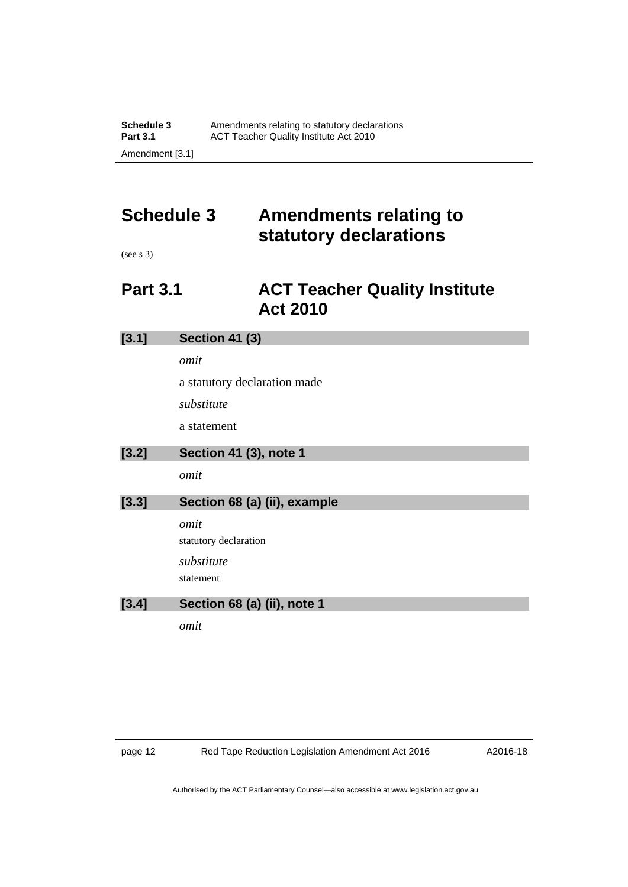# Schedule 3 Amendments relating to statutory declarations

(see s 3)

## Part 3.1 ACT Teacher Quality Institute Act 2010

### [3.1] Section 41 (3)

*omit*

a statutory declaration made

*substitute*

a statement

### [3.2] Section 41 (3), note 1

*omit*

### [3.3] Section 68 (a) (ii), example

*omit*

statutory declaration

*substitute*

statement

### [3.4] Section 68 (a) (ii), note 1

*omit*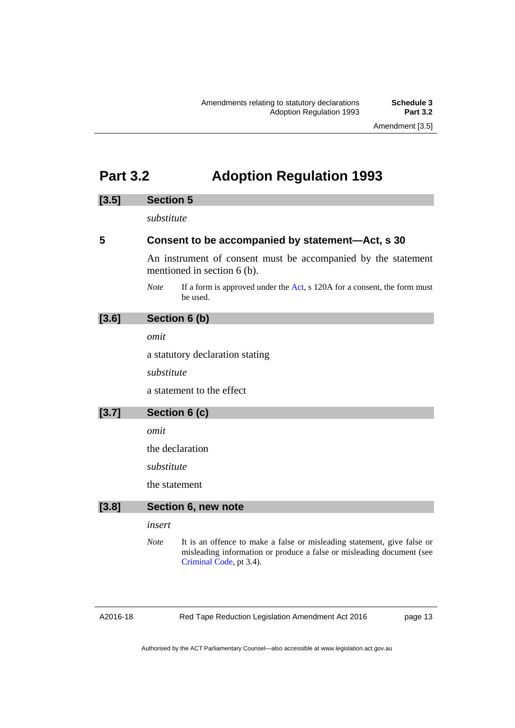## Part 3.2 Adoption Regulation 1993

### [3.5] Section 5

*substitute*

**5 Consent to be accompanied by statement—Act, s 30**

An instrument of consent must be accompanied by the statement mentioned in section 6 (b).

*Note* If a form is approved under the Act, s 120A for a consent, the form must be used.

### [3.6] Section 6 (b)

*omit*

a statutory declaration stating

*substitute*

a statement to the effect

### [3.7] Section 6 (c)

*omit*

the declaration

*substitute*

the statement

### [3.8] Section 6, new note

*insert*

*Note* It is an offence to make a false or misleading statement, give false or misleading information or produce a false or misleading document (see Criminal Code, pt 3.4).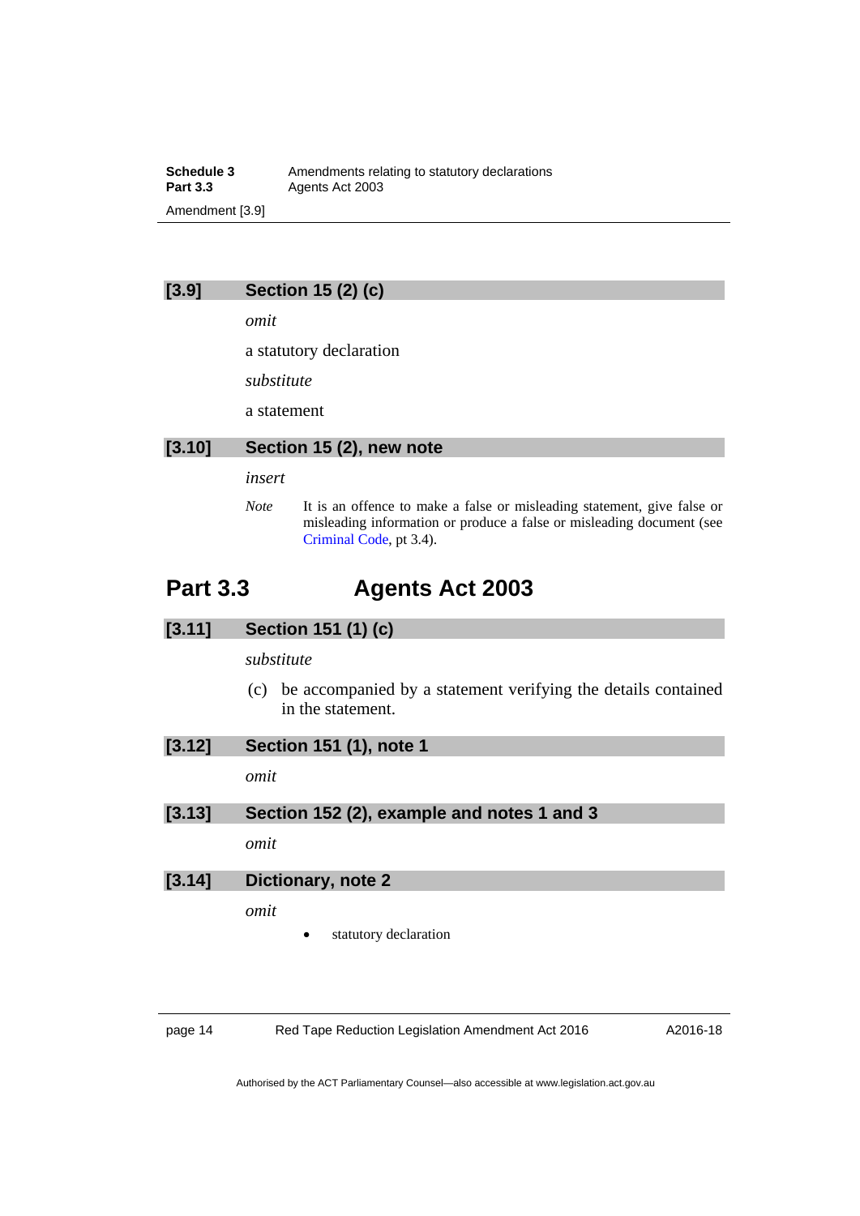### [3.9] Section 15 (2) (c)

*omit*

a statutory declaration

*substitute*

a statement

### [3.10] Section 15 (2), new note

*insert*

*Note* It is an offence to make a false or misleading statement, give false or misleading information or produce a false or misleading document (see Criminal Code, pt 3.4).

## Part 3.3 Agents Act 2003

### [3.11] Section 151 (1) (c)

*substitute*

(c) be accompanied by a statement verifying the details contained in the statement.

### [3.12] Section 151 (1), note 1

*omit*

### [3.13] Section 152 (2), example and notes 1 and 3

*omit*

### [3.14] Dictionary, note 2

*omit*

- statutory declaration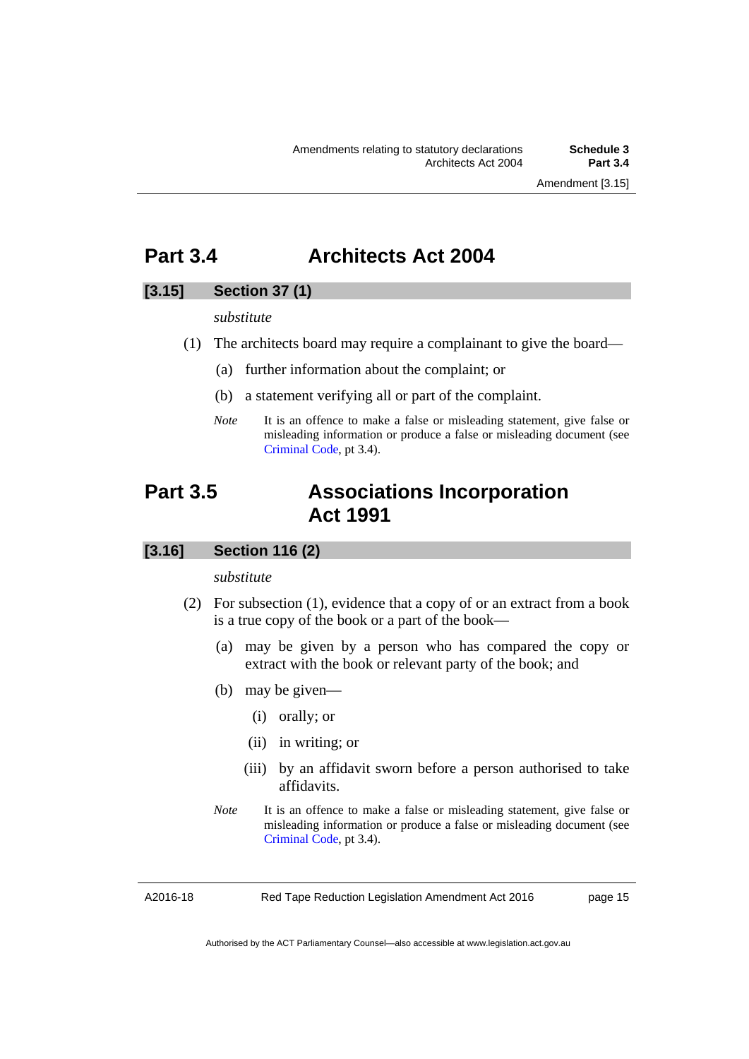## Part 3.4 Architects Act 2004

### [3.15] Section 37 (1)

*substitute*

(1) The architects board may require a complainant to give the board—

(a) further information about the complaint; or

(b) a statement verifying all or part of the complaint.

*Note* It is an offence to make a false or misleading statement, give false or misleading information or produce a false or misleading document (see Criminal Code, pt 3.4).

## Part 3.5 Associations Incorporation Act 1991

### [3.16] Section 116 (2)

*substitute*

(2) For subsection (1), evidence that a copy of or an extract from a book is a true copy of the book or a part of the book—

(a) may be given by a person who has compared the copy or extract with the book or relevant party of the book; and

(b) may be given—

(i) orally; or

(ii) in writing; or

(iii) by an affidavit sworn before a person authorised to take affidavits.

*Note* It is an offence to make a false or misleading statement, give false or misleading information or produce a false or misleading document (see Criminal Code, pt 3.4).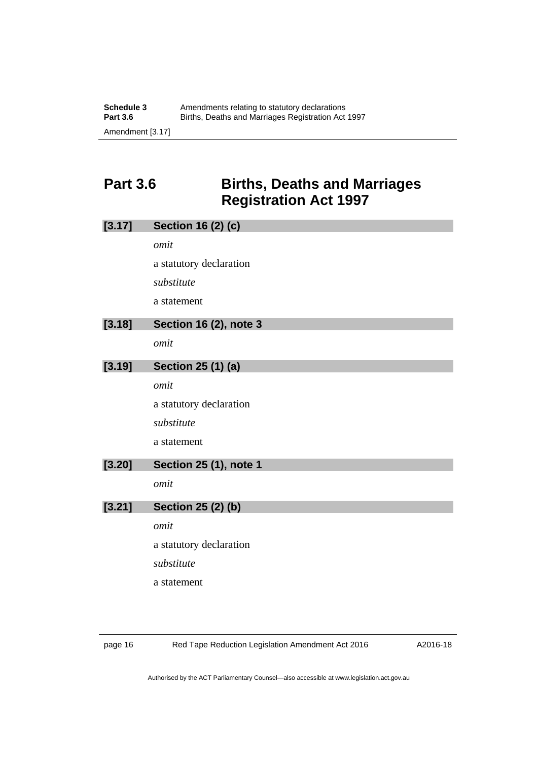## Part 3.6 Births, Deaths and Marriages Registration Act 1997

### [3.17] Section 16 (2) (c)

*omit*

a statutory declaration

*substitute*

a statement

### [3.18] Section 16 (2), note 3

*omit*

### [3.19] Section 25 (1) (a)

*omit*

a statutory declaration

*substitute*

a statement

### [3.20] Section 25 (1), note 1

*omit*

### [3.21] Section 25 (2) (b)

*omit*

a statutory declaration

*substitute*

a statement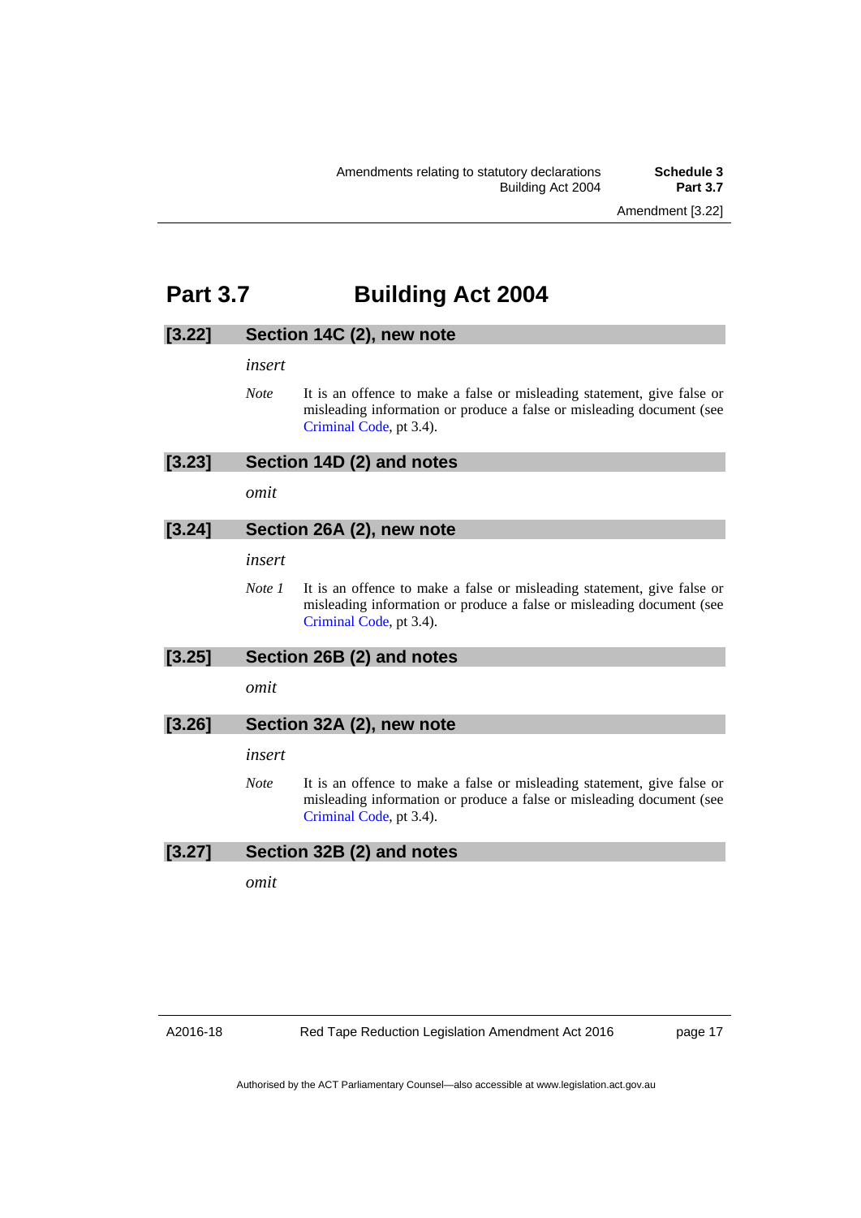## Part 3.7 Building Act 2004

### [3.22] Section 14C (2), new note

*insert*

*Note* It is an offence to make a false or misleading statement, give false or misleading information or produce a false or misleading document (see Criminal Code, pt 3.4).

### [3.23] Section 14D (2) and notes

*omit*

### [3.24] Section 26A (2), new note

*insert*

*Note 1* It is an offence to make a false or misleading statement, give false or misleading information or produce a false or misleading document (see Criminal Code, pt 3.4).

### [3.25] Section 26B (2) and notes

*omit*

### [3.26] Section 32A (2), new note

*insert*

*Note* It is an offence to make a false or misleading statement, give false or misleading information or produce a false or misleading document (see Criminal Code, pt 3.4).

### [3.27] Section 32B (2) and notes

*omit*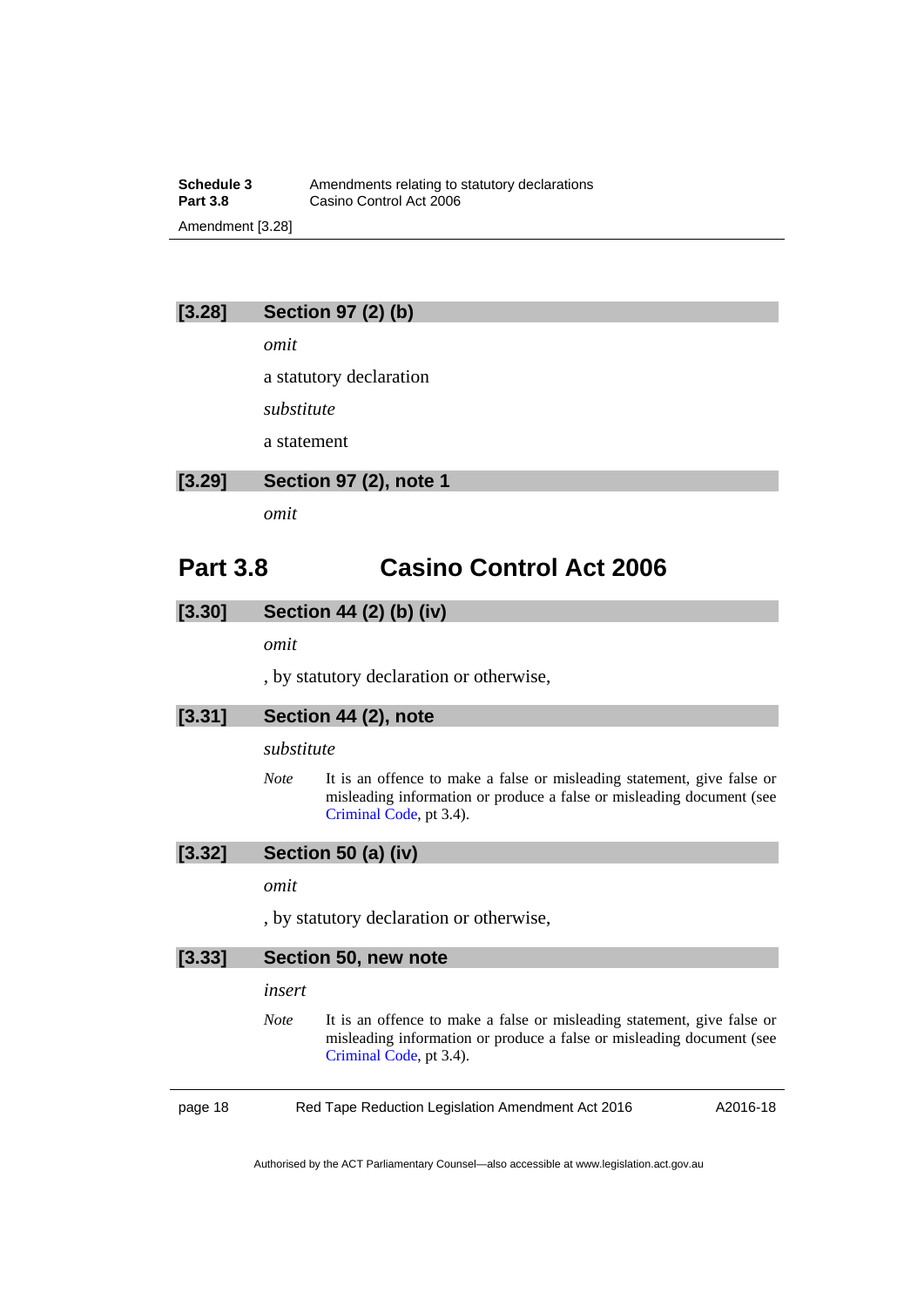## [3.28] Section 97 (2) (b)

*omit*

a statutory declaration

*substitute*

a statement

## [3.29] Section 97 (2), note 1

*omit*

# Part 3.8 Casino Control Act 2006

## [3.30] Section 44 (2) (b) (iv)

*omit*

, by statutory declaration or otherwise,

## [3.31] Section 44 (2), note

*substitute*

*Note* It is an offence to make a false or misleading statement, give false or misleading information or produce a false or misleading document (see Criminal Code, pt 3.4).

## [3.32] Section 50 (a) (iv)

*omit*

, by statutory declaration or otherwise,

## [3.33] Section 50, new note

*insert*

*Note* It is an offence to make a false or misleading statement, give false or misleading information or produce a false or misleading document (see Criminal Code, pt 3.4).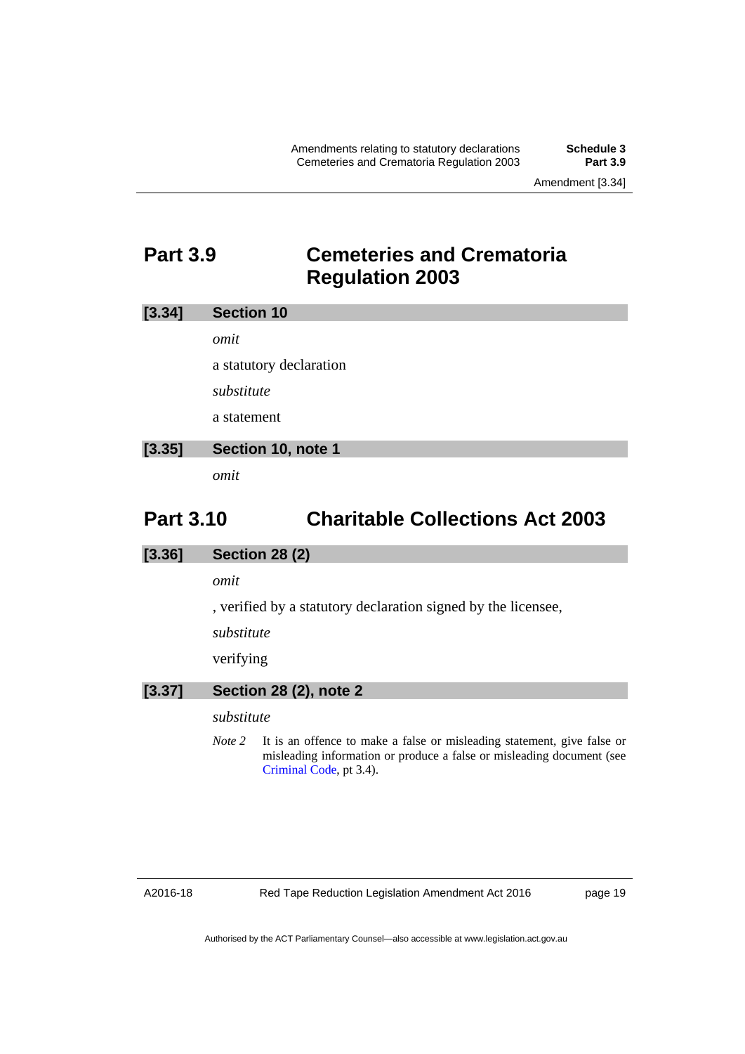## Part 3.9 Cemeteries and Crematoria Regulation 2003

### [3.34] Section 10

*omit*

a statutory declaration

*substitute*

a statement

### [3.35] Section 10, note 1

*omit*

## Part 3.10 Charitable Collections Act 2003

### [3.36] Section 28 (2)

*omit*

, verified by a statutory declaration signed by the licensee,

*substitute*

verifying

### [3.37] Section 28 (2), note 2

*substitute*

*Note 2* It is an offence to make a false or misleading statement, give false or misleading information or produce a false or misleading document (see Criminal Code, pt 3.4).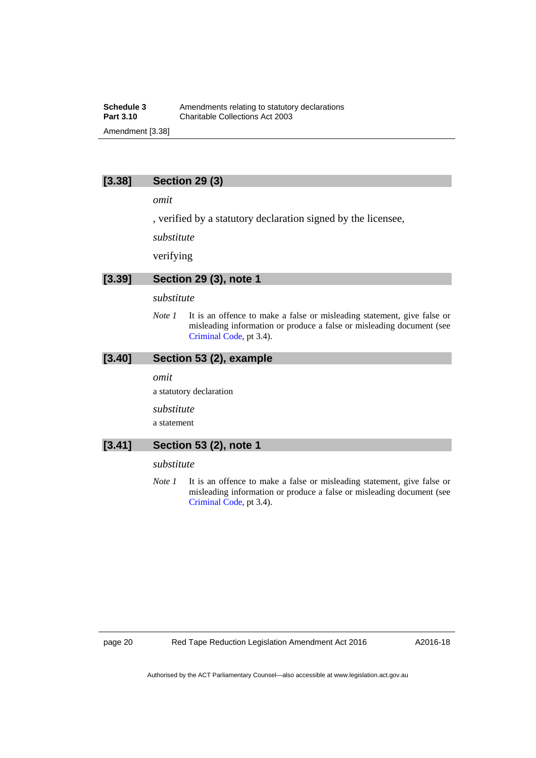## [3.38] Section 29 (3)

*omit*

, verified by a statutory declaration signed by the licensee,

*substitute*

verifying

## [3.39] Section 29 (3), note 1

*substitute*

*Note 1* It is an offence to make a false or misleading statement, give false or misleading information or produce a false or misleading document (see Criminal Code, pt 3.4).

## [3.40] Section 53 (2), example

*omit*

a statutory declaration

*substitute*

a statement

## [3.41] Section 53 (2), note 1

*substitute*

*Note 1* It is an offence to make a false or misleading statement, give false or misleading information or produce a false or misleading document (see Criminal Code, pt 3.4).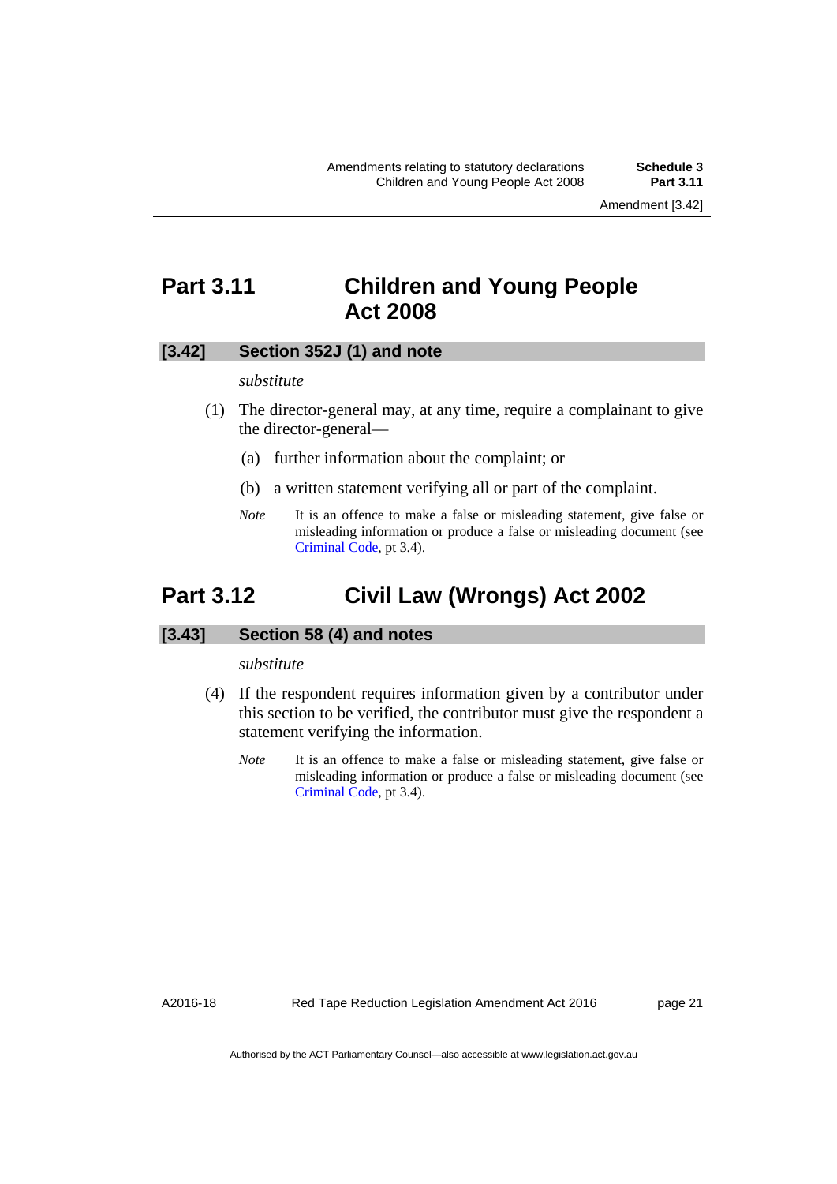## Part 3.11 Children and Young People Act 2008

### [3.42] Section 352J (1) and note

*substitute*

(1) The director-general may, at any time, require a complainant to give the director-general—

(a) further information about the complaint; or

(b) a written statement verifying all or part of the complaint.

*Note* It is an offence to make a false or misleading statement, give false or misleading information or produce a false or misleading document (see Criminal Code, pt 3.4).

## Part 3.12 Civil Law (Wrongs) Act 2002

### [3.43] Section 58 (4) and notes

*substitute*

(4) If the respondent requires information given by a contributor under this section to be verified, the contributor must give the respondent a statement verifying the information.

*Note* It is an offence to make a false or misleading statement, give false or misleading information or produce a false or misleading document (see Criminal Code, pt 3.4).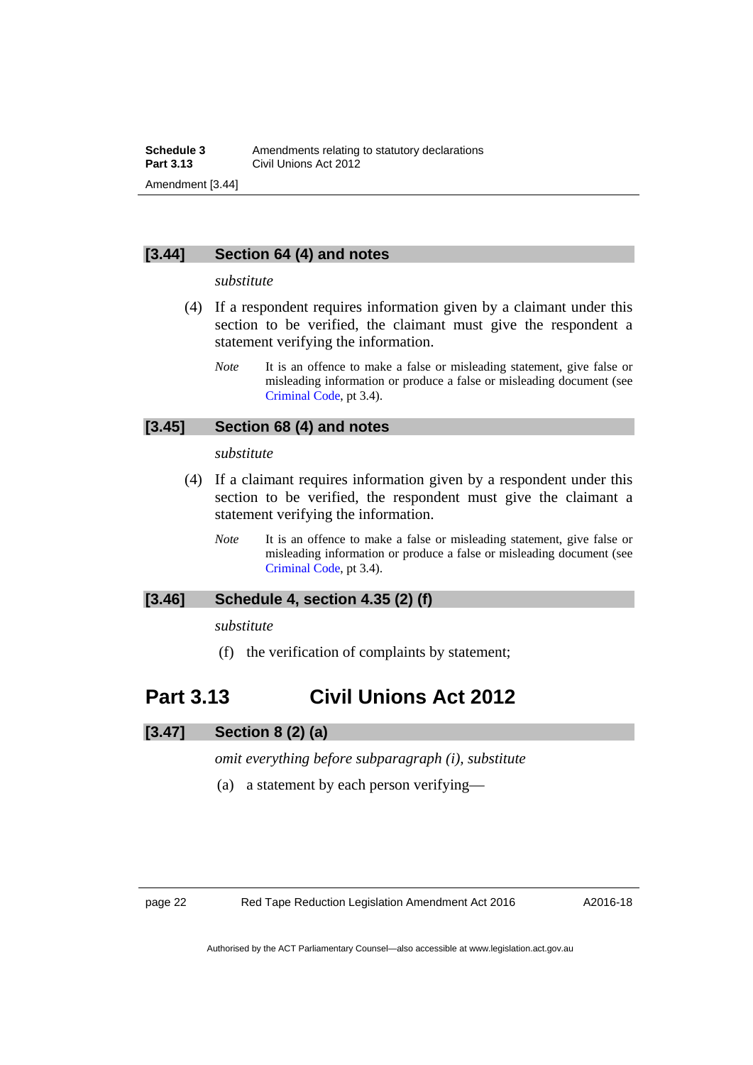### [3.44] Section 64 (4) and notes

*substitute*

(4) If a respondent requires information given by a claimant under this section to be verified, the claimant must give the respondent a statement verifying the information.

*Note* It is an offence to make a false or misleading statement, give false or misleading information or produce a false or misleading document (see Criminal Code, pt 3.4).

### [3.45] Section 68 (4) and notes

*substitute*

(4) If a claimant requires information given by a respondent under this section to be verified, the respondent must give the claimant a statement verifying the information.

*Note* It is an offence to make a false or misleading statement, give false or misleading information or produce a false or misleading document (see Criminal Code, pt 3.4).

### [3.46] Schedule 4, section 4.35 (2) (f)

*substitute*

(f) the verification of complaints by statement;

## Part 3.13 Civil Unions Act 2012

### [3.47] Section 8 (2) (a)

*omit everything before subparagraph (i), substitute*

(a) a statement by each person verifying—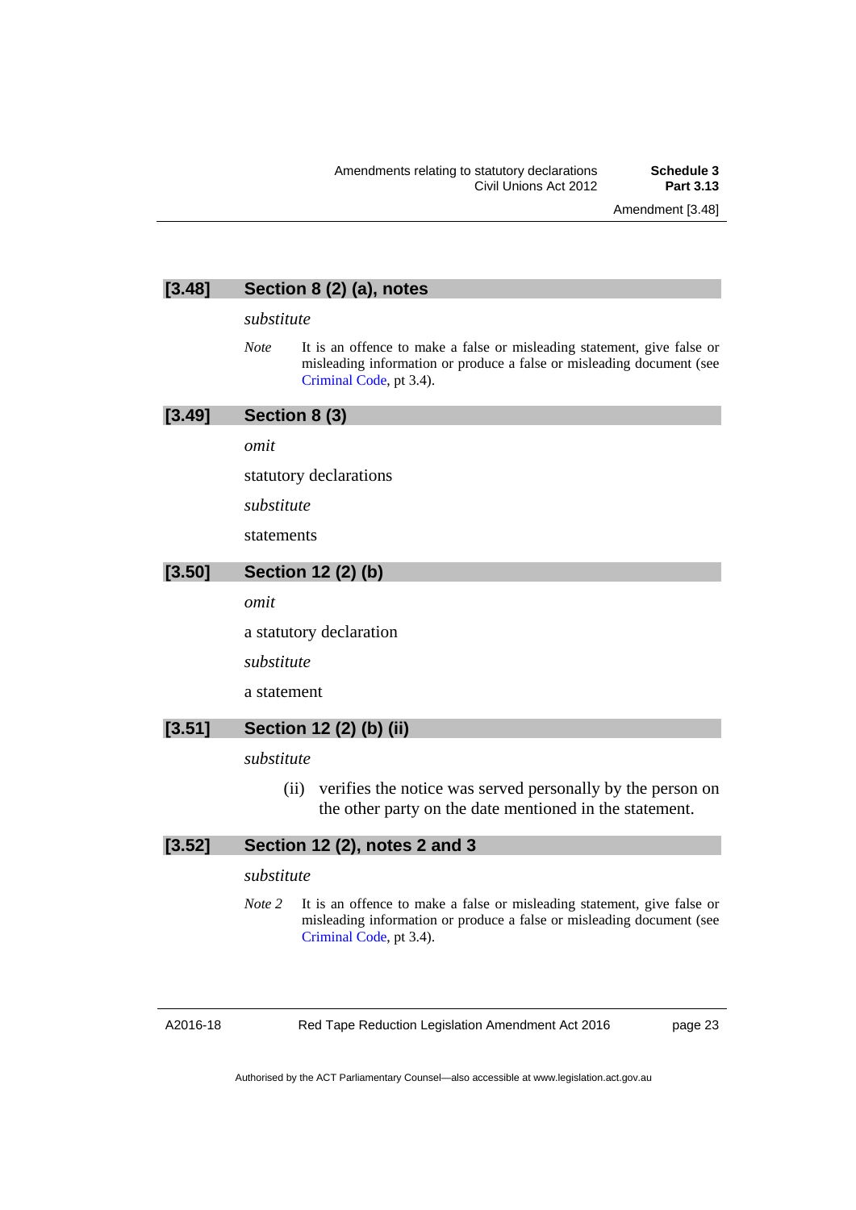### [3.48] Section 8 (2) (a), notes

*substitute*

*Note* It is an offence to make a false or misleading statement, give false or misleading information or produce a false or misleading document (see Criminal Code, pt 3.4).

### [3.49] Section 8 (3)

*omit*

statutory declarations

*substitute*

statements

### [3.50] Section 12 (2) (b)

*omit*

a statutory declaration

*substitute*

a statement

### [3.51] Section 12 (2) (b) (ii)

*substitute*

(ii) verifies the notice was served personally by the person on the other party on the date mentioned in the statement.

### [3.52] Section 12 (2), notes 2 and 3

*substitute*

*Note 2* It is an offence to make a false or misleading statement, give false or misleading information or produce a false or misleading document (see Criminal Code, pt 3.4).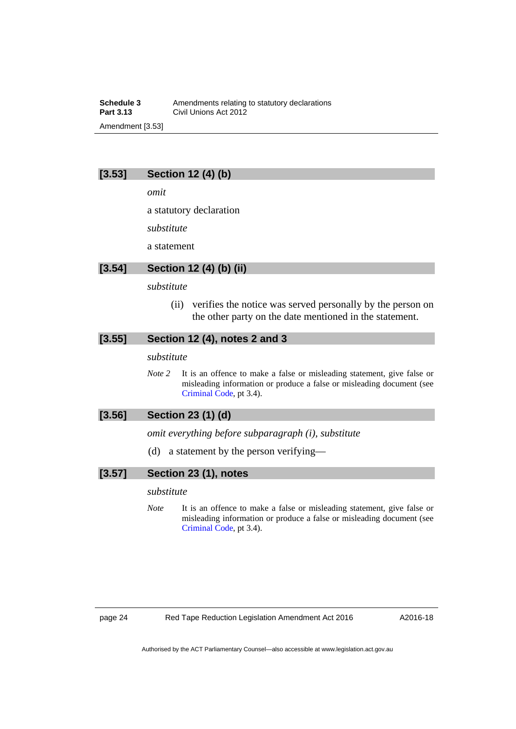### [3.53] Section 12 (4) (b)

*omit*

a statutory declaration

*substitute*

a statement

### [3.54] Section 12 (4) (b) (ii)

*substitute*

(ii) verifies the notice was served personally by the person on the other party on the date mentioned in the statement.

### [3.55] Section 12 (4), notes 2 and 3

*substitute*

*Note 2* It is an offence to make a false or misleading statement, give false or misleading information or produce a false or misleading document (see Criminal Code, pt 3.4).

### [3.56] Section 23 (1) (d)

*omit everything before subparagraph (i), substitute*

(d) a statement by the person verifying—

### [3.57] Section 23 (1), notes

*substitute*

*Note* It is an offence to make a false or misleading statement, give false or misleading information or produce a false or misleading document (see Criminal Code, pt 3.4).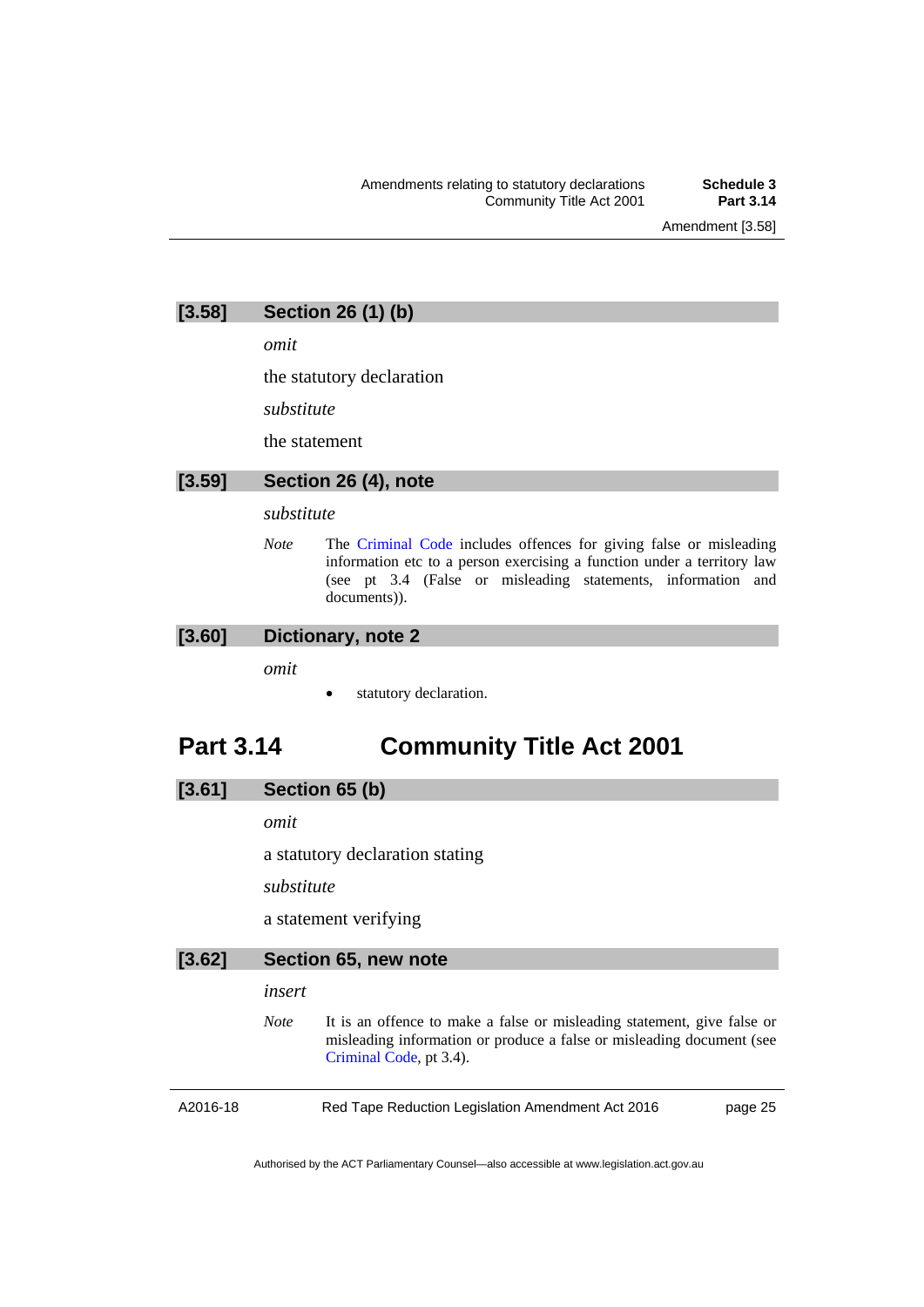### [3.58] Section 26 (1) (b)

*omit*

the statutory declaration

*substitute*

the statement

### [3.59] Section 26 (4), note

*substitute*

*Note* The Criminal Code includes offences for giving false or misleading information etc to a person exercising a function under a territory law (see pt 3.4 (False or misleading statements, information and documents)).

### [3.60] Dictionary, note 2

*omit*

- statutory declaration.

## Part 3.14 Community Title Act 2001

### [3.61] Section 65 (b)

*omit*

a statutory declaration stating

*substitute*

a statement verifying

### [3.62] Section 65, new note

*insert*

*Note* It is an offence to make a false or misleading statement, give false or misleading information or produce a false or misleading document (see Criminal Code, pt 3.4).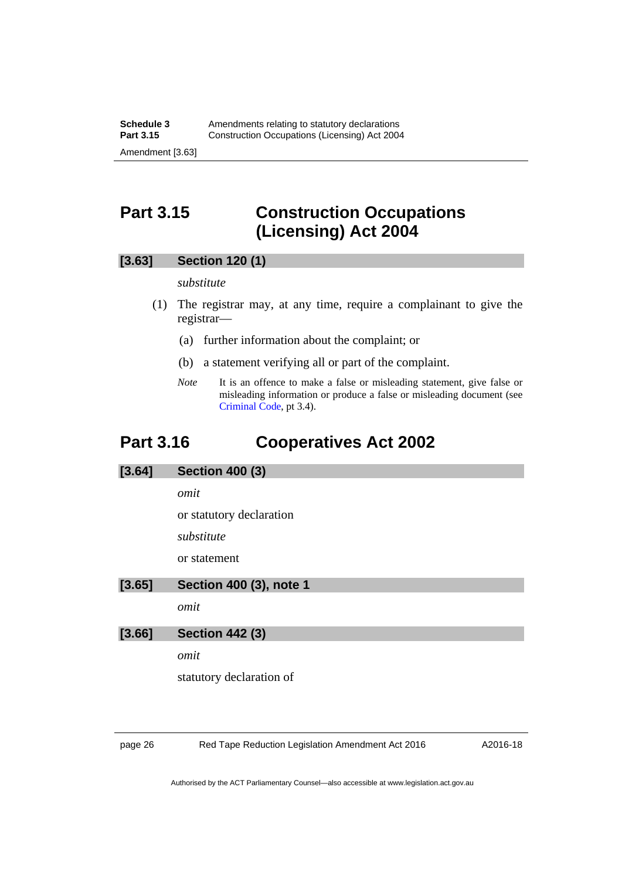## Part 3.15 Construction Occupations (Licensing) Act 2004

### [3.63] Section 120 (1)

*substitute*

(1) The registrar may, at any time, require a complainant to give the registrar—

(a) further information about the complaint; or

(b) a statement verifying all or part of the complaint.

*Note* It is an offence to make a false or misleading statement, give false or misleading information or produce a false or misleading document (see Criminal Code, pt 3.4).

## Part 3.16 Cooperatives Act 2002

### [3.64] Section 400 (3)

*omit*

or statutory declaration

*substitute*

or statement

### [3.65] Section 400 (3), note 1

*omit*

### [3.66] Section 442 (3)

*omit*

statutory declaration of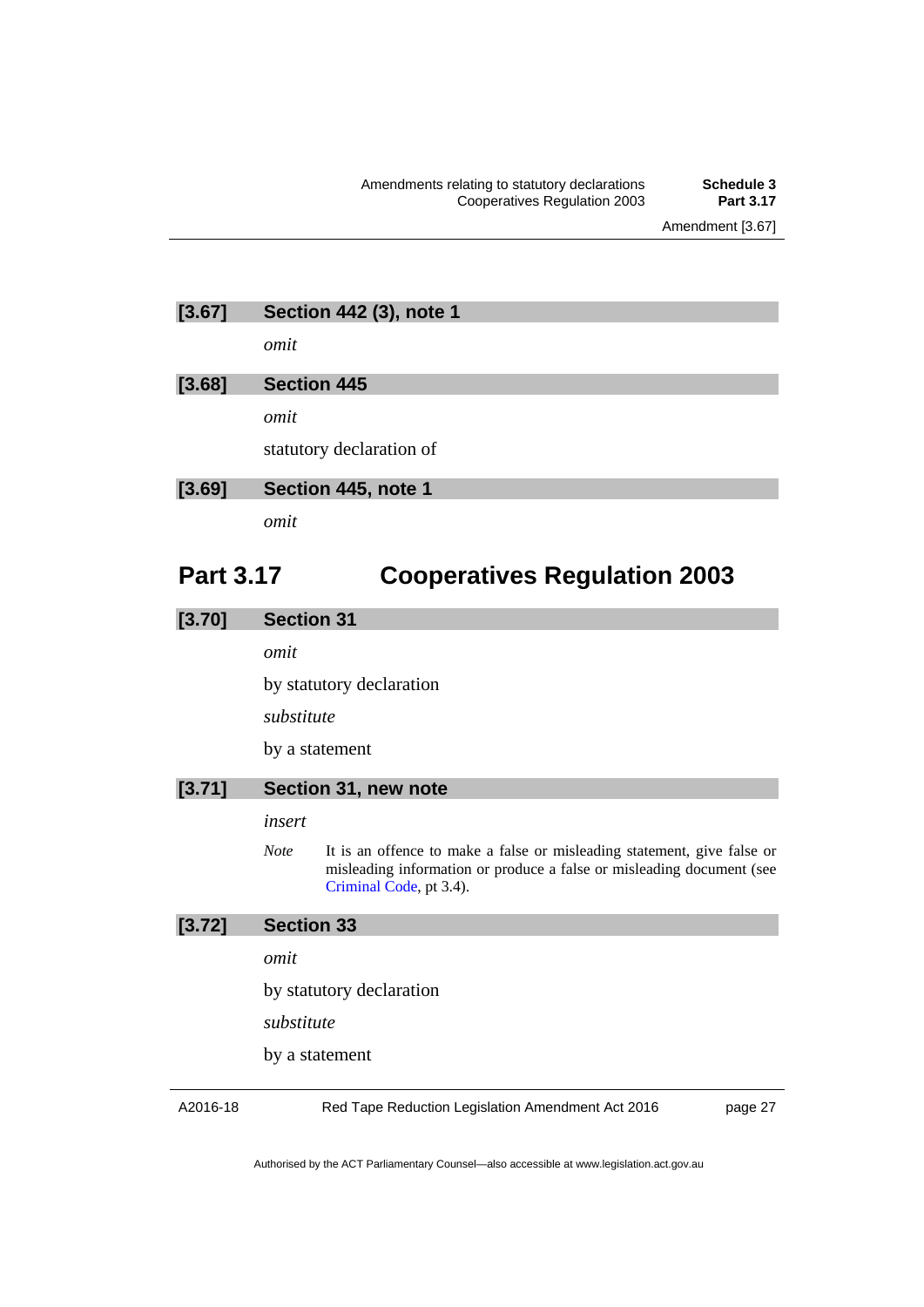### [3.67] Section 442 (3), note 1

*omit*

### [3.68] Section 445

*omit*

statutory declaration of

### [3.69] Section 445, note 1

*omit*

## Part 3.17 Cooperatives Regulation 2003

### [3.70] Section 31

*omit*

by statutory declaration

*substitute*

by a statement

### [3.71] Section 31, new note

*insert*

*Note* It is an offence to make a false or misleading statement, give false or misleading information or produce a false or misleading document (see Criminal Code, pt 3.4).

### [3.72] Section 33

*omit*

by statutory declaration

*substitute*

by a statement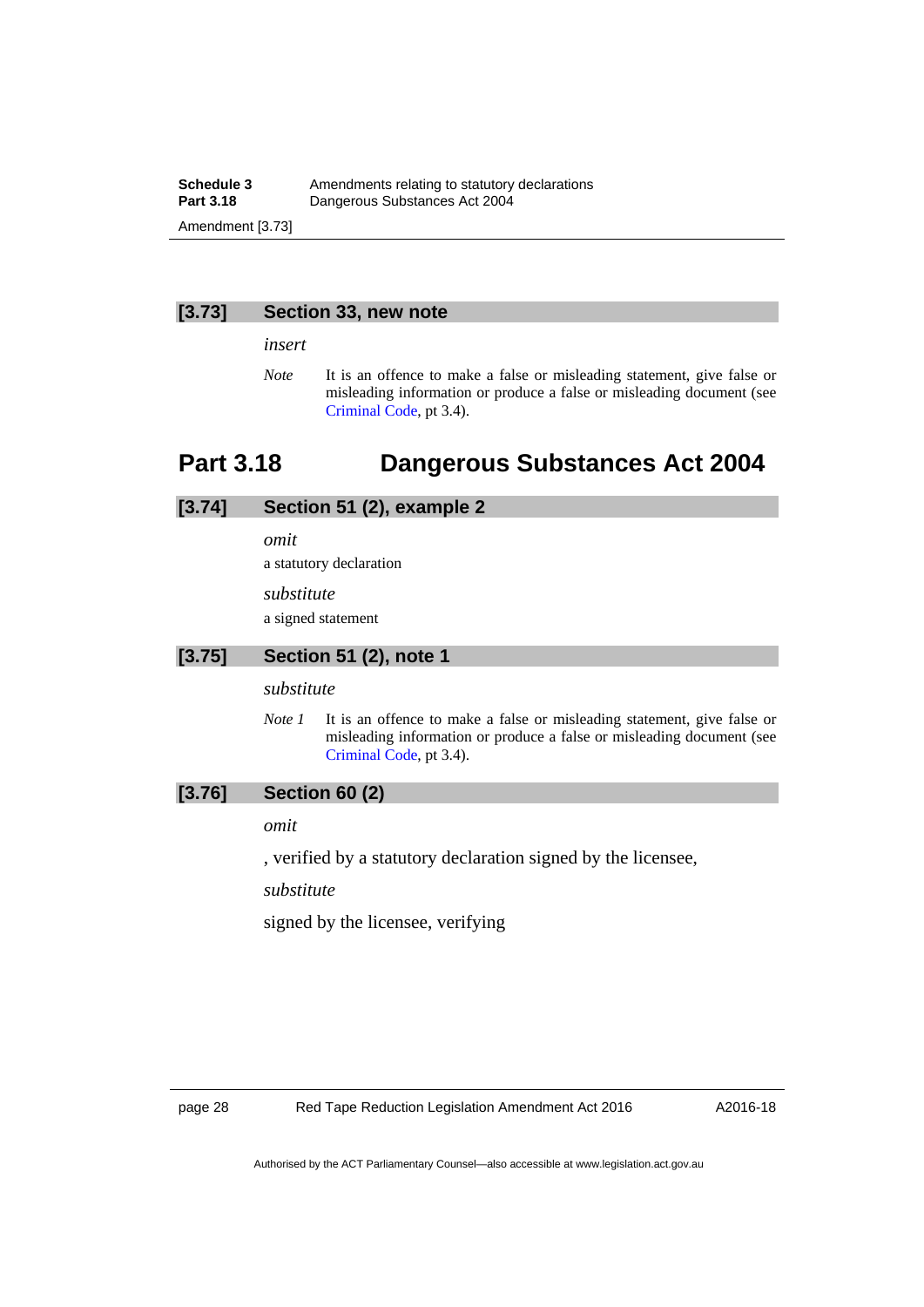### [3.73] Section 33, new note

*insert*

*Note* It is an offence to make a false or misleading statement, give false or misleading information or produce a false or misleading document (see Criminal Code, pt 3.4).

## Part 3.18 Dangerous Substances Act 2004

### [3.74] Section 51 (2), example 2

*omit*

a statutory declaration

*substitute*

a signed statement

### [3.75] Section 51 (2), note 1

*substitute*

*Note 1* It is an offence to make a false or misleading statement, give false or misleading information or produce a false or misleading document (see Criminal Code, pt 3.4).

### [3.76] Section 60 (2)

*omit*

, verified by a statutory declaration signed by the licensee,

*substitute*

signed by the licensee, verifying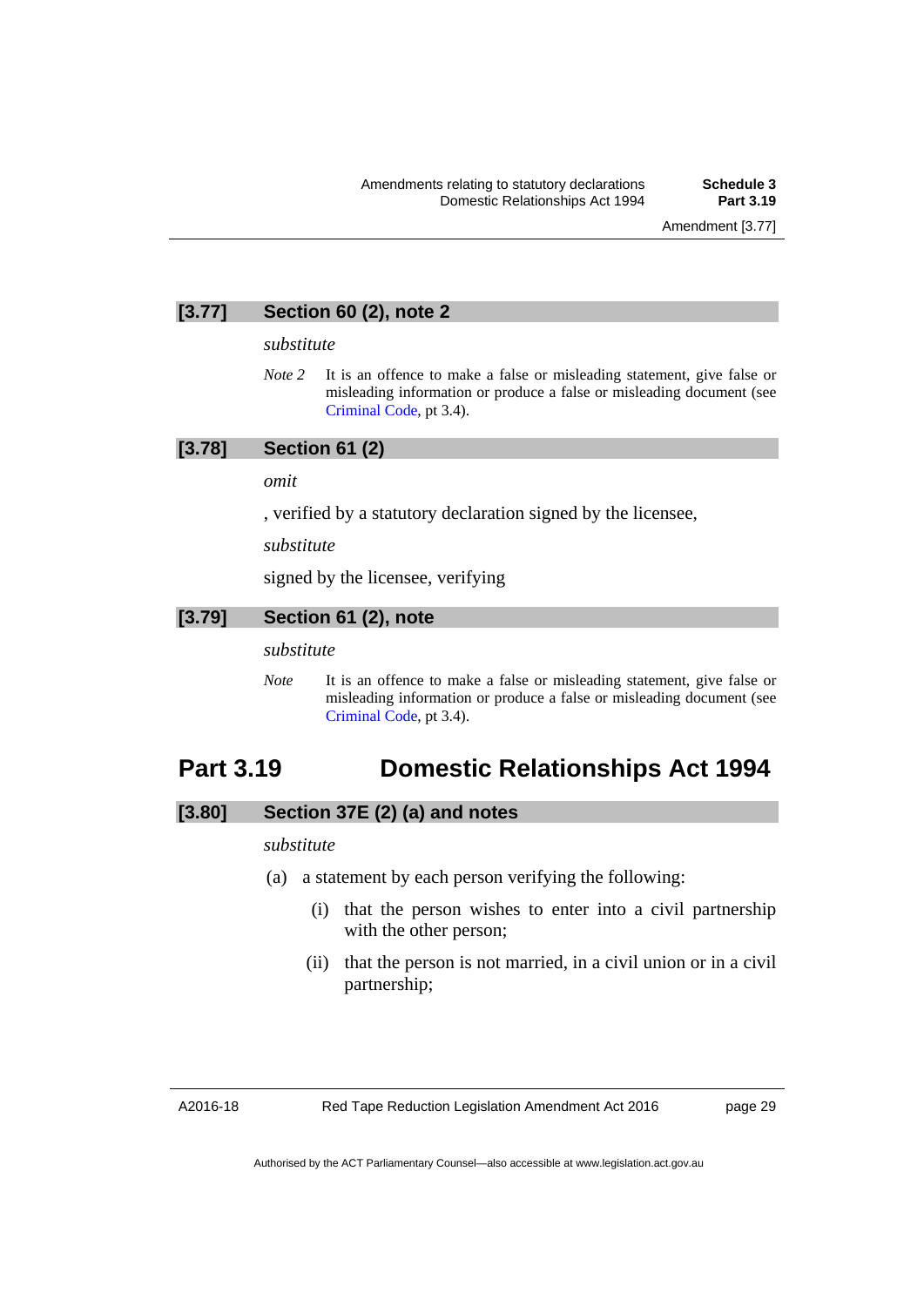### [3.77] Section 60 (2), note 2

*substitute*

*Note 2* It is an offence to make a false or misleading statement, give false or misleading information or produce a false or misleading document (see Criminal Code, pt 3.4).

### [3.78] Section 61 (2)

*omit*

, verified by a statutory declaration signed by the licensee,

*substitute*

signed by the licensee, verifying

### [3.79] Section 61 (2), note

*substitute*

*Note* It is an offence to make a false or misleading statement, give false or misleading information or produce a false or misleading document (see Criminal Code, pt 3.4).

## Part 3.19 Domestic Relationships Act 1994

### [3.80] Section 37E (2) (a) and notes

*substitute*

(a) a statement by each person verifying the following:

(i) that the person wishes to enter into a civil partnership with the other person;

(ii) that the person is not married, in a civil union or in a civil partnership;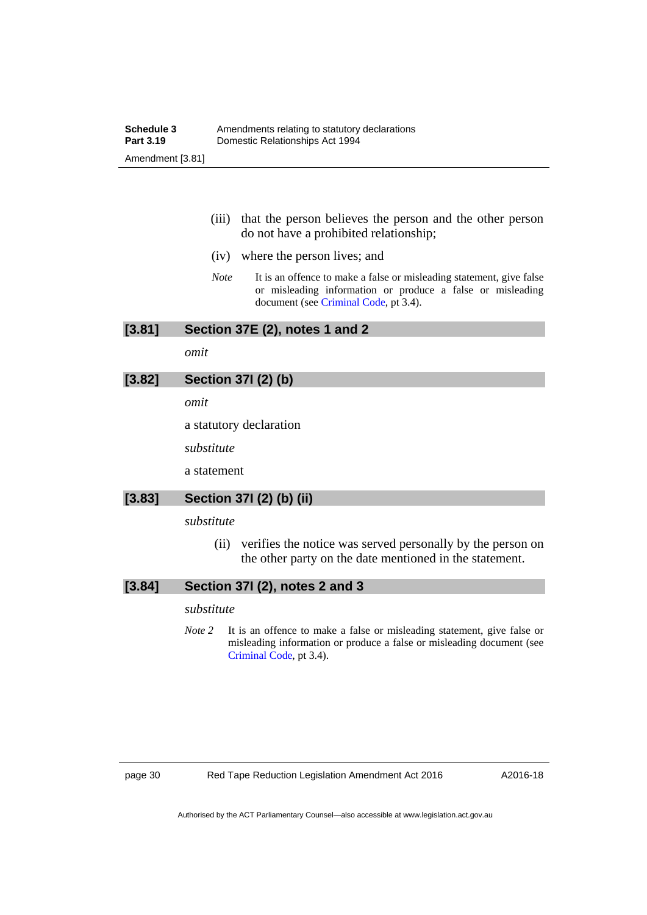(iii) that the person believes the person and the other person do not have a prohibited relationship;

(iv) where the person lives; and

*Note* It is an offence to make a false or misleading statement, give false or misleading information or produce a false or misleading document (see Criminal Code, pt 3.4).

### [3.81] Section 37E (2), notes 1 and 2

*omit*

### [3.82] Section 37I (2) (b)

*omit*

a statutory declaration

*substitute*

a statement

### [3.83] Section 37I (2) (b) (ii)

*substitute*

(ii) verifies the notice was served personally by the person on the other party on the date mentioned in the statement.

### [3.84] Section 37I (2), notes 2 and 3

*substitute*

*Note 2* It is an offence to make a false or misleading statement, give false or misleading information or produce a false or misleading document (see Criminal Code, pt 3.4).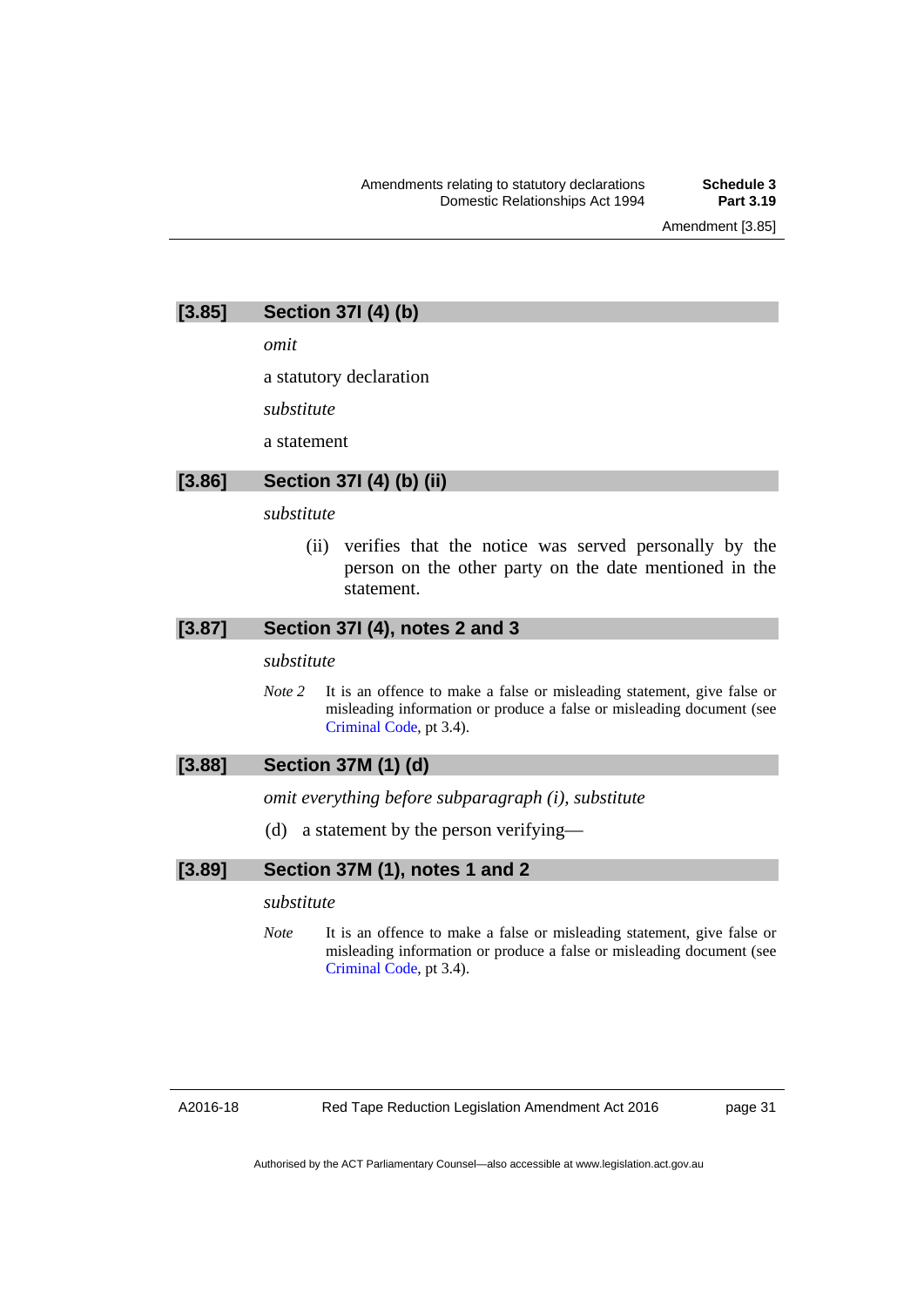## [3.85] Section 37I (4) (b)

*omit*

a statutory declaration

*substitute*

a statement

## [3.86] Section 37I (4) (b) (ii)

*substitute*

(ii) verifies that the notice was served personally by the person on the other party on the date mentioned in the statement.

## [3.87] Section 37I (4), notes 2 and 3

*substitute*

*Note 2* It is an offence to make a false or misleading statement, give false or misleading information or produce a false or misleading document (see Criminal Code, pt 3.4).

## [3.88] Section 37M (1) (d)

*omit everything before subparagraph (i), substitute*

(d) a statement by the person verifying—

## [3.89] Section 37M (1), notes 1 and 2

*substitute*

*Note* It is an offence to make a false or misleading statement, give false or misleading information or produce a false or misleading document (see Criminal Code, pt 3.4).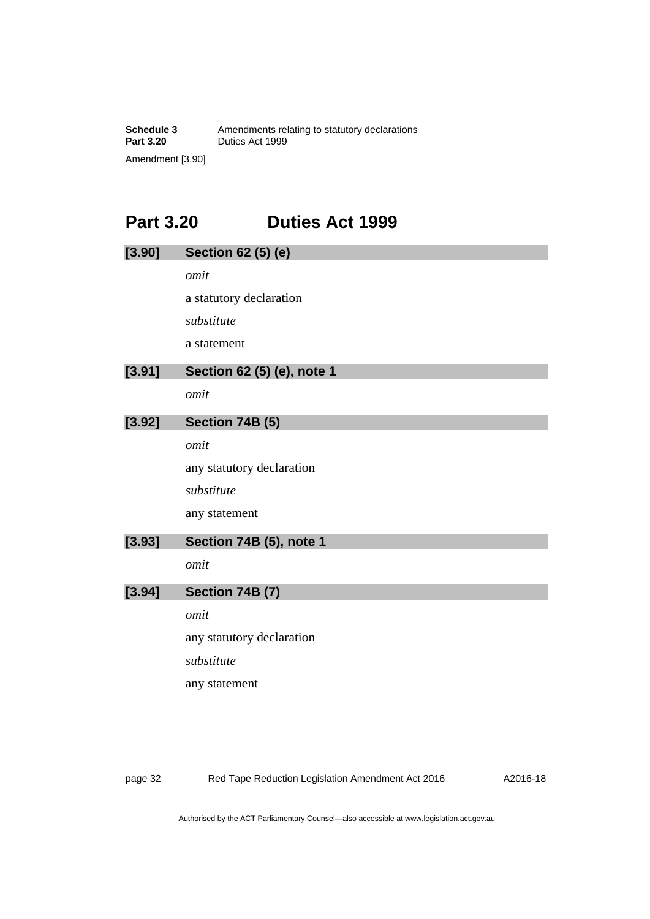# Part 3.20 Duties Act 1999

### [3.90] Section 62 (5) (e)

*omit*

a statutory declaration

*substitute*

a statement

### [3.91] Section 62 (5) (e), note 1

*omit*

### [3.92] Section 74B (5)

*omit*

any statutory declaration

*substitute*

any statement

### [3.93] Section 74B (5), note 1

*omit*

### [3.94] Section 74B (7)

*omit*

any statutory declaration

*substitute*

any statement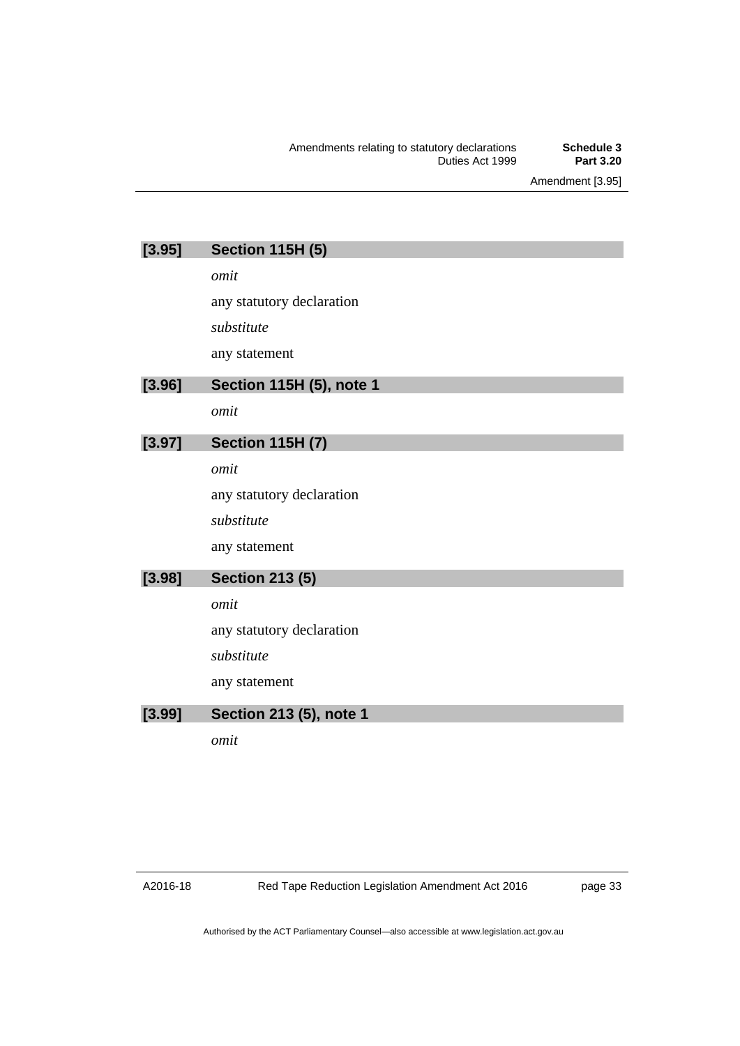### [3.95] Section 115H (5)

*omit*

any statutory declaration

*substitute*

any statement

### [3.96] Section 115H (5), note 1

*omit*

### [3.97] Section 115H (7)

*omit*

any statutory declaration

*substitute*

any statement

### [3.98] Section 213 (5)

*omit*

any statutory declaration

*substitute*

any statement

### [3.99] Section 213 (5), note 1

*omit*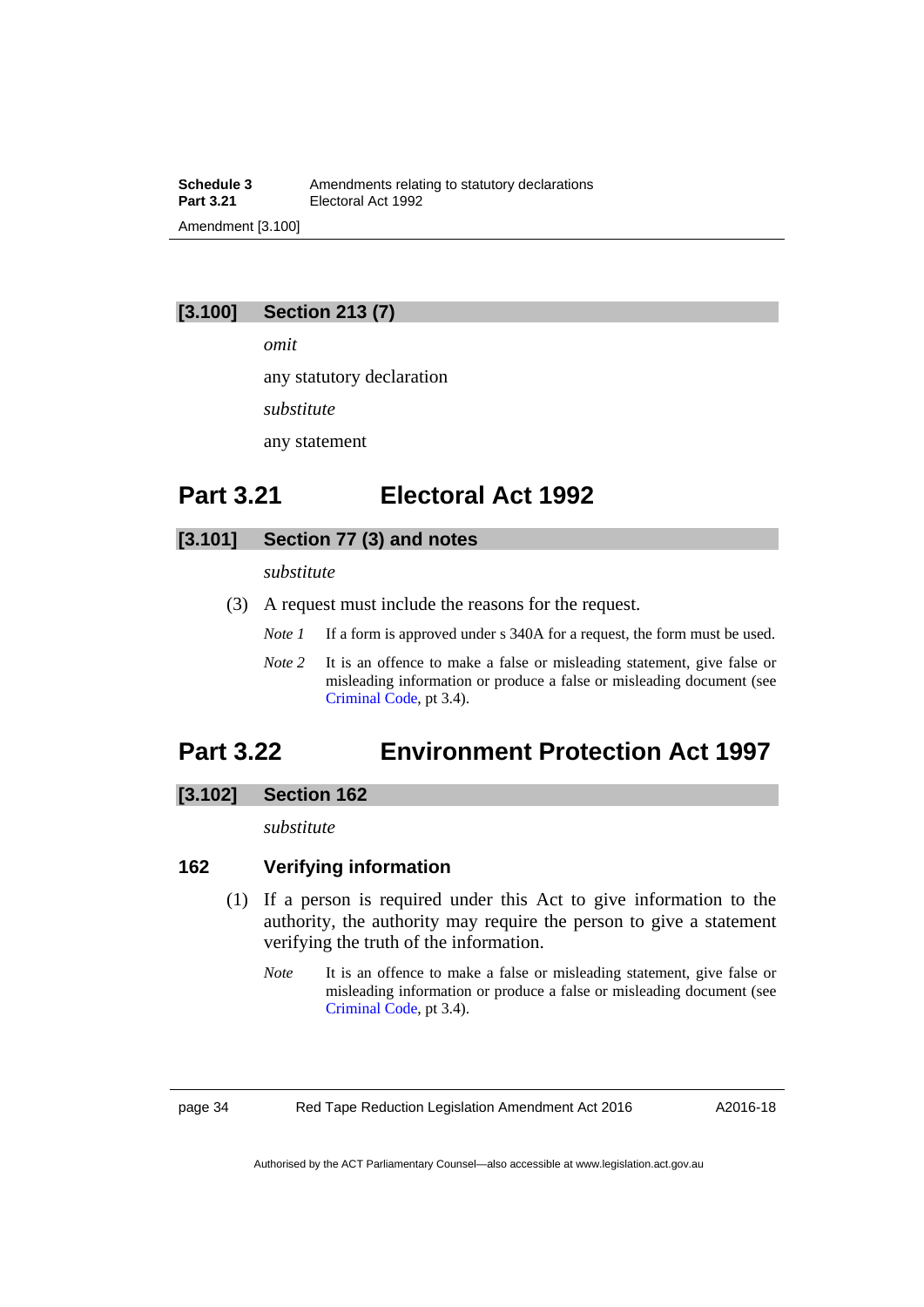### [3.100] Section 213 (7)

*omit*

any statutory declaration

*substitute*

any statement

## Part 3.21 Electoral Act 1992

### [3.101] Section 77 (3) and notes

*substitute*

(3) A request must include the reasons for the request.

*Note 1* If a form is approved under s 340A for a request, the form must be used.

*Note 2* It is an offence to make a false or misleading statement, give false or misleading information or produce a false or misleading document (see Criminal Code, pt 3.4).

## Part 3.22 Environment Protection Act 1997

### [3.102] Section 162

*substitute*

### 162 Verifying information

(1) If a person is required under this Act to give information to the authority, the authority may require the person to give a statement verifying the truth of the information.

*Note* It is an offence to make a false or misleading statement, give false or misleading information or produce a false or misleading document (see Criminal Code, pt 3.4).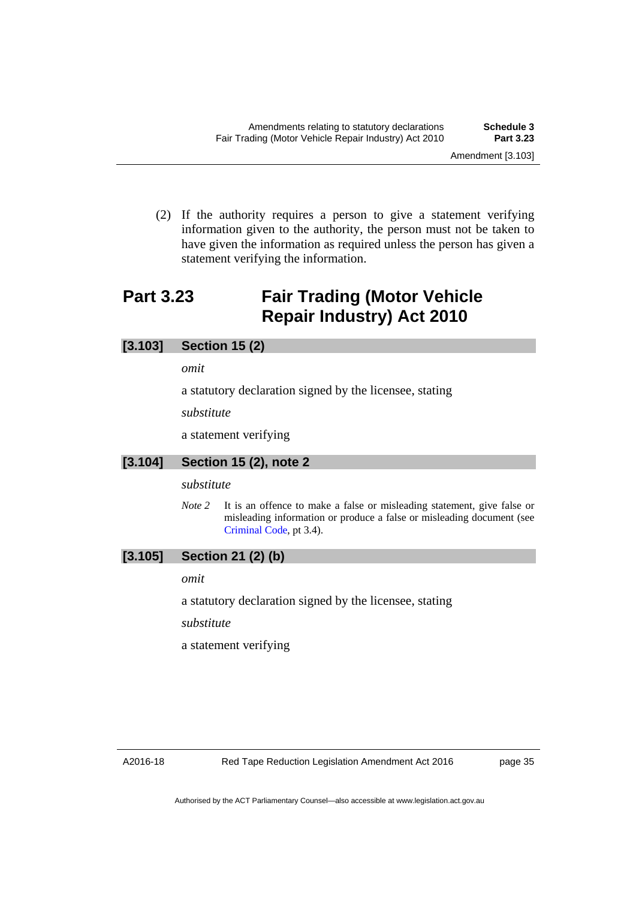(2) If the authority requires a person to give a statement verifying information given to the authority, the person must not be taken to have given the information as required unless the person has given a statement verifying the information.

## Part 3.23 Fair Trading (Motor Vehicle Repair Industry) Act 2010

### [3.103] Section 15 (2)

*omit*

a statutory declaration signed by the licensee, stating

*substitute*

a statement verifying

### [3.104] Section 15 (2), note 2

*substitute*

*Note 2* It is an offence to make a false or misleading statement, give false or misleading information or produce a false or misleading document (see Criminal Code, pt 3.4).

### [3.105] Section 21 (2) (b)

*omit*

a statutory declaration signed by the licensee, stating

*substitute*

a statement verifying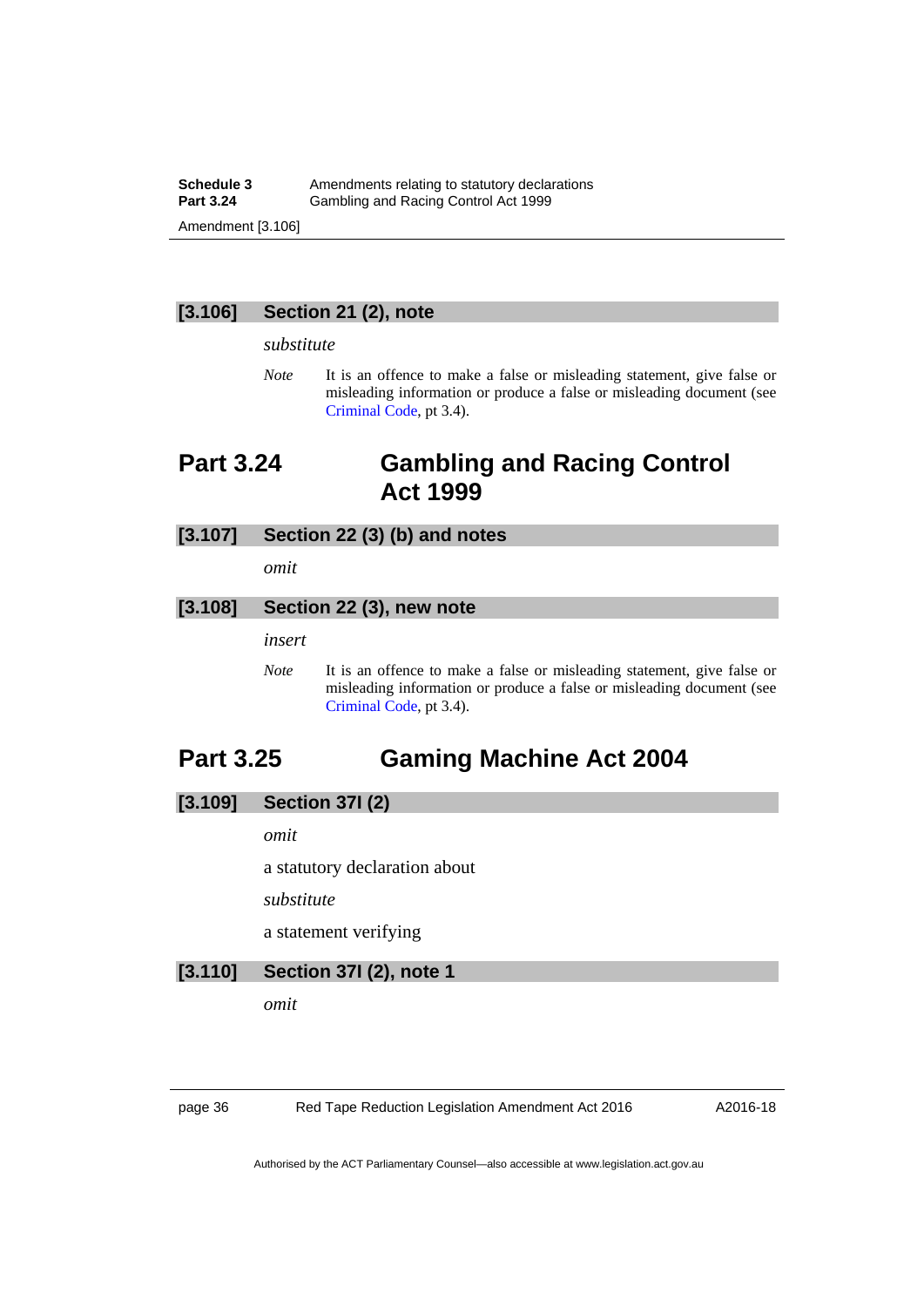### [3.106] Section 21 (2), note

*substitute*

*Note* It is an offence to make a false or misleading statement, give false or misleading information or produce a false or misleading document (see Criminal Code, pt 3.4).

## Part 3.24 Gambling and Racing Control Act 1999

### [3.107] Section 22 (3) (b) and notes

*omit*

### [3.108] Section 22 (3), new note

*insert*

*Note* It is an offence to make a false or misleading statement, give false or misleading information or produce a false or misleading document (see Criminal Code, pt 3.4).

## Part 3.25 Gaming Machine Act 2004

### [3.109] Section 37I (2)

*omit*

a statutory declaration about

*substitute*

a statement verifying

### [3.110] Section 37I (2), note 1

*omit*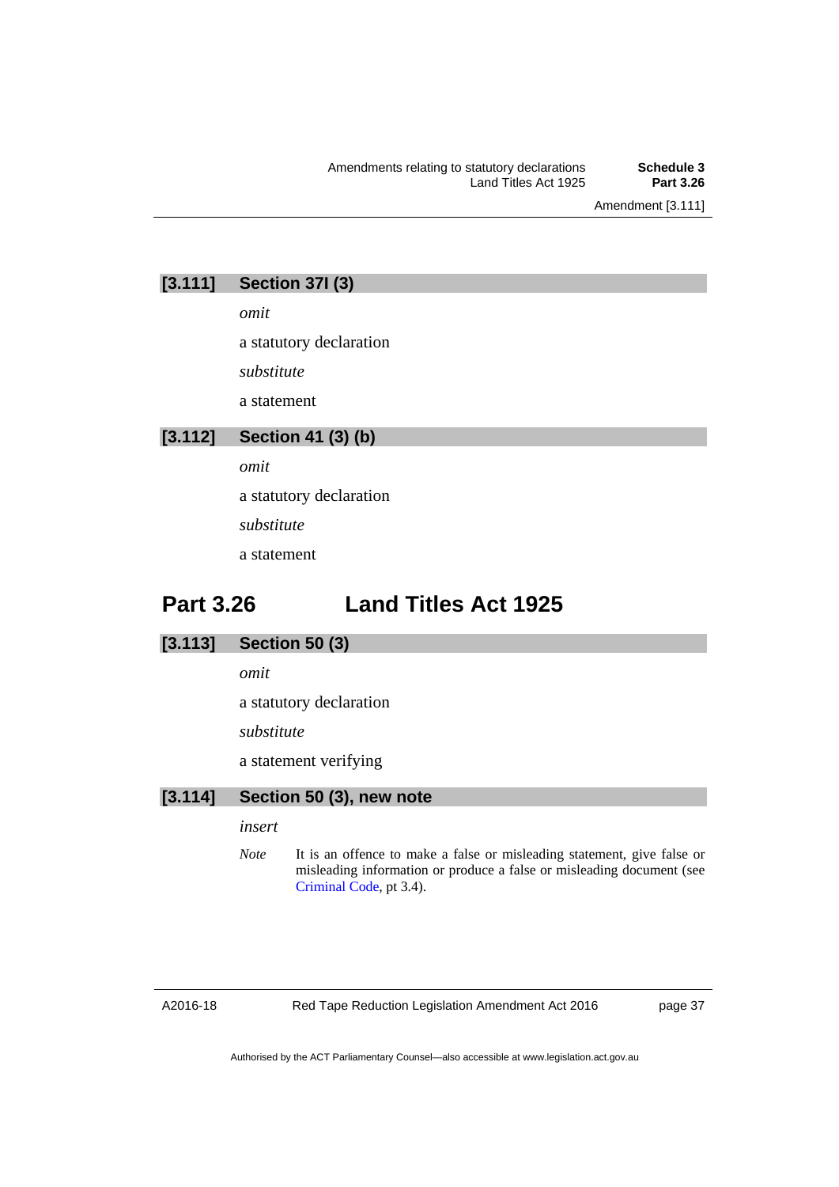### [3.111] Section 37I (3)

*omit*

a statutory declaration

*substitute*

a statement

### [3.112] Section 41 (3) (b)

*omit*

a statutory declaration

*substitute*

a statement

## Part 3.26 Land Titles Act 1925

### [3.113] Section 50 (3)

*omit*

a statutory declaration

*substitute*

a statement verifying

### [3.114] Section 50 (3), new note

*insert*

*Note* It is an offence to make a false or misleading statement, give false or misleading information or produce a false or misleading document (see Criminal Code, pt 3.4).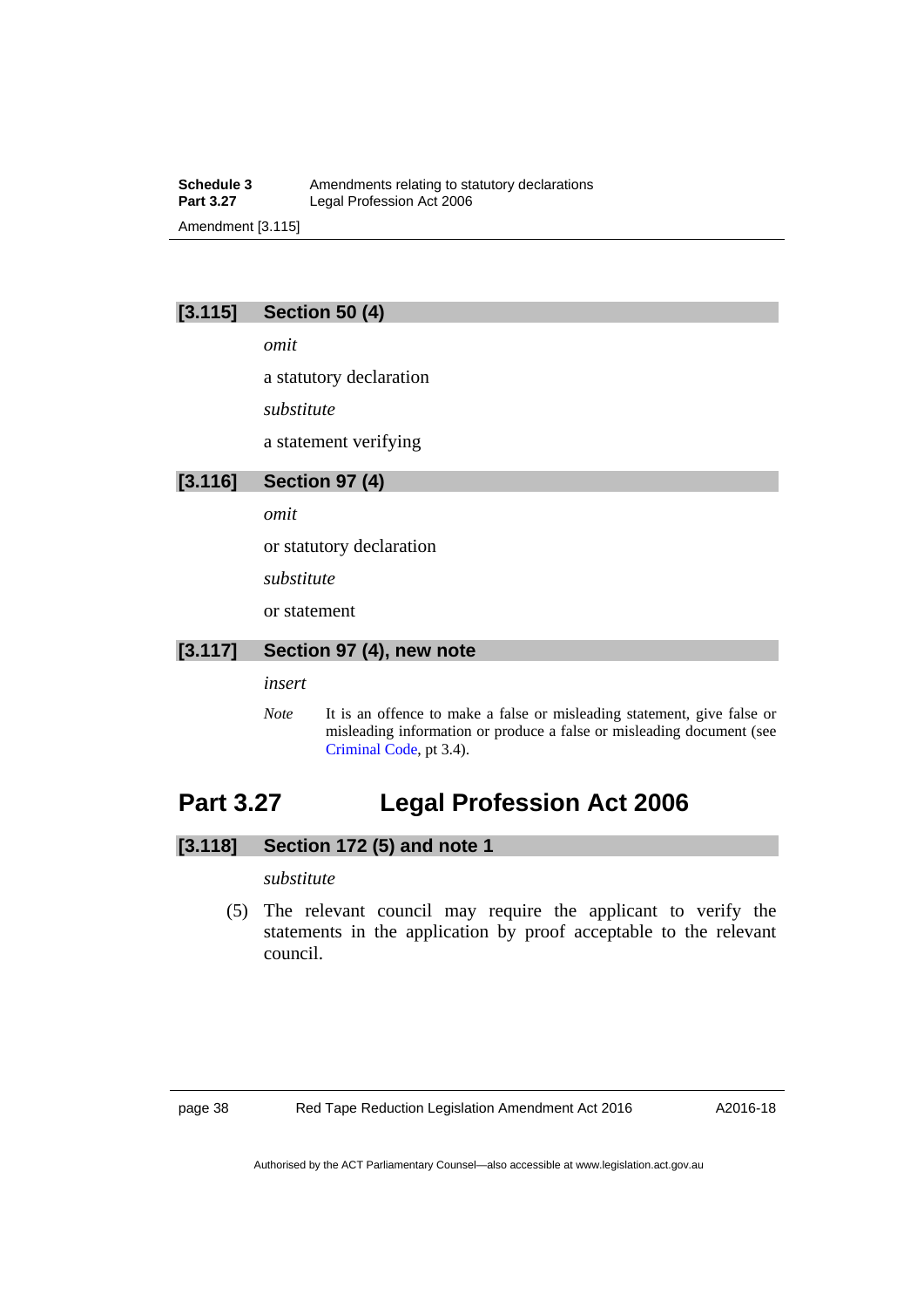### [3.115] Section 50 (4)

*omit*

a statutory declaration

*substitute*

a statement verifying

### [3.116] Section 97 (4)

*omit*

or statutory declaration

*substitute*

or statement

### [3.117] Section 97 (4), new note

*insert*

*Note* It is an offence to make a false or misleading statement, give false or misleading information or produce a false or misleading document (see Criminal Code, pt 3.4).

## Part 3.27 Legal Profession Act 2006

### [3.118] Section 172 (5) and note 1

*substitute*

(5) The relevant council may require the applicant to verify the statements in the application by proof acceptable to the relevant council.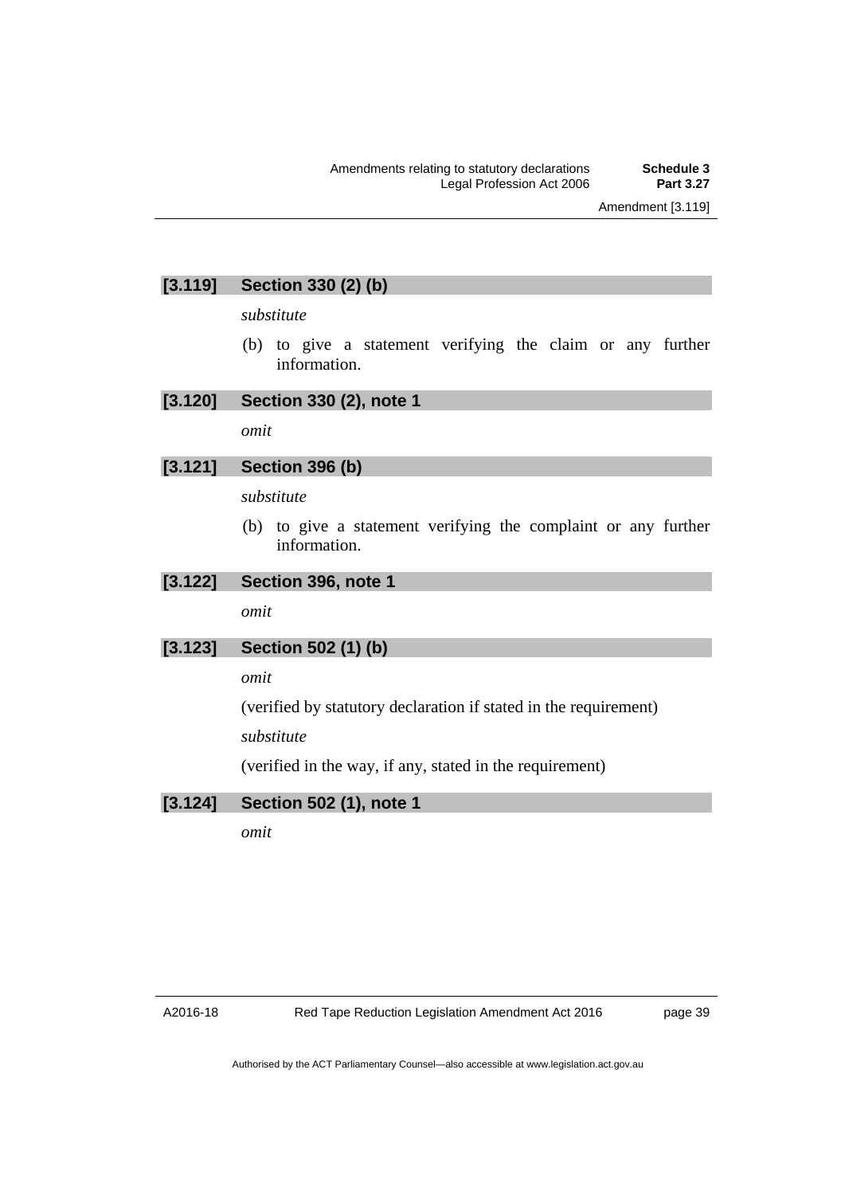### [3.119] Section 330 (2) (b)

*substitute*

(b) to give a statement verifying the claim or any further information.

### [3.120] Section 330 (2), note 1

*omit*

### [3.121] Section 396 (b)

*substitute*

(b) to give a statement verifying the complaint or any further information.

### [3.122] Section 396, note 1

*omit*

### [3.123] Section 502 (1) (b)

*omit*

(verified by statutory declaration if stated in the requirement)

*substitute*

(verified in the way, if any, stated in the requirement)

### [3.124] Section 502 (1), note 1

*omit*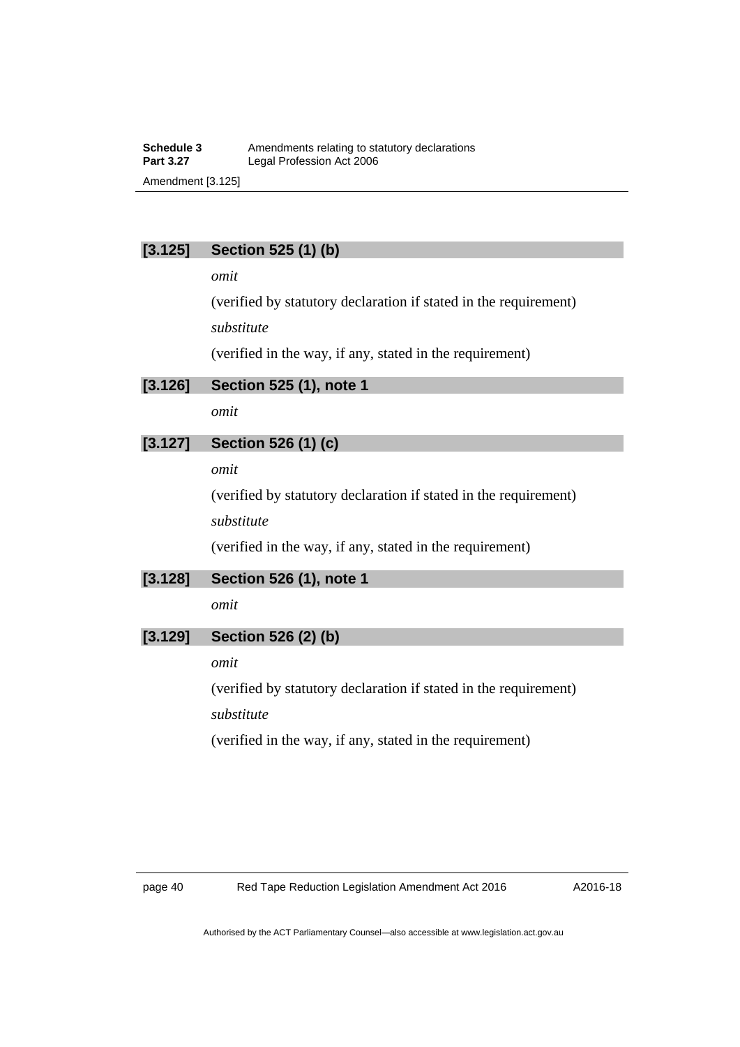### [3.125] Section 525 (1) (b)

*omit*

(verified by statutory declaration if stated in the requirement)

*substitute*

(verified in the way, if any, stated in the requirement)

### [3.126] Section 525 (1), note 1

*omit*

### [3.127] Section 526 (1) (c)

*omit*

(verified by statutory declaration if stated in the requirement)

*substitute*

(verified in the way, if any, stated in the requirement)

### [3.128] Section 526 (1), note 1

*omit*

### [3.129] Section 526 (2) (b)

*omit*

(verified by statutory declaration if stated in the requirement)

*substitute*

(verified in the way, if any, stated in the requirement)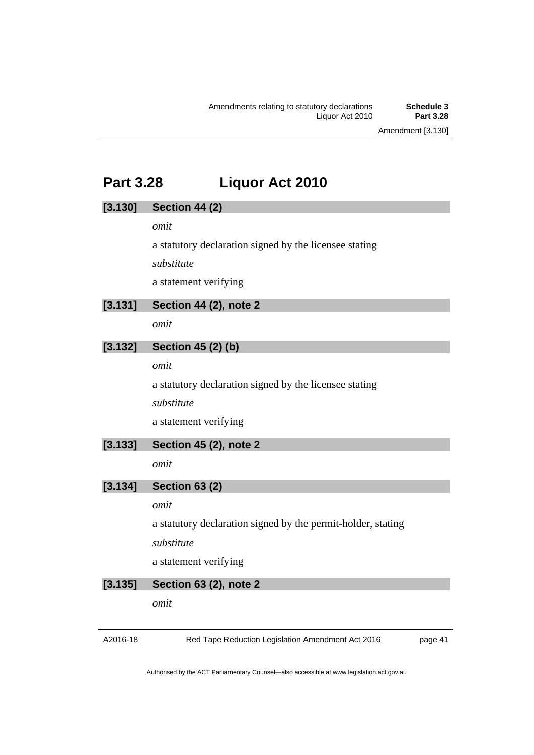# Part 3.28 Liquor Act 2010

### [3.130] Section 44 (2)

*omit*

a statutory declaration signed by the licensee stating

*substitute*

a statement verifying

### [3.131] Section 44 (2), note 2

*omit*

### [3.132] Section 45 (2) (b)

*omit*

a statutory declaration signed by the licensee stating

*substitute*

a statement verifying

### [3.133] Section 45 (2), note 2

*omit*

### [3.134] Section 63 (2)

*omit*

a statutory declaration signed by the permit-holder, stating

*substitute*

a statement verifying

### [3.135] Section 63 (2), note 2

*omit*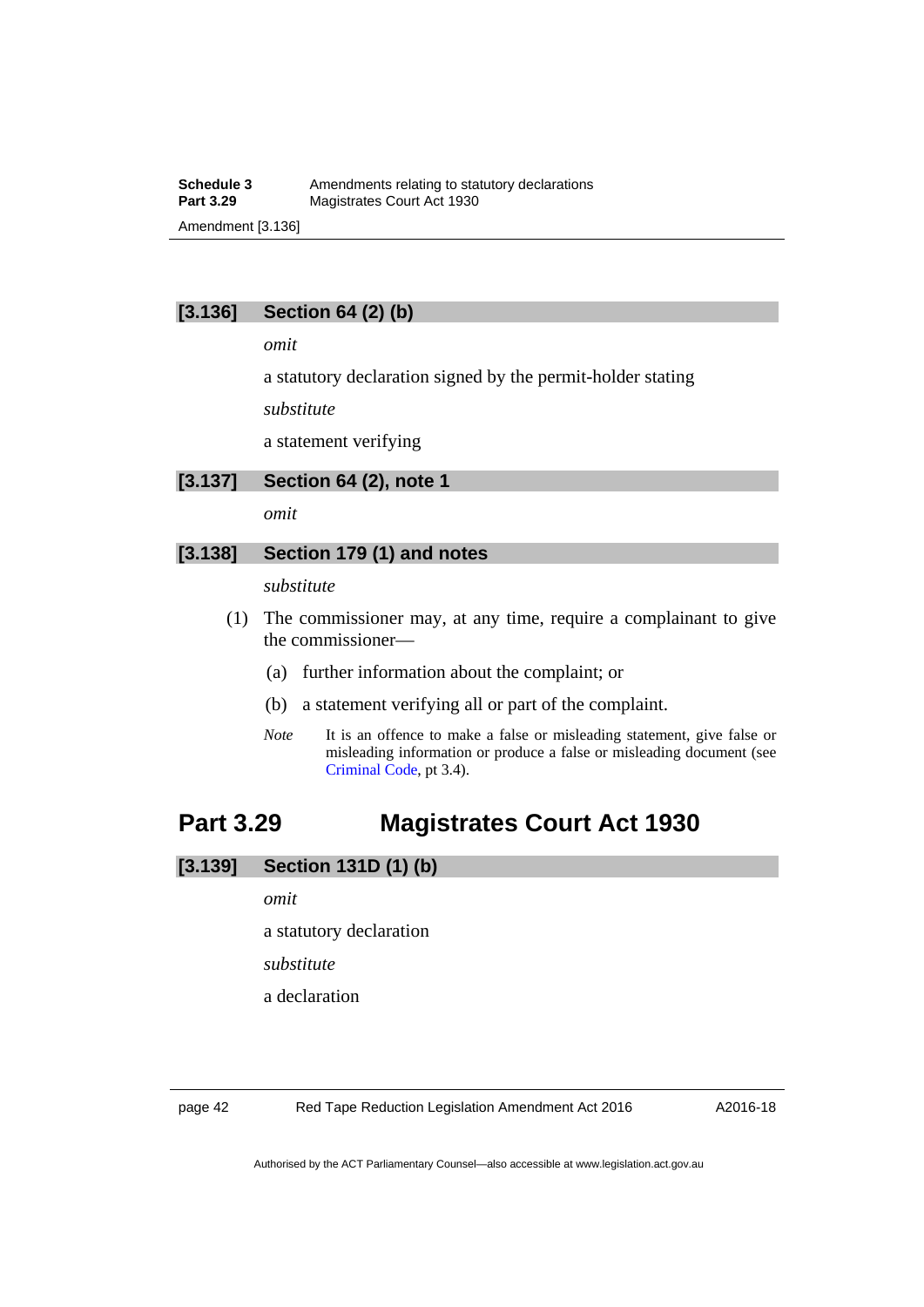### [3.136] Section 64 (2) (b)

*omit*

a statutory declaration signed by the permit-holder stating

*substitute*

a statement verifying

### [3.137] Section 64 (2), note 1

*omit*

### [3.138] Section 179 (1) and notes

*substitute*

(1) The commissioner may, at any time, require a complainant to give the commissioner—

(a) further information about the complaint; or

(b) a statement verifying all or part of the complaint.

*Note* It is an offence to make a false or misleading statement, give false or misleading information or produce a false or misleading document (see Criminal Code, pt 3.4).

## Part 3.29 Magistrates Court Act 1930

### [3.139] Section 131D (1) (b)

*omit*

a statutory declaration

*substitute*

a declaration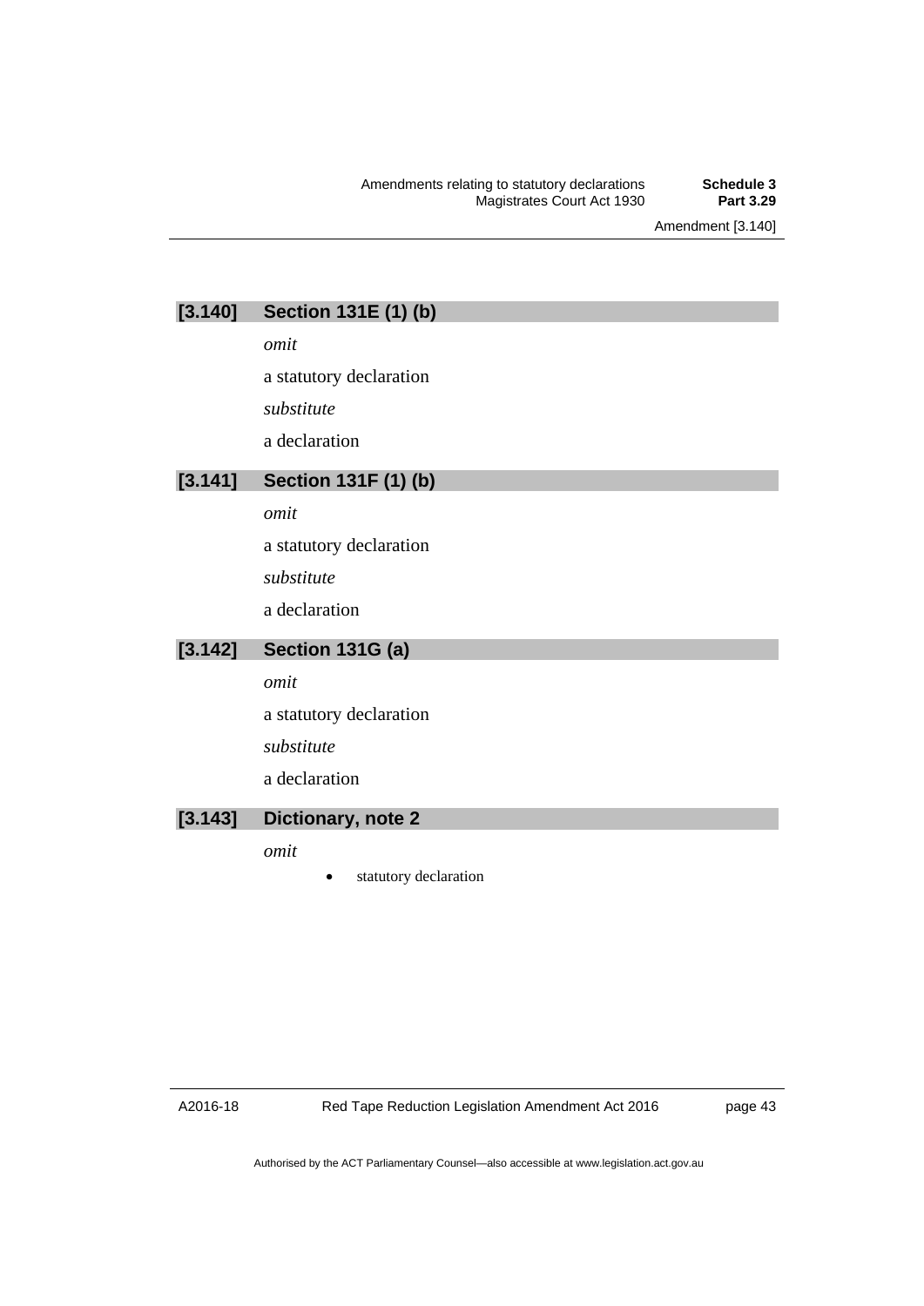### [3.140] Section 131E (1) (b)

*omit*

a statutory declaration

*substitute*

a declaration

### [3.141] Section 131F (1) (b)

*omit*

a statutory declaration

*substitute*

a declaration

### [3.142] Section 131G (a)

*omit*

a statutory declaration

*substitute*

a declaration

### [3.143] Dictionary, note 2

*omit*

- statutory declaration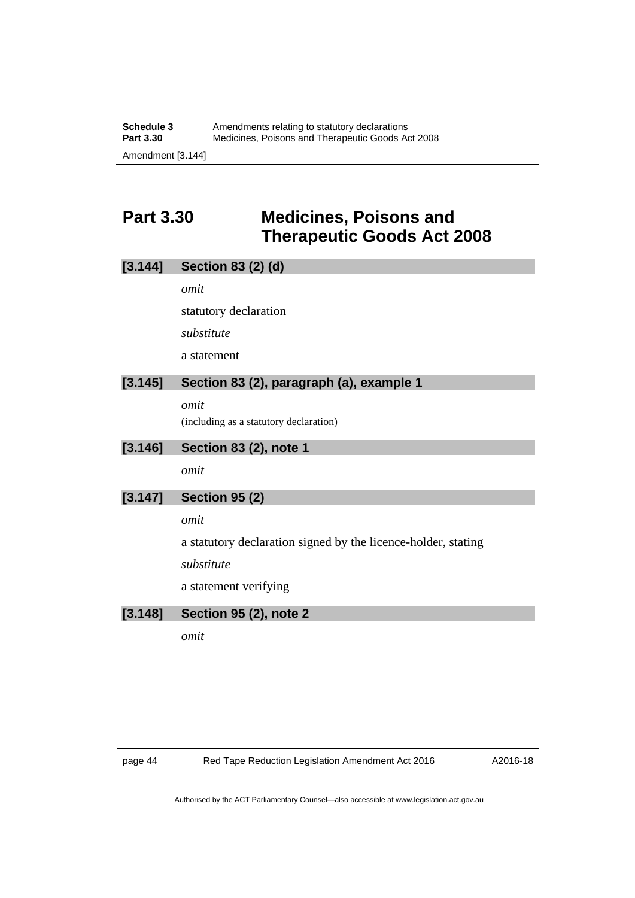## Part 3.30 Medicines, Poisons and Therapeutic Goods Act 2008

### [3.144] Section 83 (2) (d)

*omit*

statutory declaration

*substitute*

a statement

### [3.145] Section 83 (2), paragraph (a), example 1

*omit*

(including as a statutory declaration)

### [3.146] Section 83 (2), note 1

*omit*

### [3.147] Section 95 (2)

*omit*

a statutory declaration signed by the licence-holder, stating

*substitute*

a statement verifying

### [3.148] Section 95 (2), note 2

*omit*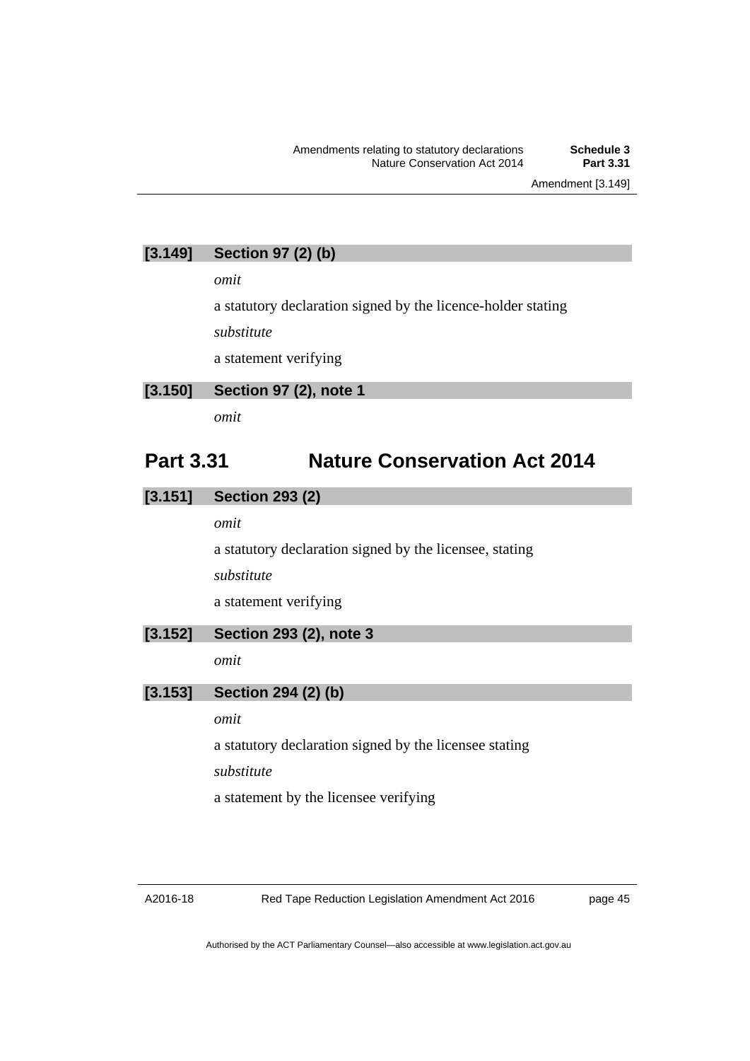### [3.149] Section 97 (2) (b)

*omit*

a statutory declaration signed by the licence-holder stating

*substitute*

a statement verifying

### [3.150] Section 97 (2), note 1

*omit*

## Part 3.31 Nature Conservation Act 2014

### [3.151] Section 293 (2)

*omit*

a statutory declaration signed by the licensee, stating

*substitute*

a statement verifying

### [3.152] Section 293 (2), note 3

*omit*

### [3.153] Section 294 (2) (b)

*omit*

a statutory declaration signed by the licensee stating

*substitute*

a statement by the licensee verifying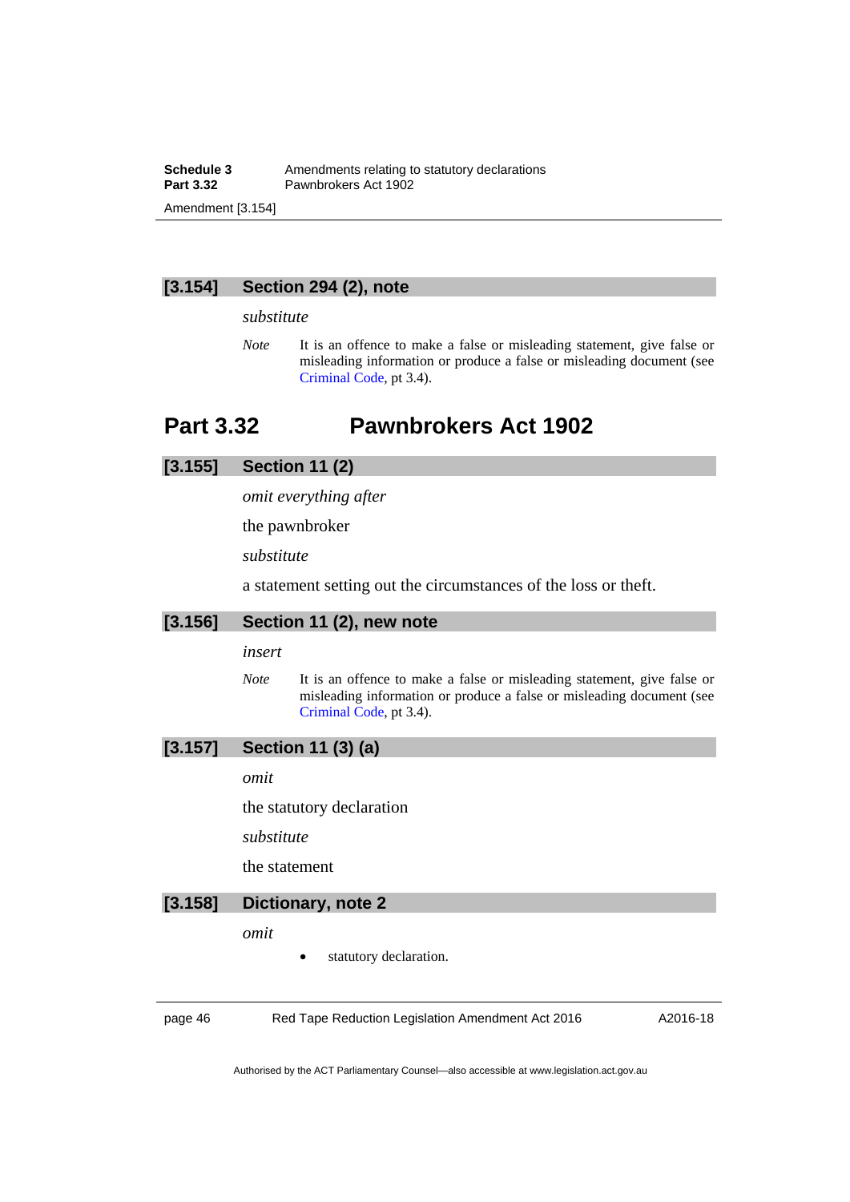### [3.154] Section 294 (2), note

*substitute*

*Note* It is an offence to make a false or misleading statement, give false or misleading information or produce a false or misleading document (see Criminal Code, pt 3.4).

## Part 3.32 Pawnbrokers Act 1902

### [3.155] Section 11 (2)

*omit everything after*

the pawnbroker

*substitute*

a statement setting out the circumstances of the loss or theft.

### [3.156] Section 11 (2), new note

*insert*

*Note* It is an offence to make a false or misleading statement, give false or misleading information or produce a false or misleading document (see Criminal Code, pt 3.4).

### [3.157] Section 11 (3) (a)

*omit*

the statutory declaration

*substitute*

the statement

### [3.158] Dictionary, note 2

*omit*

- statutory declaration.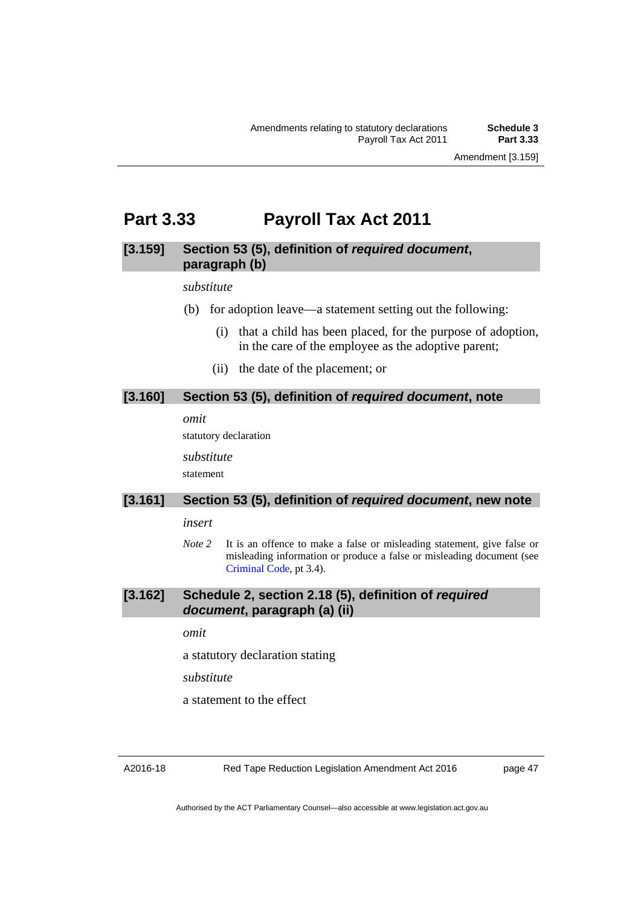# Part 3.33 Payroll Tax Act 2011

### [3.159] Section 53 (5), definition of ***required document***, paragraph (b)

*substitute*

(b) for adoption leave—a statement setting out the following:

(i) that a child has been placed, for the purpose of adoption, in the care of the employee as the adoptive parent;

(ii) the date of the placement; or

### [3.160] Section 53 (5), definition of ***required document***, note

*omit*

statutory declaration

*substitute*

statement

### [3.161] Section 53 (5), definition of ***required document***, new note

*insert*

*Note 2* It is an offence to make a false or misleading statement, give false or misleading information or produce a false or misleading document (see Criminal Code, pt 3.4).

### [3.162] Schedule 2, section 2.18 (5), definition of ***required document***, paragraph (a) (ii)

*omit*

a statutory declaration stating

*substitute*

a statement to the effect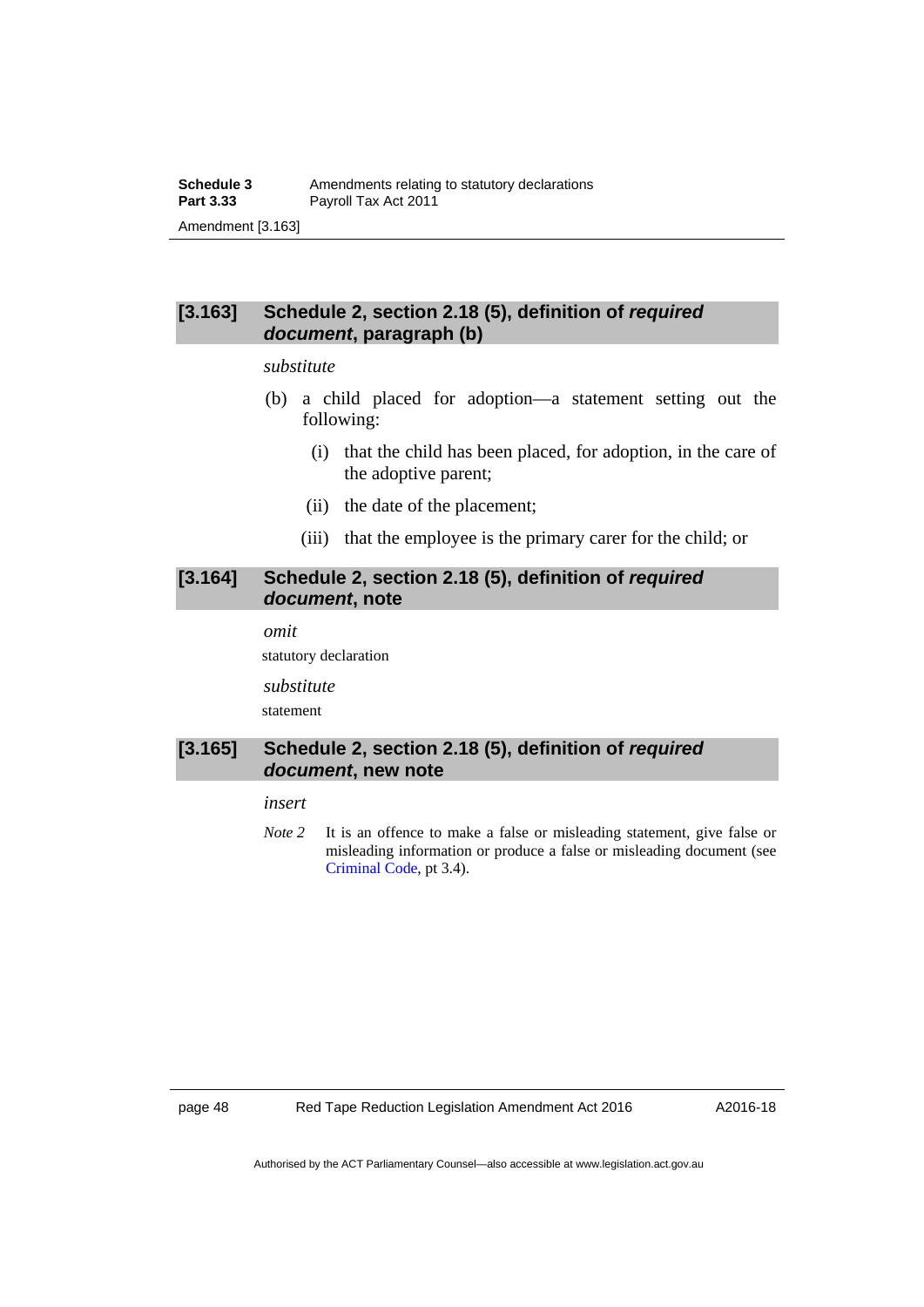## [3.163] Schedule 2, section 2.18 (5), definition of *required document*, paragraph (b)

*substitute*

(b) a child placed for adoption—a statement setting out the following:

(i) that the child has been placed, for adoption, in the care of the adoptive parent;

(ii) the date of the placement;

(iii) that the employee is the primary carer for the child; or

## [3.164] Schedule 2, section 2.18 (5), definition of *required document*, note

*omit*

statutory declaration

*substitute*

statement

## [3.165] Schedule 2, section 2.18 (5), definition of *required document*, new note

*insert*

*Note 2* It is an offence to make a false or misleading statement, give false or misleading information or produce a false or misleading document (see Criminal Code, pt 3.4).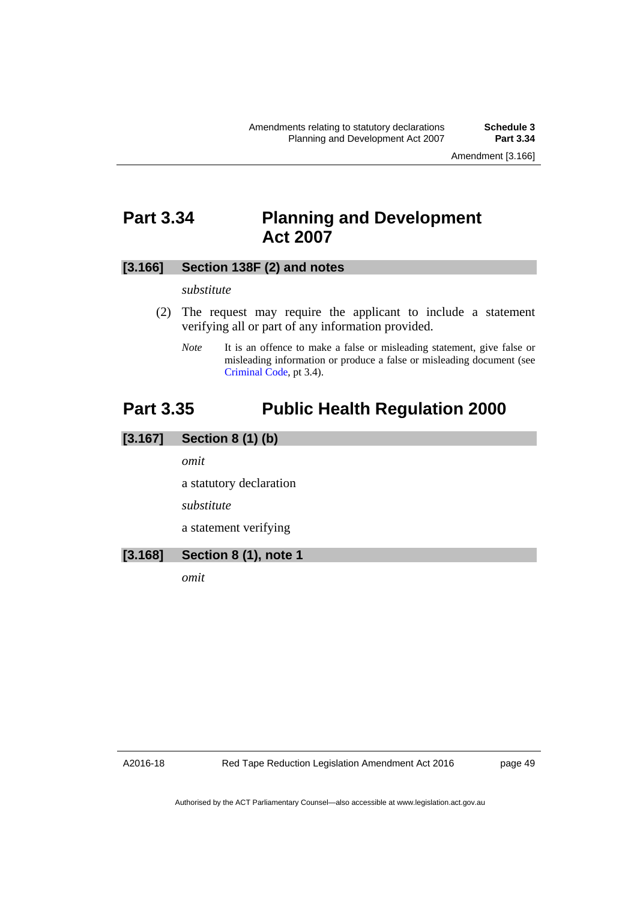## Part 3.34 Planning and Development Act 2007

### [3.166] Section 138F (2) and notes

*substitute*

(2) The request may require the applicant to include a statement verifying all or part of any information provided.

*Note* It is an offence to make a false or misleading statement, give false or misleading information or produce a false or misleading document (see Criminal Code, pt 3.4).

## Part 3.35 Public Health Regulation 2000

### [3.167] Section 8 (1) (b)

*omit*

a statutory declaration

*substitute*

a statement verifying

### [3.168] Section 8 (1), note 1

*omit*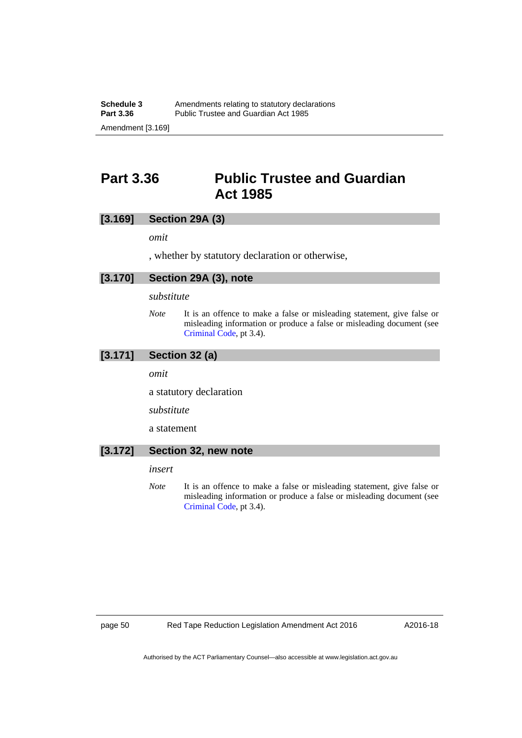# Part 3.36 Public Trustee and Guardian Act 1985

### [3.169] Section 29A (3)

*omit*

, whether by statutory declaration or otherwise,

### [3.170] Section 29A (3), note

*substitute*

*Note* It is an offence to make a false or misleading statement, give false or misleading information or produce a false or misleading document (see Criminal Code, pt 3.4).

### [3.171] Section 32 (a)

*omit*

a statutory declaration

*substitute*

a statement

### [3.172] Section 32, new note

*insert*

*Note* It is an offence to make a false or misleading statement, give false or misleading information or produce a false or misleading document (see Criminal Code, pt 3.4).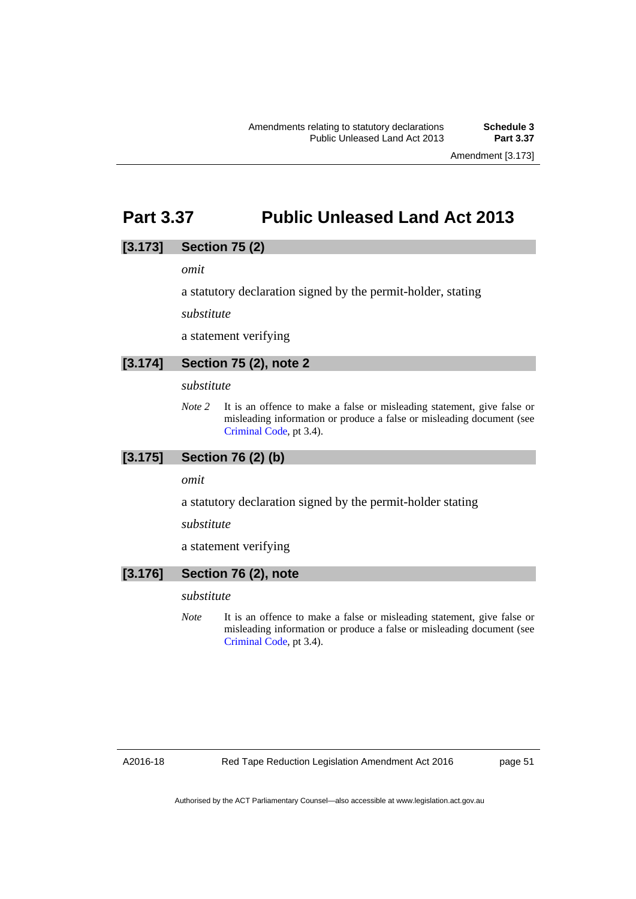## Part 3.37 Public Unleased Land Act 2013

### [3.173] Section 75 (2)

*omit*

a statutory declaration signed by the permit-holder, stating

*substitute*

a statement verifying

### [3.174] Section 75 (2), note 2

*substitute*

*Note 2* It is an offence to make a false or misleading statement, give false or misleading information or produce a false or misleading document (see Criminal Code, pt 3.4).

### [3.175] Section 76 (2) (b)

*omit*

a statutory declaration signed by the permit-holder stating

*substitute*

a statement verifying

### [3.176] Section 76 (2), note

*substitute*

*Note* It is an offence to make a false or misleading statement, give false or misleading information or produce a false or misleading document (see Criminal Code, pt 3.4).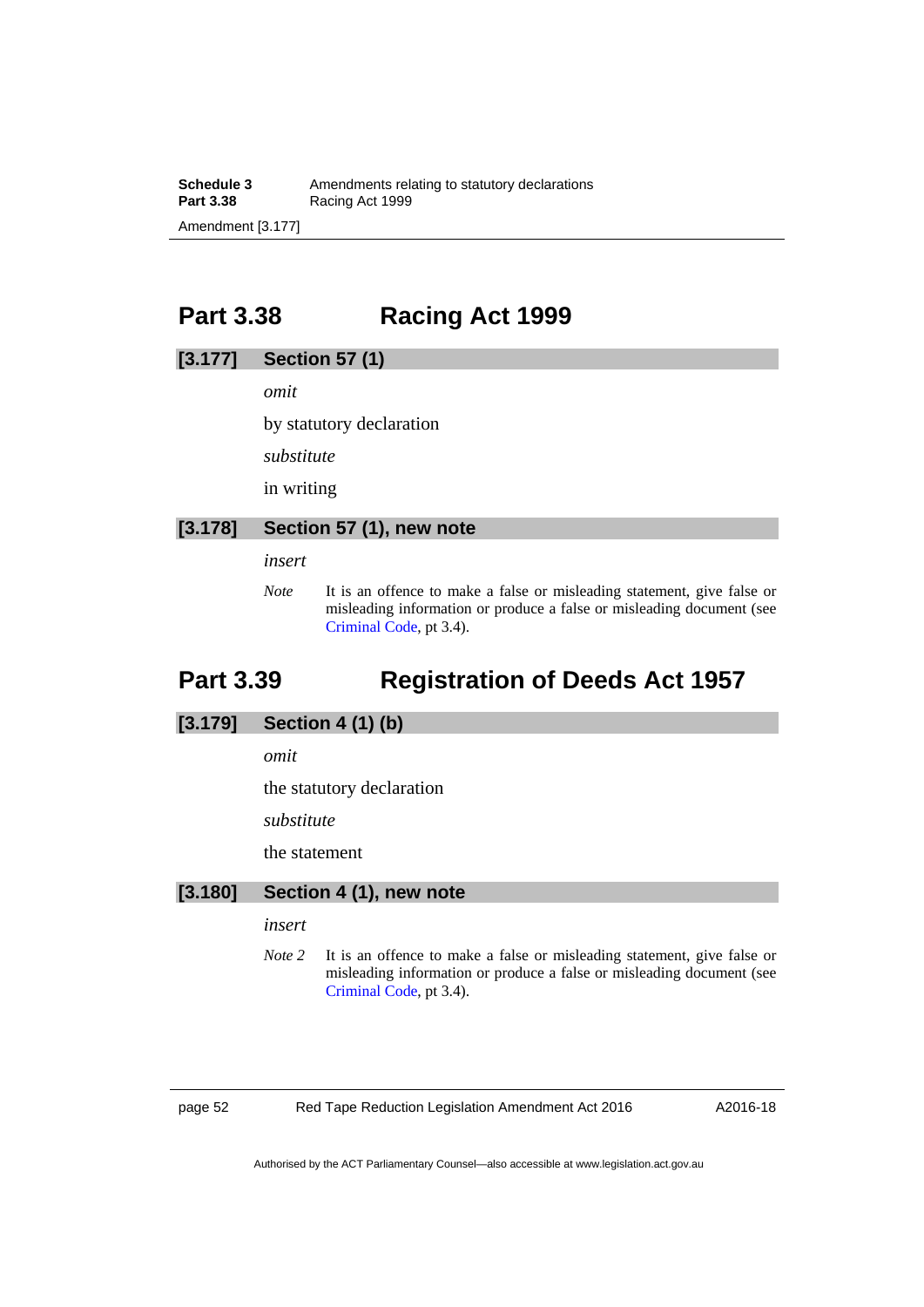## Part 3.38 Racing Act 1999

### [3.177] Section 57 (1)

*omit*

by statutory declaration

*substitute*

in writing

### [3.178] Section 57 (1), new note

*insert*

*Note* It is an offence to make a false or misleading statement, give false or misleading information or produce a false or misleading document (see Criminal Code, pt 3.4).

## Part 3.39 Registration of Deeds Act 1957

### [3.179] Section 4 (1) (b)

*omit*

the statutory declaration

*substitute*

the statement

### [3.180] Section 4 (1), new note

*insert*

*Note 2* It is an offence to make a false or misleading statement, give false or misleading information or produce a false or misleading document (see Criminal Code, pt 3.4).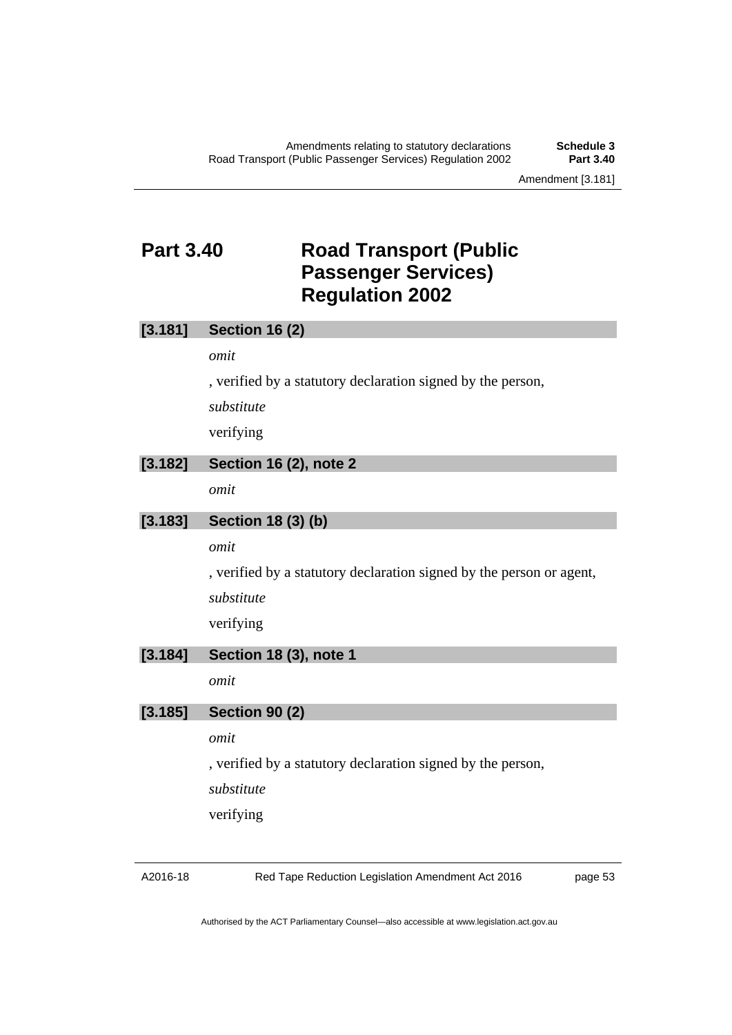## Part 3.40 Road Transport (Public Passenger Services) Regulation 2002

### [3.181] Section 16 (2)

*omit*

, verified by a statutory declaration signed by the person,

*substitute*

verifying

### [3.182] Section 16 (2), note 2

*omit*

### [3.183] Section 18 (3) (b)

*omit*

, verified by a statutory declaration signed by the person or agent,

*substitute*

verifying

### [3.184] Section 18 (3), note 1

*omit*

### [3.185] Section 90 (2)

*omit*

, verified by a statutory declaration signed by the person,

*substitute*

verifying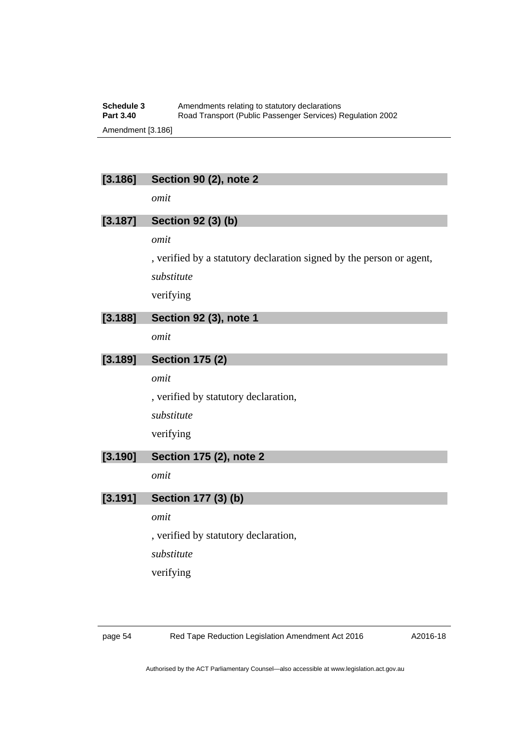### [3.186] Section 90 (2), note 2

*omit*

### [3.187] Section 92 (3) (b)

*omit*

, verified by a statutory declaration signed by the person or agent,

*substitute*

verifying

### [3.188] Section 92 (3), note 1

*omit*

### [3.189] Section 175 (2)

*omit*

, verified by statutory declaration,

*substitute*

verifying

### [3.190] Section 175 (2), note 2

*omit*

### [3.191] Section 177 (3) (b)

*omit*

, verified by statutory declaration,

*substitute*

verifying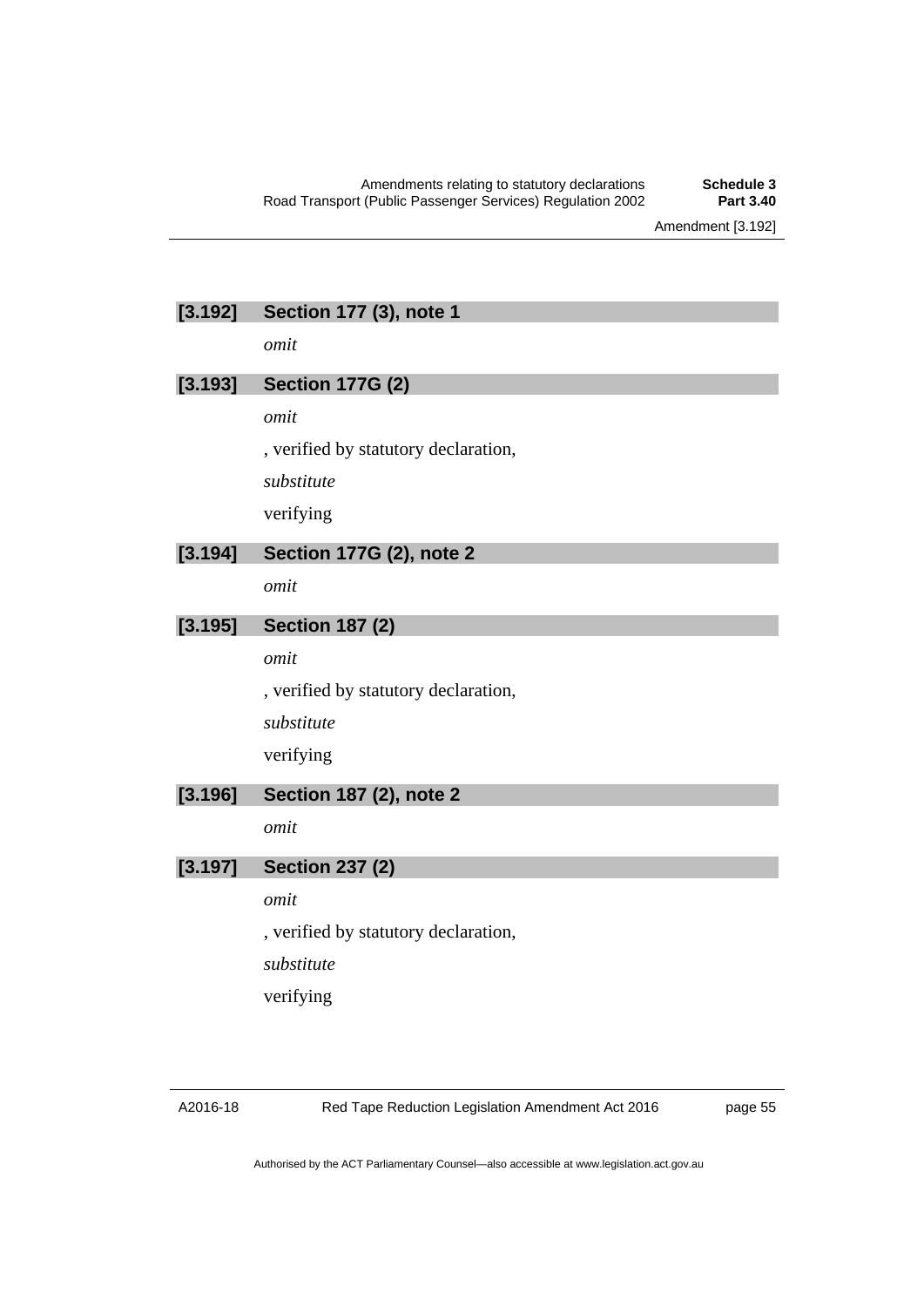### [3.192] Section 177 (3), note 1

*omit*

### [3.193] Section 177G (2)

*omit*

, verified by statutory declaration,

*substitute*

verifying

### [3.194] Section 177G (2), note 2

*omit*

### [3.195] Section 187 (2)

*omit*

, verified by statutory declaration,

*substitute*

verifying

### [3.196] Section 187 (2), note 2

*omit*

### [3.197] Section 237 (2)

*omit*

, verified by statutory declaration,

*substitute*

verifying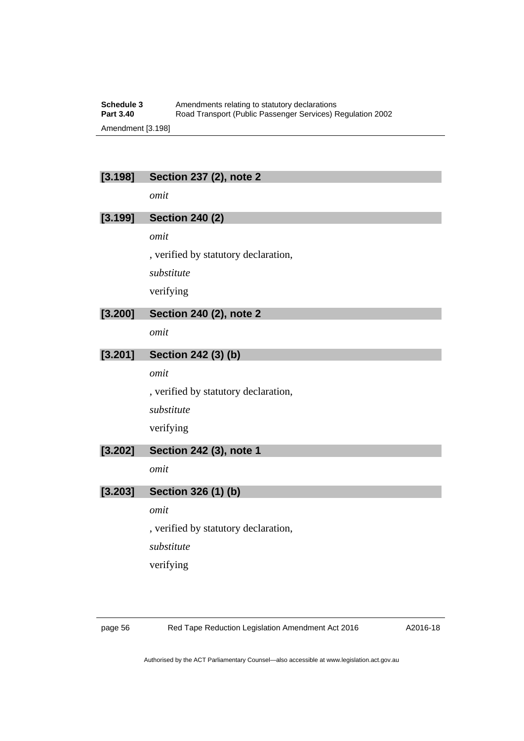### [3.198] Section 237 (2), note 2

*omit*

### [3.199] Section 240 (2)

*omit*

, verified by statutory declaration,

*substitute*

verifying

### [3.200] Section 240 (2), note 2

*omit*

### [3.201] Section 242 (3) (b)

*omit*

, verified by statutory declaration,

*substitute*

verifying

### [3.202] Section 242 (3), note 1

*omit*

### [3.203] Section 326 (1) (b)

*omit*

, verified by statutory declaration,

*substitute*

verifying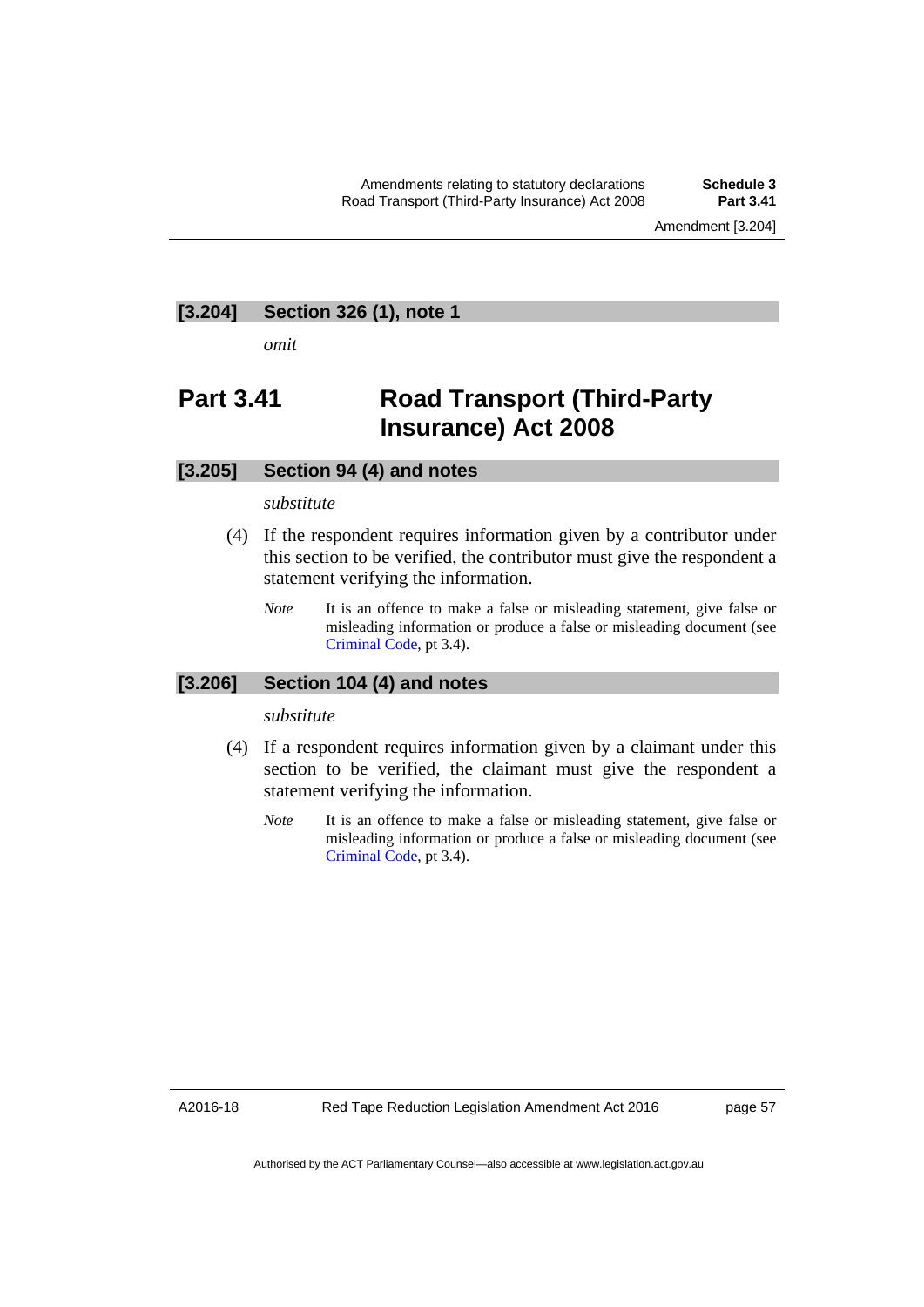### [3.204] Section 326 (1), note 1

*omit*

## Part 3.41 Road Transport (Third-Party Insurance) Act 2008

### [3.205] Section 94 (4) and notes

*substitute*

(4) If the respondent requires information given by a contributor under this section to be verified, the contributor must give the respondent a statement verifying the information.

*Note* It is an offence to make a false or misleading statement, give false or misleading information or produce a false or misleading document (see Criminal Code, pt 3.4).

### [3.206] Section 104 (4) and notes

*substitute*

(4) If a respondent requires information given by a claimant under this section to be verified, the claimant must give the respondent a statement verifying the information.

*Note* It is an offence to make a false or misleading statement, give false or misleading information or produce a false or misleading document (see Criminal Code, pt 3.4).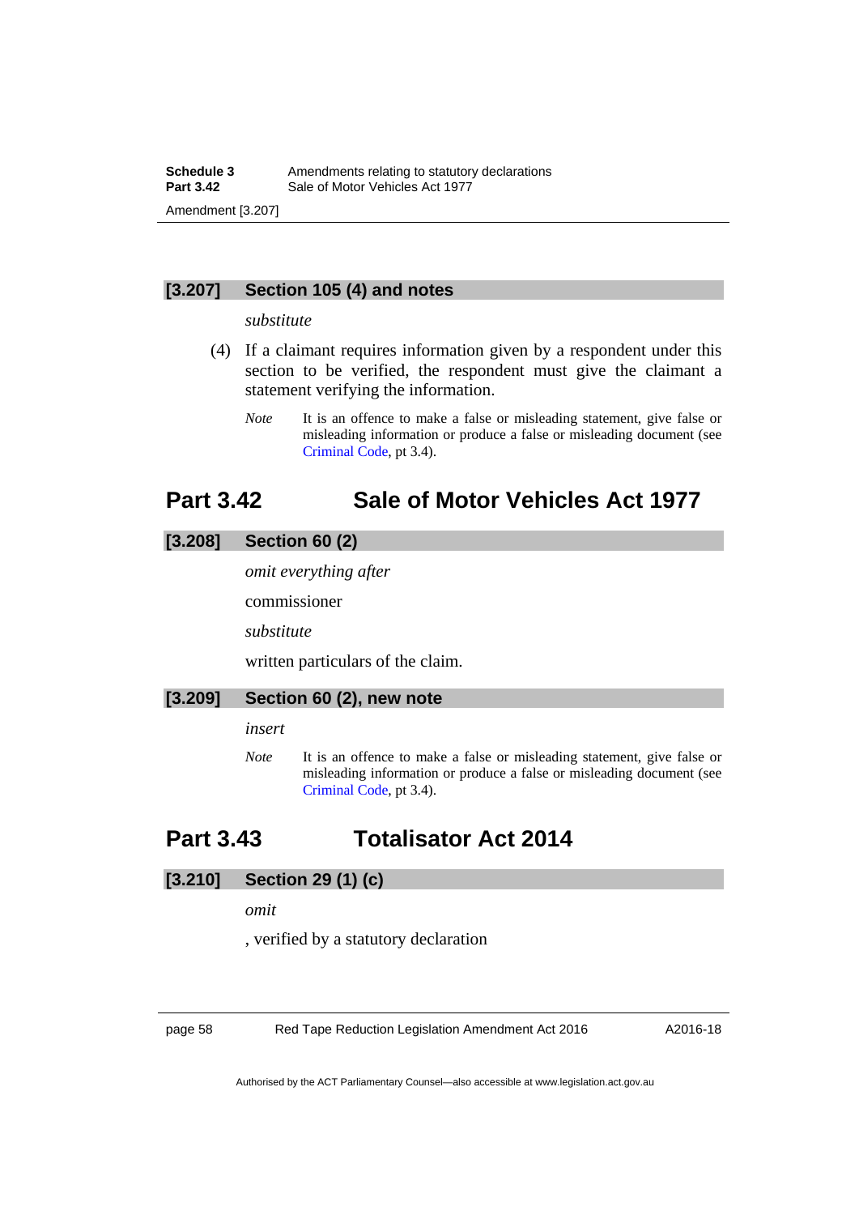### [3.207] Section 105 (4) and notes

*substitute*

(4) If a claimant requires information given by a respondent under this section to be verified, the respondent must give the claimant a statement verifying the information.

*Note* It is an offence to make a false or misleading statement, give false or misleading information or produce a false or misleading document (see Criminal Code, pt 3.4).

## Part 3.42 Sale of Motor Vehicles Act 1977

### [3.208] Section 60 (2)

*omit everything after*

commissioner

*substitute*

written particulars of the claim.

### [3.209] Section 60 (2), new note

*insert*

*Note* It is an offence to make a false or misleading statement, give false or misleading information or produce a false or misleading document (see Criminal Code, pt 3.4).

## Part 3.43 Totalisator Act 2014

### [3.210] Section 29 (1) (c)

*omit*

, verified by a statutory declaration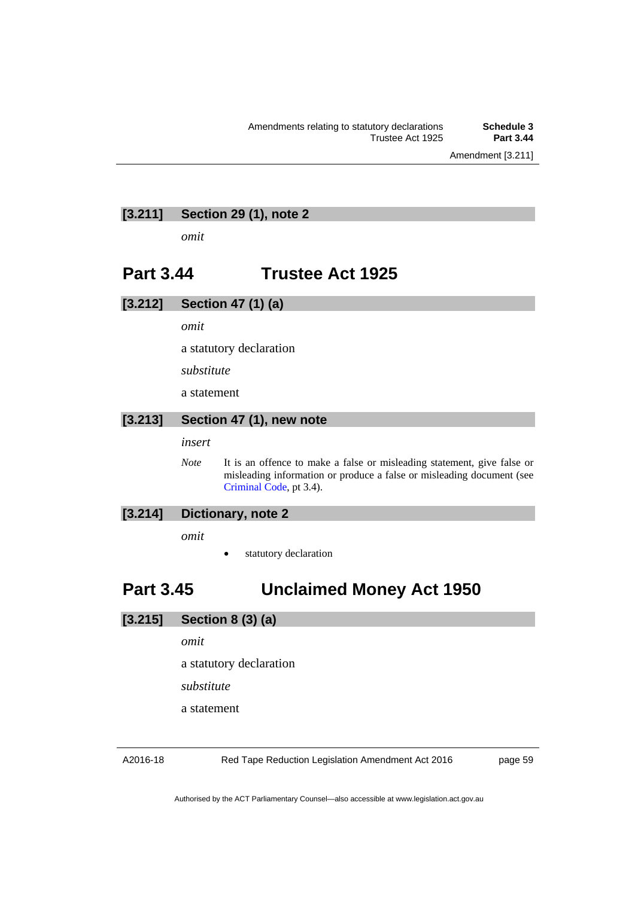### [3.211] Section 29 (1), note 2

*omit*

## Part 3.44 Trustee Act 1925

### [3.212] Section 47 (1) (a)

*omit*

a statutory declaration

*substitute*

a statement

### [3.213] Section 47 (1), new note

*insert*

*Note* It is an offence to make a false or misleading statement, give false or misleading information or produce a false or misleading document (see Criminal Code, pt 3.4).

### [3.214] Dictionary, note 2

*omit*

- statutory declaration

## Part 3.45 Unclaimed Money Act 1950

### [3.215] Section 8 (3) (a)

*omit*

a statutory declaration

*substitute*

a statement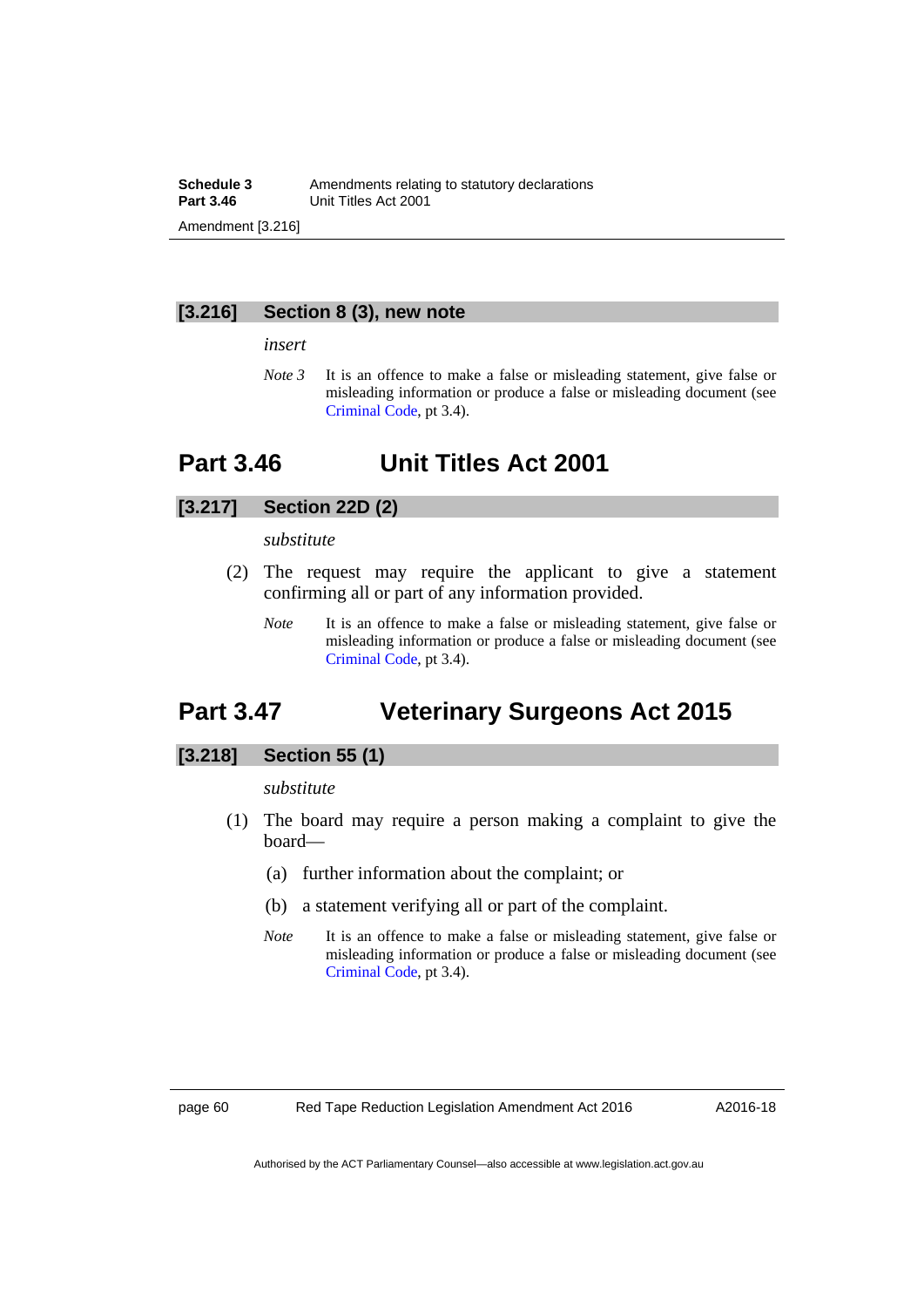### [3.216] Section 8 (3), new note

*insert*

*Note 3* It is an offence to make a false or misleading statement, give false or misleading information or produce a false or misleading document (see Criminal Code, pt 3.4).

## Part 3.46 Unit Titles Act 2001

### [3.217] Section 22D (2)

*substitute*

(2) The request may require the applicant to give a statement confirming all or part of any information provided.

*Note* It is an offence to make a false or misleading statement, give false or misleading information or produce a false or misleading document (see Criminal Code, pt 3.4).

## Part 3.47 Veterinary Surgeons Act 2015

### [3.218] Section 55 (1)

*substitute*

(1) The board may require a person making a complaint to give the board—

(a) further information about the complaint; or

(b) a statement verifying all or part of the complaint.

*Note* It is an offence to make a false or misleading statement, give false or misleading information or produce a false or misleading document (see Criminal Code, pt 3.4).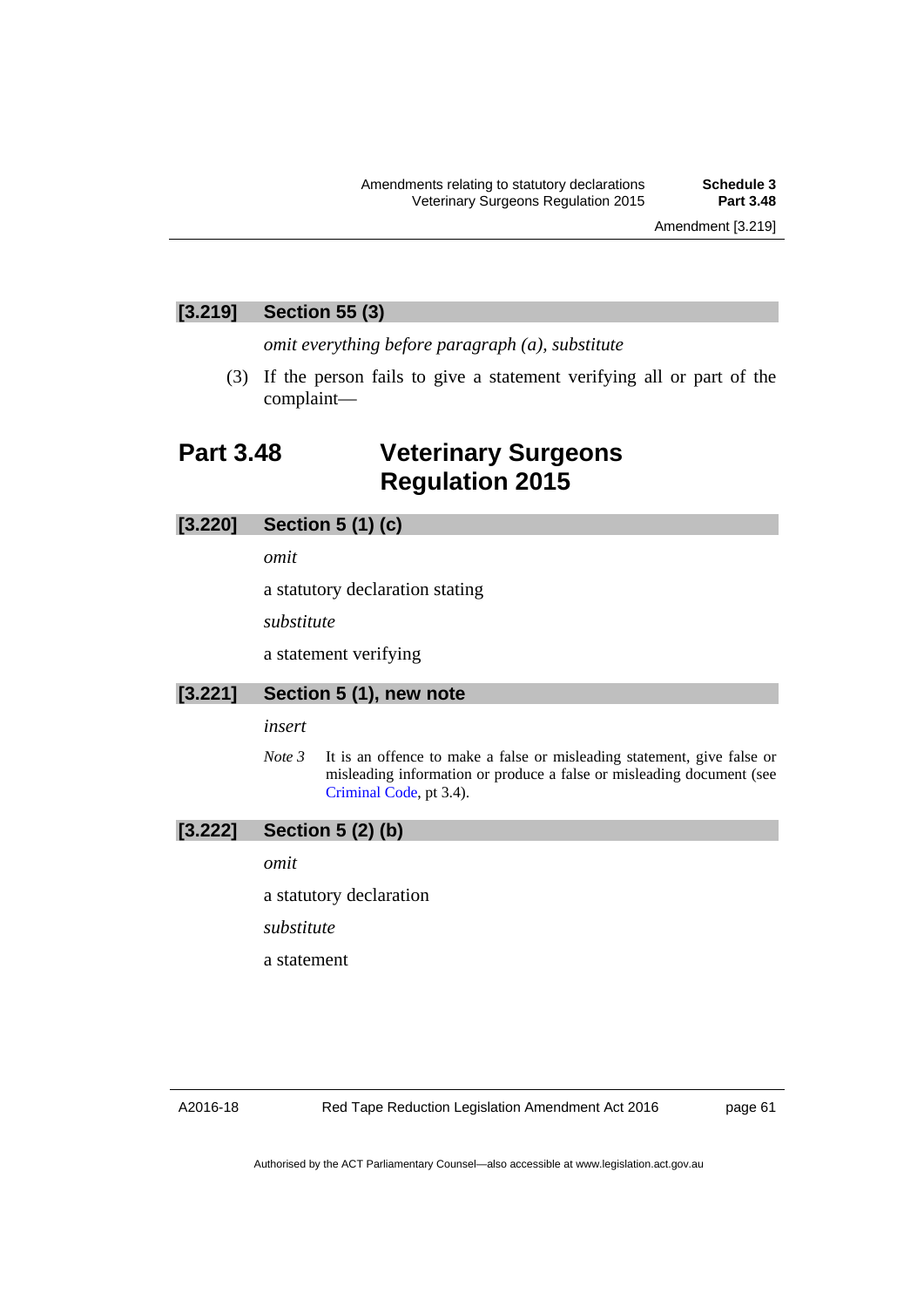### [3.219] Section 55 (3)

*omit everything before paragraph (a), substitute*

(3) If the person fails to give a statement verifying all or part of the complaint—

## Part 3.48 Veterinary Surgeons Regulation 2015

### [3.220] Section 5 (1) (c)

*omit*

a statutory declaration stating

*substitute*

a statement verifying

### [3.221] Section 5 (1), new note

*insert*

*Note 3* It is an offence to make a false or misleading statement, give false or misleading information or produce a false or misleading document (see Criminal Code, pt 3.4).

### [3.222] Section 5 (2) (b)

*omit*

a statutory declaration

*substitute*

a statement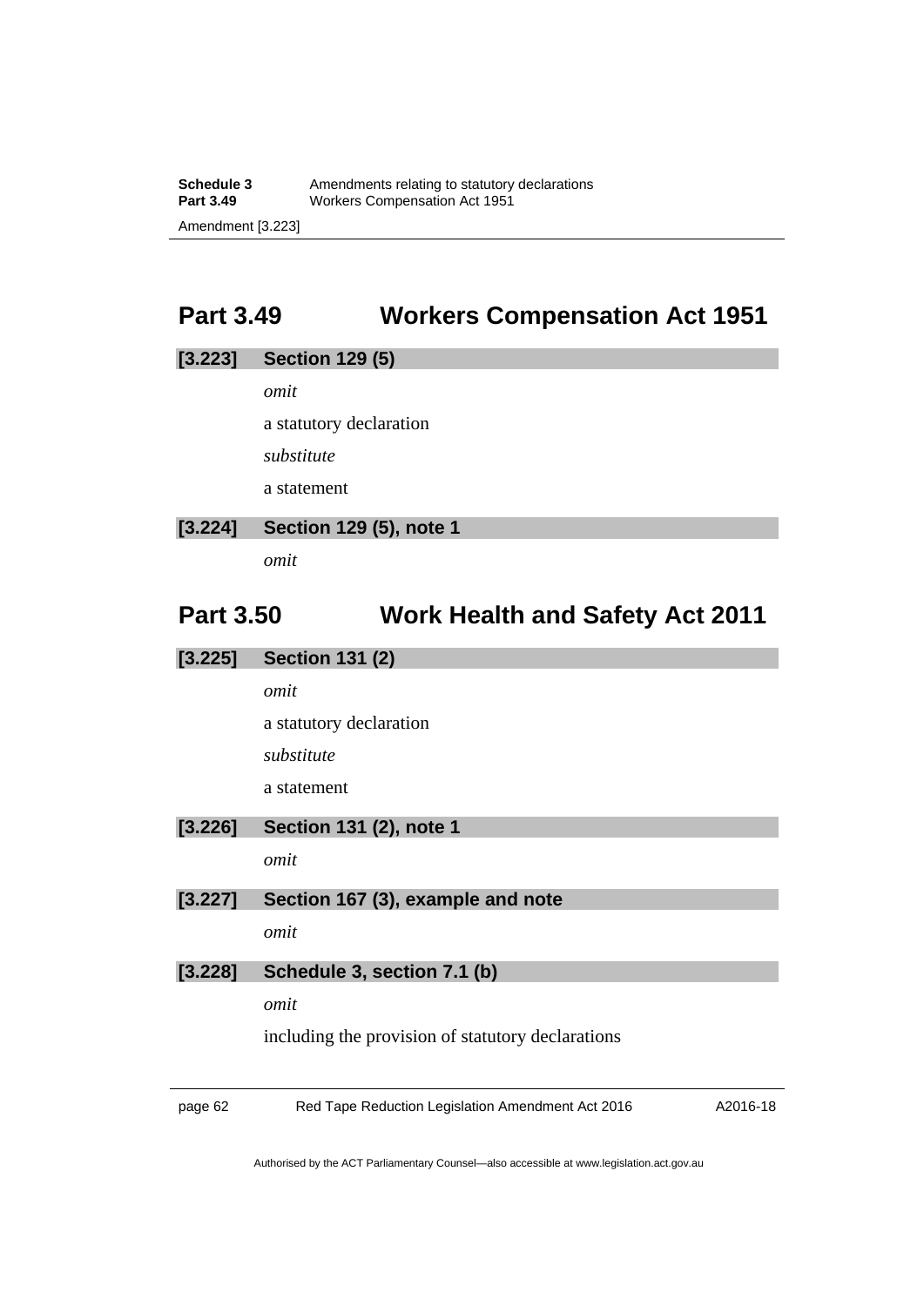## Part 3.49 Workers Compensation Act 1951

**[3.223] Section 129 (5)**

*omit*

a statutory declaration

*substitute*

a statement

**[3.224] Section 129 (5), note 1**

*omit*

## Part 3.50 Work Health and Safety Act 2011

**[3.225] Section 131 (2)**

*omit*

a statutory declaration

*substitute*

a statement

**[3.226] Section 131 (2), note 1**

*omit*

**[3.227] Section 167 (3), example and note**

*omit*

**[3.228] Schedule 3, section 7.1 (b)**

*omit*

including the provision of statutory declarations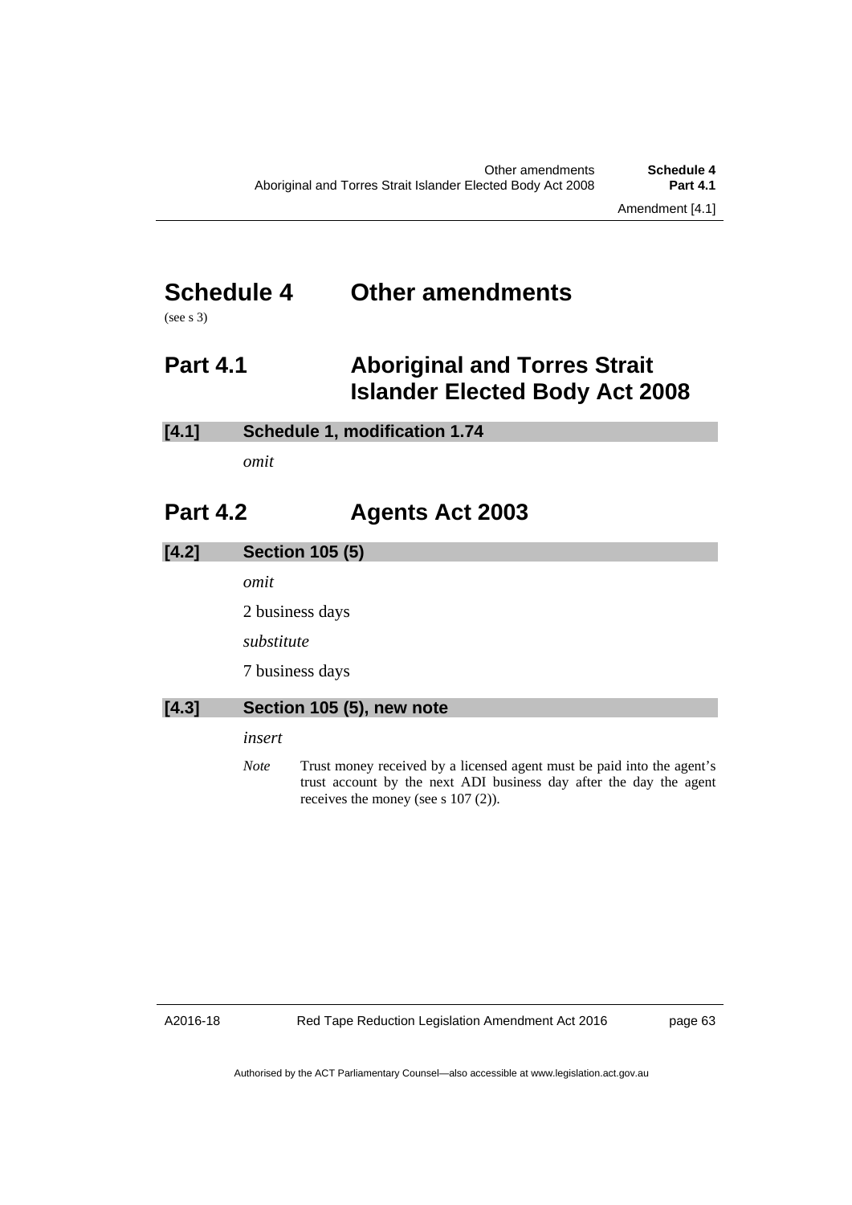# Schedule 4 Other amendments

(see s 3)

## Part 4.1 Aboriginal and Torres Strait Islander Elected Body Act 2008

### [4.1] Schedule 1, modification 1.74

*omit*

## Part 4.2 Agents Act 2003

### [4.2] Section 105 (5)

*omit*

2 business days

*substitute*

7 business days

### [4.3] Section 105 (5), new note

*insert*

*Note* Trust money received by a licensed agent must be paid into the agent's trust account by the next ADI business day after the day the agent receives the money (see s 107 (2)).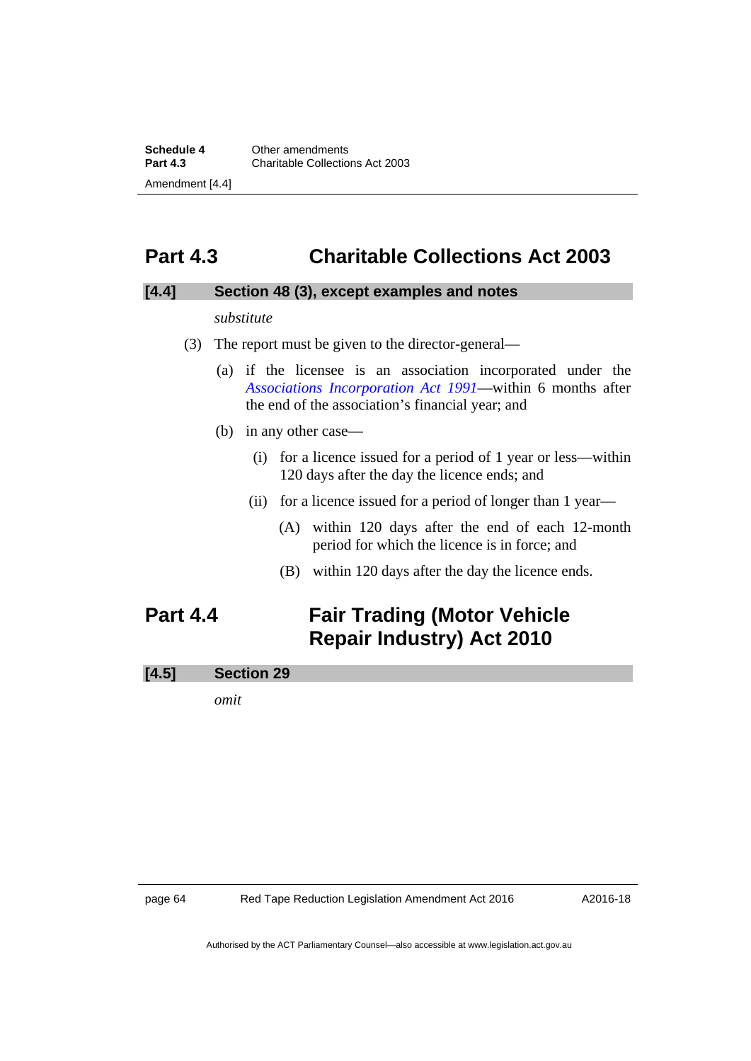## Part 4.3 Charitable Collections Act 2003

### [4.4] Section 48 (3), except examples and notes

*substitute*

(3) The report must be given to the director-general—

(a) if the licensee is an association incorporated under the *Associations Incorporation Act 1991*—within 6 months after the end of the association's financial year; and

(b) in any other case—

(i) for a licence issued for a period of 1 year or less—within 120 days after the day the licence ends; and

(ii) for a licence issued for a period of longer than 1 year—

(A) within 120 days after the end of each 12-month period for which the licence is in force; and

(B) within 120 days after the day the licence ends.

## Part 4.4 Fair Trading (Motor Vehicle Repair Industry) Act 2010

### [4.5] Section 29

*omit*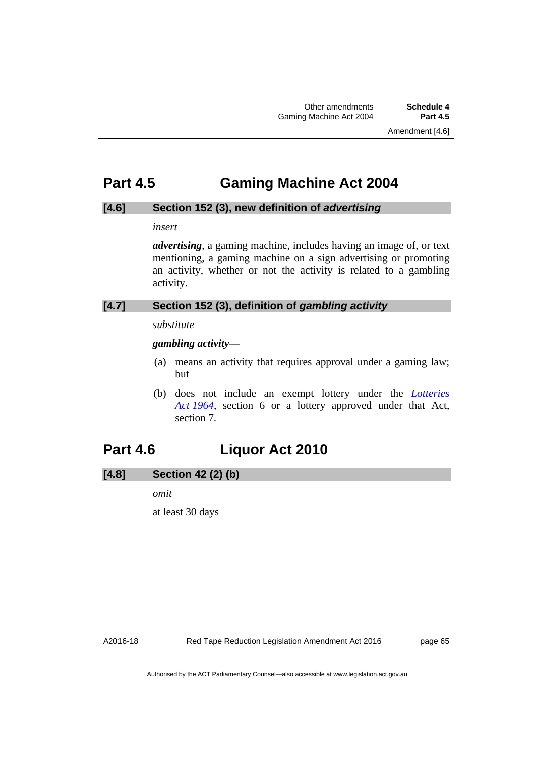## Part 4.5 Gaming Machine Act 2004

### [4.6] Section 152 (3), new definition of *advertising*

*insert*

***advertising***, a gaming machine, includes having an image of, or text mentioning, a gaming machine on a sign advertising or promoting an activity, whether or not the activity is related to a gambling activity.

### [4.7] Section 152 (3), definition of *gambling activity*

*substitute*

***gambling activity***—

(a) means an activity that requires approval under a gaming law; but

(b) does not include an exempt lottery under the *Lotteries Act 1964*, section 6 or a lottery approved under that Act, section 7.

## Part 4.6 Liquor Act 2010

### [4.8] Section 42 (2) (b)

*omit*

at least 30 days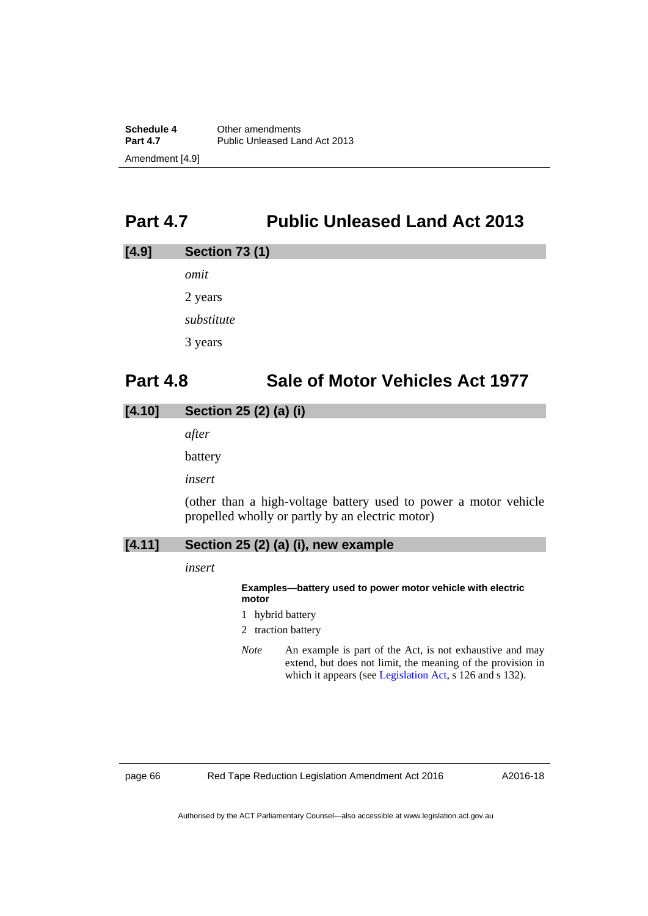# Part 4.7 Public Unleased Land Act 2013

## [4.9] Section 73 (1)

*omit*

2 years

*substitute*

3 years

# Part 4.8 Sale of Motor Vehicles Act 1977

## [4.10] Section 25 (2) (a) (i)

*after*

battery

*insert*

(other than a high-voltage battery used to power a motor vehicle propelled wholly or partly by an electric motor)

## [4.11] Section 25 (2) (a) (i), new example

*insert*

**Examples—battery used to power motor vehicle with electric motor**

1 hybrid battery

2 traction battery

*Note* An example is part of the Act, is not exhaustive and may extend, but does not limit, the meaning of the provision in which it appears (see Legislation Act, s 126 and s 132).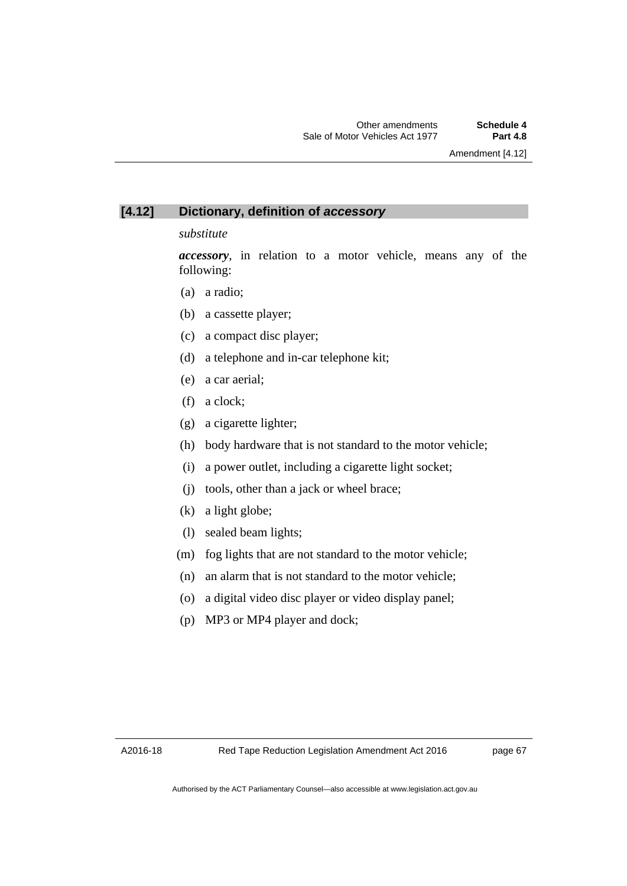## [4.12] Dictionary, definition of *accessory*

*substitute*

***accessory***, in relation to a motor vehicle, means any of the following:

(a) a radio;

(b) a cassette player;

(c) a compact disc player;

(d) a telephone and in-car telephone kit;

(e) a car aerial;

(f) a clock;

(g) a cigarette lighter;

(h) body hardware that is not standard to the motor vehicle;

(i) a power outlet, including a cigarette light socket;

(j) tools, other than a jack or wheel brace;

(k) a light globe;

(l) sealed beam lights;

(m) fog lights that are not standard to the motor vehicle;

(n) an alarm that is not standard to the motor vehicle;

(o) a digital video disc player or video display panel;

(p) MP3 or MP4 player and dock;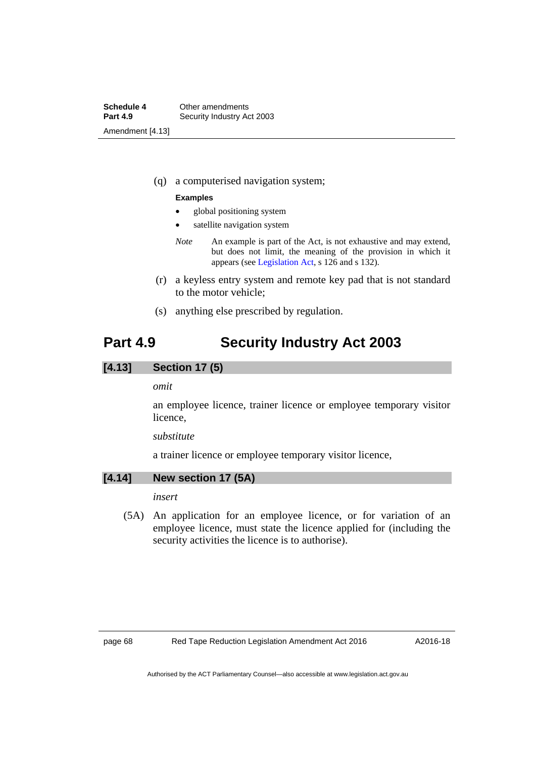(q) a computerised navigation system;

**Examples**

- global positioning system
- satellite navigation system

*Note* An example is part of the Act, is not exhaustive and may extend, but does not limit, the meaning of the provision in which it appears (see Legislation Act, s 126 and s 132).

(r) a keyless entry system and remote key pad that is not standard to the motor vehicle;

(s) anything else prescribed by regulation.

# Part 4.9 Security Industry Act 2003

## [4.13] Section 17 (5)

*omit*

an employee licence, trainer licence or employee temporary visitor licence,

*substitute*

a trainer licence or employee temporary visitor licence,

## [4.14] New section 17 (5A)

*insert*

(5A) An application for an employee licence, or for variation of an employee licence, must state the licence applied for (including the security activities the licence is to authorise).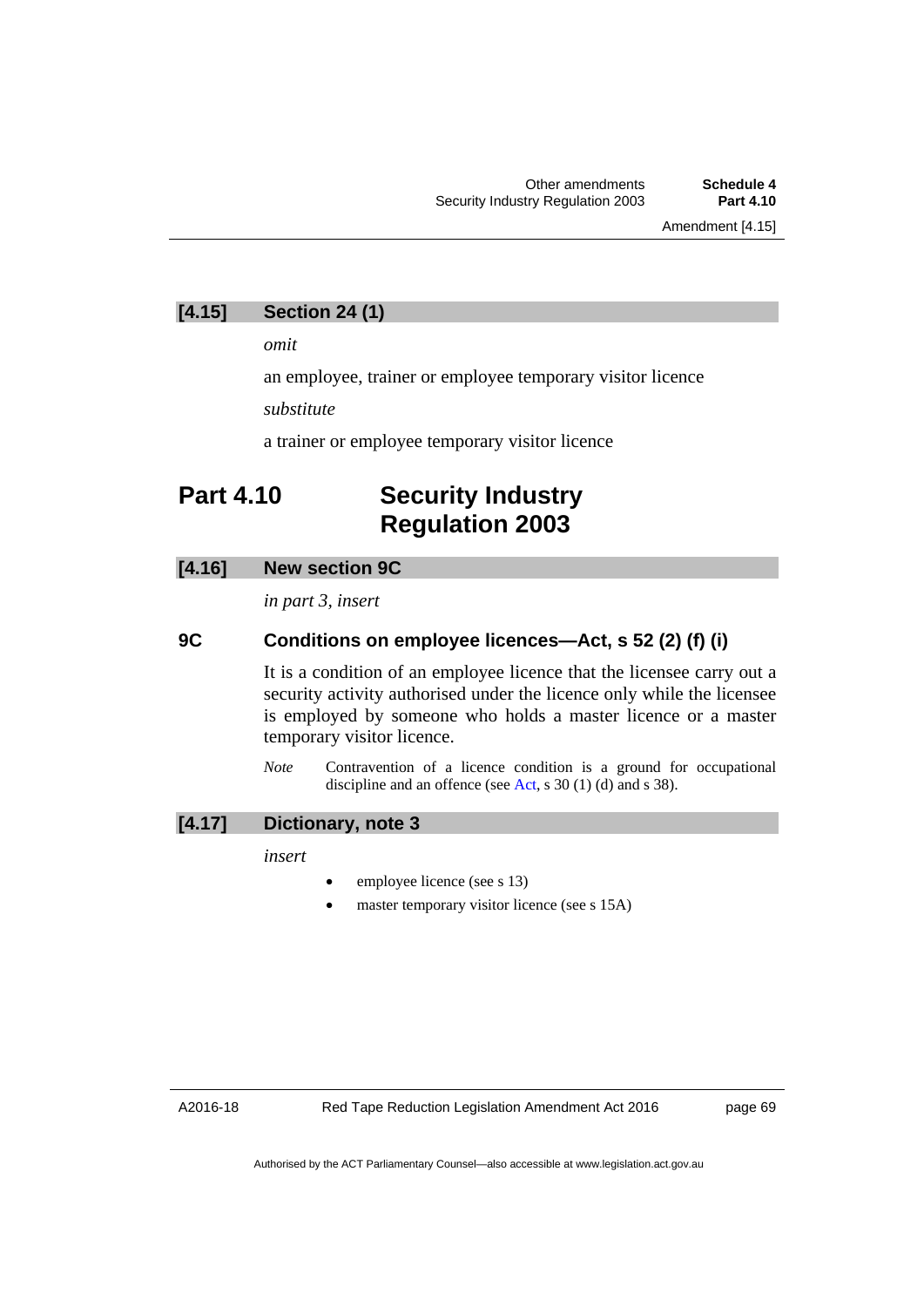### [4.15] Section 24 (1)

*omit*

an employee, trainer or employee temporary visitor licence

*substitute*

a trainer or employee temporary visitor licence

## Part 4.10 Security Industry Regulation 2003

### [4.16] New section 9C

*in part 3, insert*

### 9C Conditions on employee licences—Act, s 52 (2) (f) (i)

It is a condition of an employee licence that the licensee carry out a security activity authorised under the licence only while the licensee is employed by someone who holds a master licence or a master temporary visitor licence.

*Note* Contravention of a licence condition is a ground for occupational discipline and an offence (see Act, s 30 (1) (d) and s 38).

### [4.17] Dictionary, note 3

*insert*

- employee licence (see s 13)
- master temporary visitor licence (see s 15A)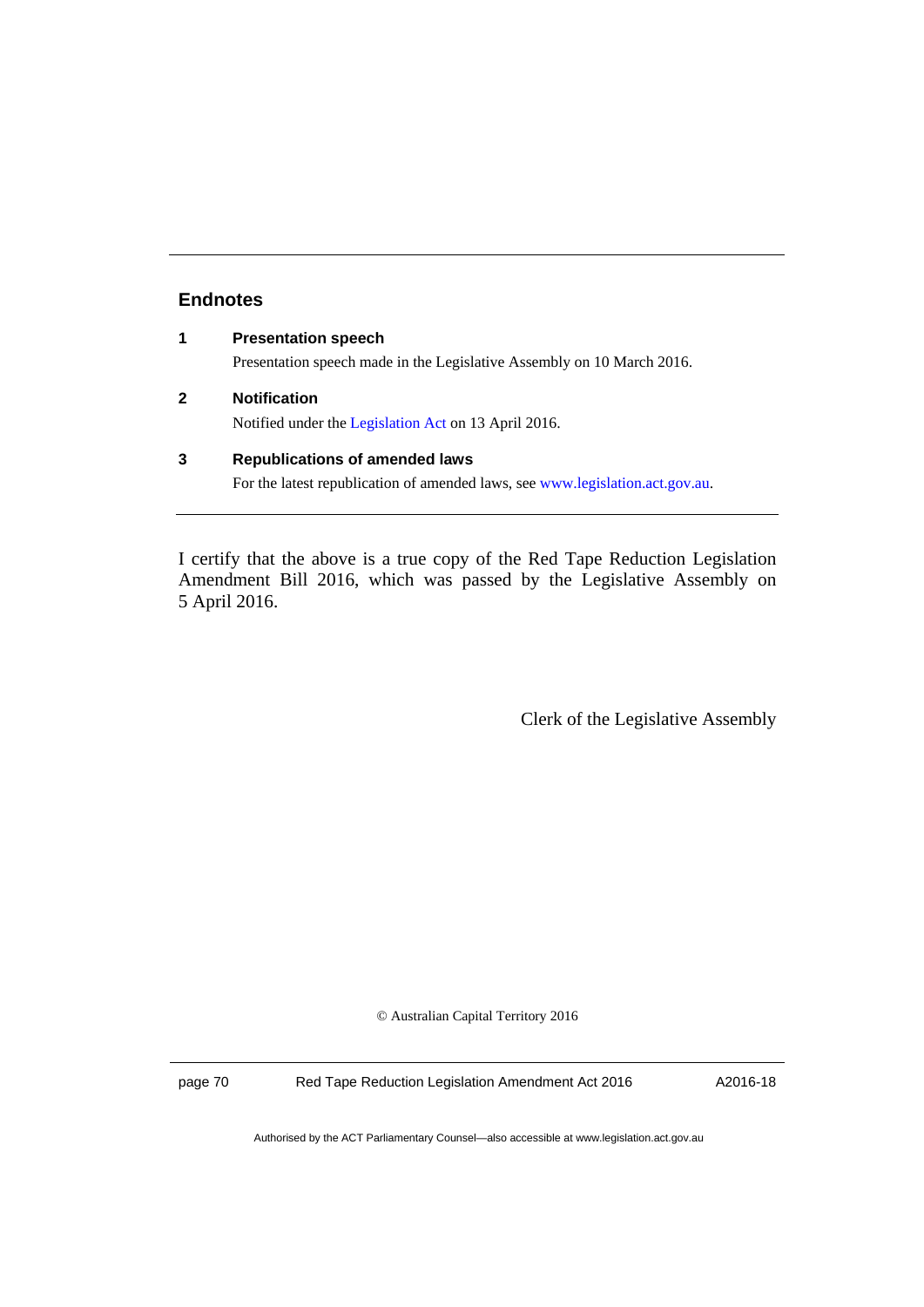## Endnotes

### 1 Presentation speech

Presentation speech made in the Legislative Assembly on 10 March 2016.

### 2 Notification

Notified under the Legislation Act on 13 April 2016.

### 3 Republications of amended laws

For the latest republication of amended laws, see www.legislation.act.gov.au.

---

I certify that the above is a true copy of the Red Tape Reduction Legislation Amendment Bill 2016, which was passed by the Legislative Assembly on 5 April 2016.

Clerk of the Legislative Assembly

© Australian Capital Territory 2016